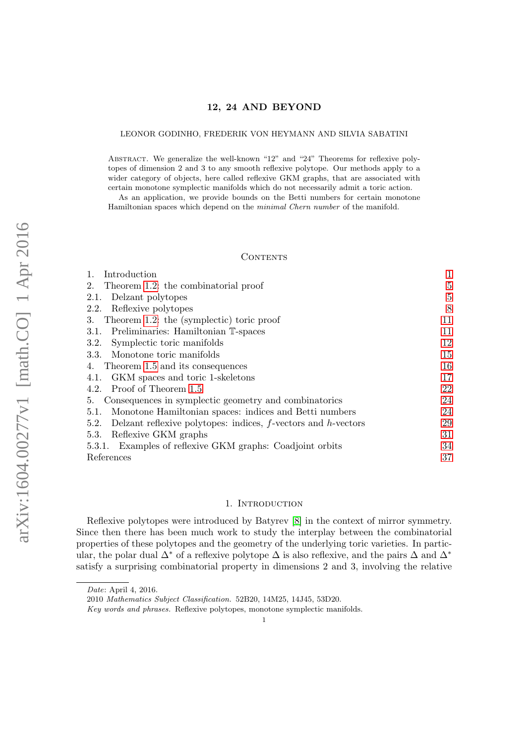# 12, 24 AND BEYOND

LEONOR GODINHO, FREDERIK VON HEYMANN AND SILVIA SABATINI

Abstract. We generalize the well-known "12" and "24" Theorems for reflexive polytopes of dimension 2 and 3 to any smooth reflexive polytope. Our methods apply to a wider category of objects, here called reflexive GKM graphs, that are associated with certain monotone symplectic manifolds which do not necessarily admit a toric action.

As an application, we provide bounds on the Betti numbers for certain monotone Hamiltonian spaces which depend on the *minimal Chern number* of the manifold.

## Contents

| | |
|---|---|
| 1. Introduction | 1 |
| 2. Theorem 1.2: the combinatorial proof | 5 |
| 2.1. Delzant polytopes | 5 |
| 2.2. Reflexive polytopes | 8 |
| 3. Theorem 1.2: the (symplectic) toric proof | 11 |
| 3.1. Preliminaries: Hamiltonian $\mathbb{T}$-spaces | 11 |
| 3.2. Symplectic toric manifolds | 12 |
| 3.3. Monotone toric manifolds | 15 |
| 4. Theorem 1.5 and its consequences | 16 |
| 4.1. GKM spaces and toric 1-skeletons | 17 |
| 4.2. Proof of Theorem 1.5 | 22 |
| 5. Consequences in symplectic geometry and combinatorics | 24 |
| 5.1. Monotone Hamiltonian spaces: indices and Betti numbers | 24 |
| 5.2. Delzant reflexive polytopes: indices, $f$-vectors and $h$-vectors | 29 |
| 5.3. Reflexive GKM graphs | 31 |
| 5.3.1. Examples of reflexive GKM graphs: Coadjoint orbits | 34 |
| References | 37 |

## 1. Introduction

Reflexive polytopes were introduced by Batyrev [8] in the context of mirror symmetry. Since then there has been much work to study the interplay between the combinatorial properties of these polytopes and the geometry of the underlying toric varieties. In particular, the polar dual $\Delta^*$ of a reflexive polytope $\Delta$ is also reflexive, and the pairs $\Delta$ and $\Delta^*$ satisfy a surprising combinatorial property in dimensions 2 and 3, involving the relative

*Date*: April 4, 2016.

2010 *Mathematics Subject Classification.* 52B20, 14M25, 14J45, 53D20.

*Key words and phrases.* Reflexive polytopes, monotone symplectic manifolds.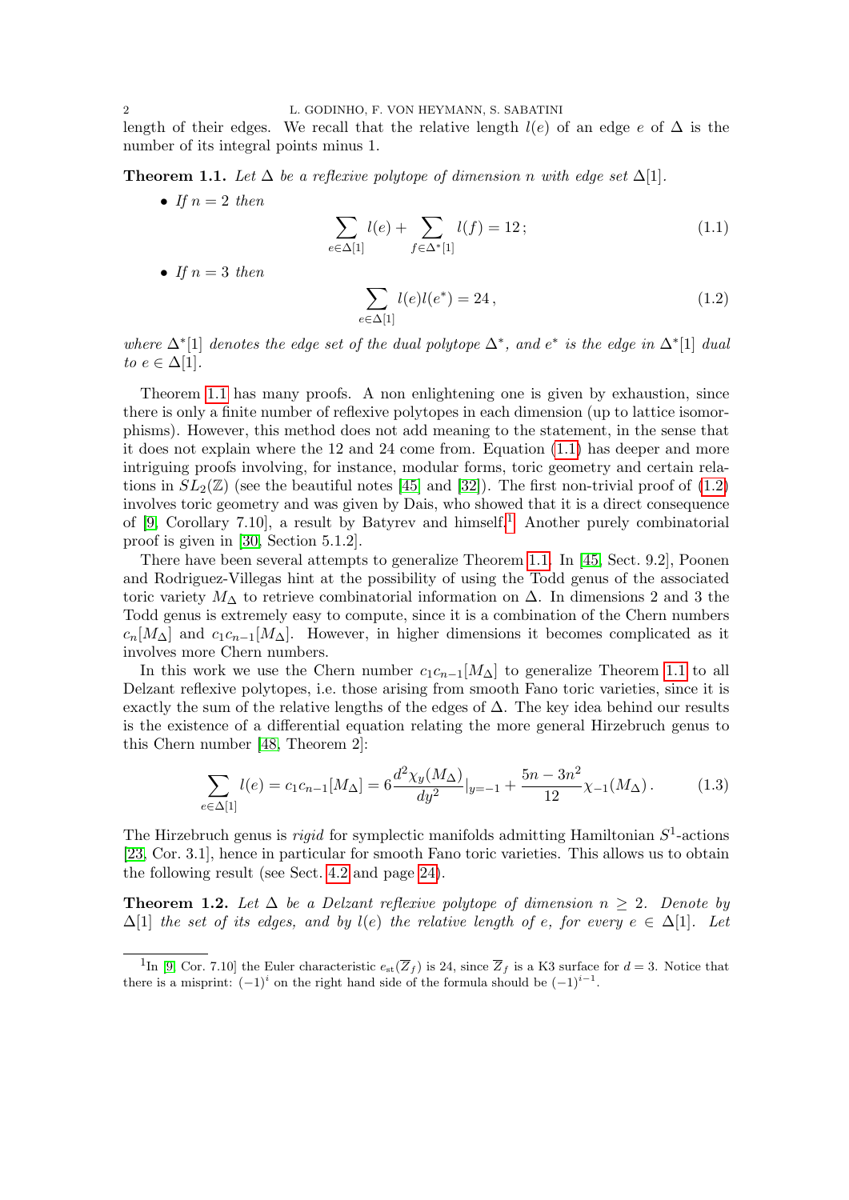length of their edges. We recall that the relative length $l(e)$ of an edge $e$ of $\Delta$ is the number of its integral points minus 1.

**Theorem 1.1.** *Let $\Delta$ be a reflexive polytope of dimension $n$ with edge set $\Delta[1]$.*

- *If $n = 2$ then*

$$\sum_{e\in\Delta[1]} l(e) + \sum_{f\in\Delta^*[1]} l(f) = 12\,; \tag{1.1}$$

- *If $n = 3$ then*

$$\sum_{e\in\Delta[1]} l(e)l(e^*) = 24\,, \tag{1.2}$$

*where $\Delta^*[1]$ denotes the edge set of the dual polytope $\Delta^*$, and $e^*$ is the edge in $\Delta^*[1]$ dual to $e \in \Delta[1]$.*

Theorem 1.1 has many proofs. A non enlightening one is given by exhaustion, since there is only a finite number of reflexive polytopes in each dimension (up to lattice isomorphisms). However, this method does not add meaning to the statement, in the sense that it does not explain where the 12 and 24 come from. Equation (1.1) has deeper and more intriguing proofs involving, for instance, modular forms, toric geometry and certain relations in $SL_2(\mathbb{Z})$ (see the beautiful notes [45] and [32]). The first non-trivial proof of (1.2) involves toric geometry and was given by Dais, who showed that it is a direct consequence of [9, Corollary 7.10], a result by Batyrev and himself.[1] Another purely combinatorial proof is given in [30, Section 5.1.2].

There have been several attempts to generalize Theorem 1.1. In [45, Sect. 9.2], Poonen and Rodriguez-Villegas hint at the possibility of using the Todd genus of the associated toric variety $M_\Delta$ to retrieve combinatorial information on $\Delta$. In dimensions 2 and 3 the Todd genus is extremely easy to compute, since it is a combination of the Chern numbers $c_n[M_\Delta]$ and $c_1c_{n-1}[M_\Delta]$. However, in higher dimensions it becomes complicated as it involves more Chern numbers.

In this work we use the Chern number $c_1c_{n-1}[M_\Delta]$ to generalize Theorem 1.1 to all Delzant reflexive polytopes, i.e. those arising from smooth Fano toric varieties, since it is exactly the sum of the relative lengths of the edges of $\Delta$. The key idea behind our results is the existence of a differential equation relating the more general Hirzebruch genus to this Chern number [48, Theorem 2]:

$$\sum_{e\in\Delta[1]} l(e) = c_1c_{n-1}[M_\Delta] = 6\frac{d^2\chi_y(M_\Delta)}{dy^2}|_{y=-1} + \frac{5n-3n^2}{12}\chi_{-1}(M_\Delta)\,. \tag{1.3}$$

The Hirzebruch genus is *rigid* for symplectic manifolds admitting Hamiltonian $S^1$-actions [23, Cor. 3.1], hence in particular for smooth Fano toric varieties. This allows us to obtain the following result (see Sect. 4.2 and page 24).

**Theorem 1.2.** *Let $\Delta$ be a Delzant reflexive polytope of dimension $n \geq 2$. Denote by $\Delta[1]$ the set of its edges, and by $l(e)$ the relative length of $e$, for every $e \in \Delta[1]$. Let*

---

[1] In [9, Cor. 7.10] the Euler characteristic $e_{\mathrm{st}}(\overline{Z}_f)$ is 24, since $\overline{Z}_f$ is a K3 surface for $d = 3$. Notice that there is a misprint: $(-1)^i$ on the right hand side of the formula should be $(-1)^{i-1}$.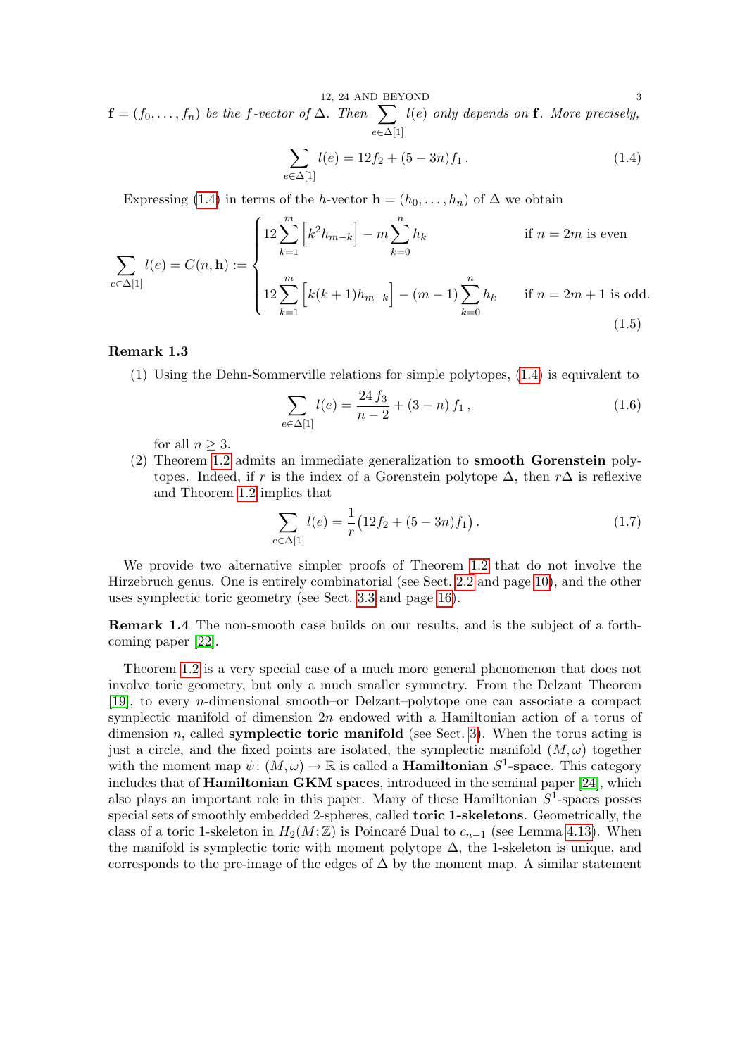$\mathbf{f} = (f_0, \ldots, f_n)$ *be the $f$-vector of $\Delta$. Then* $\sum_{e\in\Delta[1]} l(e)$ *only depends on* $\mathbf{f}$*. More precisely,*

$$\sum_{e\in\Delta[1]} l(e) = 12 f_2 + (5-3n) f_1 \,. \tag{1.4}$$

Expressing (1.4) in terms of the $h$-vector $\mathbf{h} = (h_0, \ldots, h_n)$ of $\Delta$ we obtain

$$\sum_{e\in\Delta[1]} l(e) = C(n, \mathbf{h}) := \begin{cases} 12 \displaystyle\sum_{k=1}^{m} \Big[k^2 h_{m-k}\Big] - m \sum_{k=0}^{n} h_k & \text{if } n = 2m \text{ is even} \\[2ex] 12 \displaystyle\sum_{k=1}^{m} \Big[k(k+1) h_{m-k}\Big] - (m-1) \sum_{k=0}^{n} h_k & \text{if } n = 2m+1 \text{ is odd.} \end{cases} \tag{1.5}$$

**Remark 1.3**

(1) Using the Dehn-Sommerville relations for simple polytopes, (1.4) is equivalent to

$$\sum_{e\in\Delta[1]} l(e) = \frac{24\, f_3}{n-2} + (3-n)\, f_1 \,, \tag{1.6}$$

for all $n \geq 3$.

(2) Theorem 1.2 admits an immediate generalization to **smooth Gorenstein** polytopes. Indeed, if $r$ is the index of a Gorenstein polytope $\Delta$, then $r\Delta$ is reflexive and Theorem 1.2 implies that

$$\sum_{e\in\Delta[1]} l(e) = \frac{1}{r}\big(12 f_2 + (5-3n) f_1\big) \,. \tag{1.7}$$

We provide two alternative simpler proofs of Theorem 1.2 that do not involve the Hirzebruch genus. One is entirely combinatorial (see Sect. 2.2 and page 10), and the other uses symplectic toric geometry (see Sect. 3.3 and page 16).

**Remark 1.4** The non-smooth case builds on our results, and is the subject of a forthcoming paper [22].

Theorem 1.2 is a very special case of a much more general phenomenon that does not involve toric geometry, but only a much smaller symmetry. From the Delzant Theorem [19], to every $n$-dimensional smooth–or Delzant–polytope one can associate a compact symplectic manifold of dimension $2n$ endowed with a Hamiltonian action of a torus of dimension $n$, called **symplectic toric manifold** (see Sect. 3). When the torus acting is just a circle, and the fixed points are isolated, the symplectic manifold $(M, \omega)$ together with the moment map $\psi\colon (M, \omega) \to \mathbb{R}$ is called a **Hamiltonian $S^1$-space**. This category includes that of **Hamiltonian GKM spaces**, introduced in the seminal paper [24], which also plays an important role in this paper. Many of these Hamiltonian $S^1$-spaces posses special sets of smoothly embedded 2-spheres, called **toric 1-skeletons**. Geometrically, the class of a toric 1-skeleton in $H_2(M;\mathbb{Z})$ is Poincaré Dual to $c_{n-1}$ (see Lemma 4.13). When the manifold is symplectic toric with moment polytope $\Delta$, the 1-skeleton is unique, and corresponds to the pre-image of the edges of $\Delta$ by the moment map. A similar statement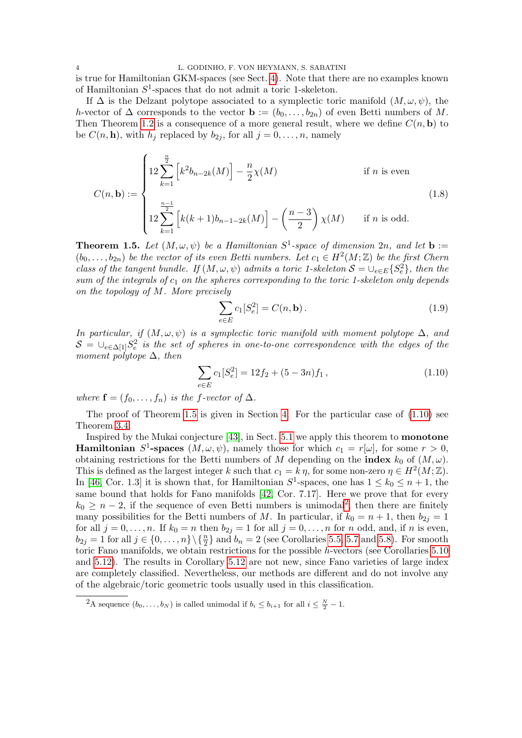is true for Hamiltonian GKM-spaces (see Sect. 4). Note that there are no examples known of Hamiltonian $S^1$-spaces that do not admit a toric 1-skeleton.

If $\Delta$ is the Delzant polytope associated to a symplectic toric manifold $(M, \omega, \psi)$, the $h$-vector of $\Delta$ corresponds to the vector $\mathbf{b} := (b_0, \ldots, b_{2n})$ of even Betti numbers of $M$. Then Theorem 1.2 is a consequence of a more general result, where we define $C(n, \mathbf{b})$ to be $C(n, \mathbf{h})$, with $h_j$ replaced by $b_{2j}$, for all $j = 0, \ldots, n$, namely

$$C(n, \mathbf{b}) := \begin{cases} 12 \displaystyle\sum_{k=1}^{\frac{n}{2}} \Big[ k^2 b_{n-2k}(M) \Big] - \frac{n}{2}\chi(M) & \text{if } n \text{ is even} \\ 12 \displaystyle\sum_{k=1}^{\frac{n-1}{2}} \Big[ k(k+1) b_{n-1-2k}(M) \Big] - \left(\frac{n-3}{2}\right)\chi(M) & \text{if } n \text{ is odd.} \end{cases} \tag{1.8}$$

**Theorem 1.5.** *Let $(M, \omega, \psi)$ be a Hamiltonian $S^1$-space of dimension $2n$, and let $\mathbf{b} := (b_0, \ldots, b_{2n})$ be the vector of its even Betti numbers. Let $c_1 \in H^2(M; \mathbb{Z})$ be the first Chern class of the tangent bundle. If $(M, \omega, \psi)$ admits a toric 1-skeleton $\mathcal{S} = \cup_{e \in E}\{S^2_e\}$, then the sum of the integrals of $c_1$ on the spheres corresponding to the toric 1-skeleton only depends on the topology of $M$. More precisely*

$$\sum_{e \in E} c_1[S^2_e] = C(n, \mathbf{b}). \tag{1.9}$$

*In particular, if $(M, \omega, \psi)$ is a symplectic toric manifold with moment polytope $\Delta$, and $\mathcal{S} = \cup_{e \in \Delta[1]} S^2_e$ is the set of spheres in one-to-one correspondence with the edges of the moment polytope $\Delta$, then*

$$\sum_{e \in E} c_1[S^2_e] = 12 f_2 + (5 - 3n) f_1, \tag{1.10}$$

*where $\mathbf{f} = (f_0, \ldots, f_n)$ is the $f$-vector of $\Delta$.*

The proof of Theorem 1.5 is given in Section 4. For the particular case of (1.10) see Theorem 3.4.

Inspired by the Mukai conjecture [43], in Sect. 5.1 we apply this theorem to **monotone Hamiltonian $S^1$-spaces** $(M, \omega, \psi)$, namely those for which $c_1 = r[\omega]$, for some $r > 0$, obtaining restrictions for the Betti numbers of $M$ depending on the **index** $k_0$ of $(M, \omega)$. This is defined as the largest integer $k$ such that $c_1 = k\,\eta$, for some non-zero $\eta \in H^2(M; \mathbb{Z})$. In [46, Cor. 1.3] it is shown that, for Hamiltonian $S^1$-spaces, one has $1 \leq k_0 \leq n+1$, the same bound that holds for Fano manifolds [42, Cor. 7.17]. Here we prove that for every $k_0 \geq n-2$, if the sequence of even Betti numbers is unimodal[2], then there are finitely many possibilities for the Betti numbers of $M$. In particular, if $k_0 = n+1$, then $b_{2j} = 1$ for all $j = 0, \ldots, n$. If $k_0 = n$ then $b_{2j} = 1$ for all $j = 0, \ldots, n$ for $n$ odd, and, if $n$ is even, $b_{2j} = 1$ for all $j \in \{0, \ldots, n\} \setminus \{\frac{n}{2}\}$ and $b_n = 2$ (see Corollaries 5.5, 5.7 and 5.8). For smooth toric Fano manifolds, we obtain restrictions for the possible $h$-vectors (see Corollaries 5.10 and 5.12). The results in Corollary 5.12 are not new, since Fano varieties of large index are completely classified. Nevertheless, our methods are different and do not involve any of the algebraic/toric geometric tools usually used in this classification.

[2] A sequence $(b_0, \ldots, b_N)$ is called unimodal if $b_i \leq b_{i+1}$ for all $i \leq \frac{N}{2} - 1$.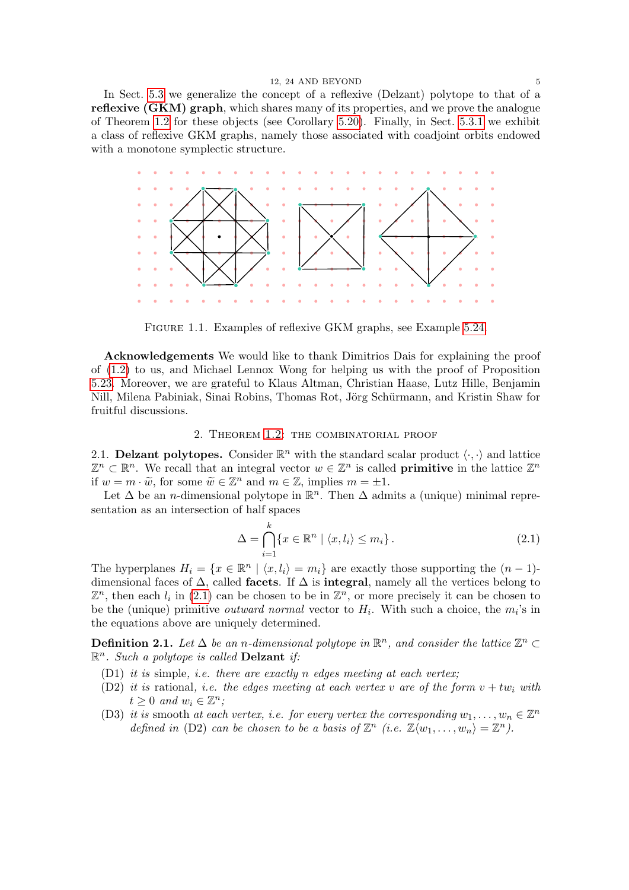In Sect. 5.3 we generalize the concept of a reflexive (Delzant) polytope to that of a **reflexive (GKM) graph**, which shares many of its properties, and we prove the analogue of Theorem 1.2 for these objects (see Corollary 5.20). Finally, in Sect. 5.3.1 we exhibit a class of reflexive GKM graphs, namely those associated with coadjoint orbits endowed with a monotone symplectic structure.

FIGURE 1.1. Examples of reflexive GKM graphs, see Example 5.24

**Acknowledgements** We would like to thank Dimitrios Dais for explaining the proof of (1.2) to us, and Michael Lennox Wong for helping us with the proof of Proposition 5.23. Moreover, we are grateful to Klaus Altman, Christian Haase, Lutz Hille, Benjamin Nill, Milena Pabiniak, Sinai Robins, Thomas Rot, Jörg Schürmann, and Kristin Shaw for fruitful discussions.

## 2. Theorem 1.2: the combinatorial proof

**2.1. Delzant polytopes.** Consider $\mathbb{R}^n$ with the standard scalar product $\langle \cdot, \cdot \rangle$ and lattice $\mathbb{Z}^n \subset \mathbb{R}^n$. We recall that an integral vector $w \in \mathbb{Z}^n$ is called **primitive** in the lattice $\mathbb{Z}^n$ if $w = m \cdot \widetilde{w}$, for some $\widetilde{w} \in \mathbb{Z}^n$ and $m \in \mathbb{Z}$, implies $m = \pm 1$.

Let $\Delta$ be an $n$-dimensional polytope in $\mathbb{R}^n$. Then $\Delta$ admits a (unique) minimal representation as an intersection of half spaces

$$\Delta = \bigcap_{i=1}^{k} \{x \in \mathbb{R}^n \mid \langle x, l_i \rangle \leq m_i\}\,. \tag{2.1}$$

The hyperplanes $H_i = \{x \in \mathbb{R}^n \mid \langle x, l_i \rangle = m_i\}$ are exactly those supporting the $(n-1)$-dimensional faces of $\Delta$, called **facets**. If $\Delta$ is **integral**, namely all the vertices belong to $\mathbb{Z}^n$, then each $l_i$ in (2.1) can be chosen to be in $\mathbb{Z}^n$, or more precisely it can be chosen to be the (unique) primitive *outward normal* vector to $H_i$. With such a choice, the $m_i$'s in the equations above are uniquely determined.

**Definition 2.1.** *Let $\Delta$ be an $n$-dimensional polytope in $\mathbb{R}^n$, and consider the lattice $\mathbb{Z}^n \subset \mathbb{R}^n$. Such a polytope is called* **Delzant** *if:*

- (D1) *it is* simple*, i.e. there are exactly $n$ edges meeting at each vertex;*
- (D2) *it is* rational*, i.e. the edges meeting at each vertex $v$ are of the form $v + tw_i$ with $t \geq 0$ and $w_i \in \mathbb{Z}^n$;*
- (D3) *it is* smooth *at each vertex, i.e. for every vertex the corresponding $w_1, \ldots, w_n \in \mathbb{Z}^n$ defined in* (D2) *can be chosen to be a basis of $\mathbb{Z}^n$ (i.e. $\mathbb{Z}\langle w_1, \ldots, w_n \rangle = \mathbb{Z}^n$).*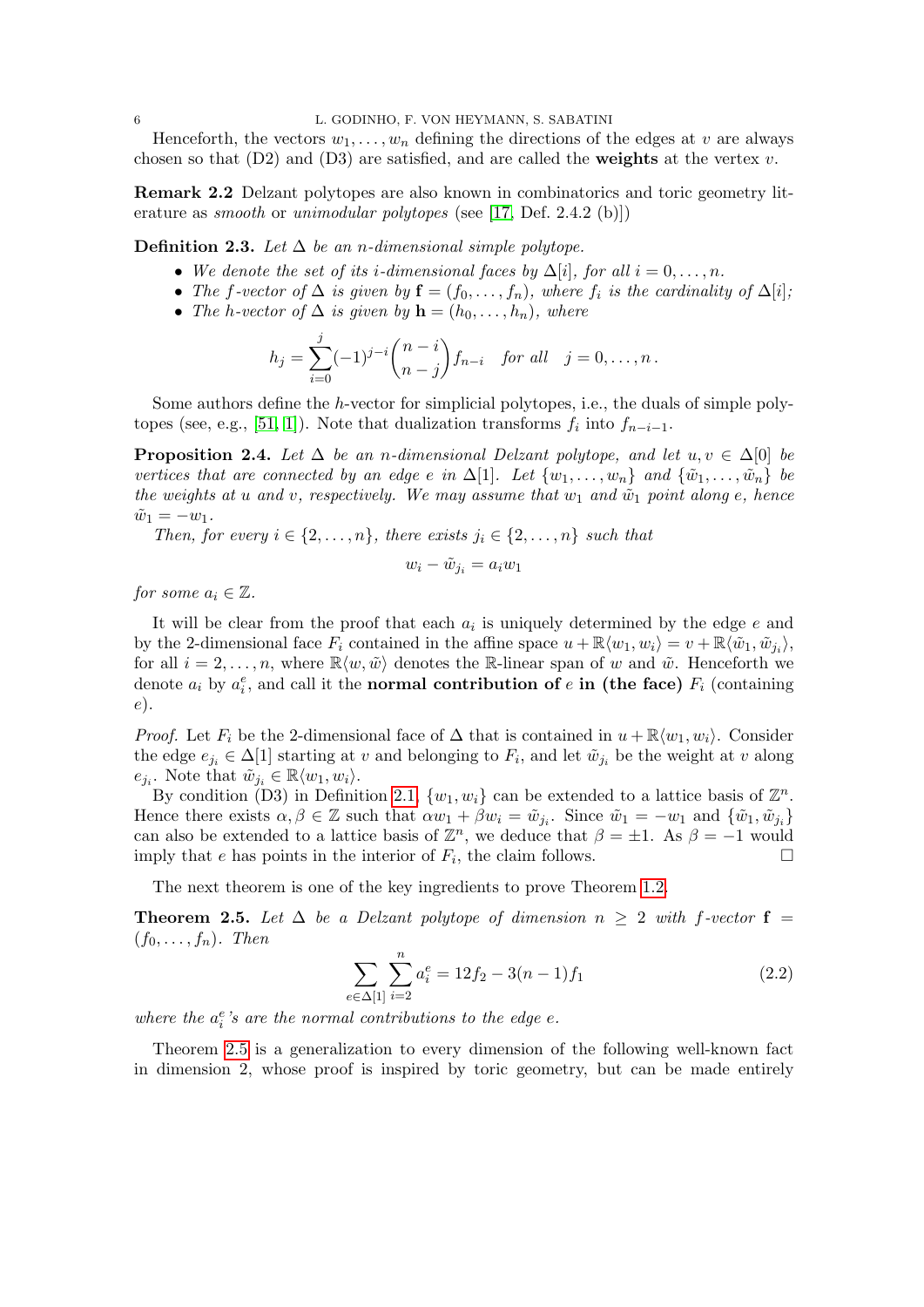Henceforth, the vectors $w_1, \ldots, w_n$ defining the directions of the edges at $v$ are always chosen so that (D2) and (D3) are satisfied, and are called the **weights** at the vertex $v$.

**Remark 2.2** Delzant polytopes are also known in combinatorics and toric geometry literature as *smooth* or *unimodular polytopes* (see [17, Def. 2.4.2 (b)])

**Definition 2.3.** *Let $\Delta$ be an $n$-dimensional simple polytope.*

- *We denote the set of its $i$-dimensional faces by $\Delta[i]$, for all $i = 0, \ldots, n$.*
- *The $f$-vector of $\Delta$ is given by $\mathbf{f} = (f_0, \ldots, f_n)$, where $f_i$ is the cardinality of $\Delta[i]$;*
- *The $h$-vector of $\Delta$ is given by $\mathbf{h} = (h_0, \ldots, h_n)$, where*

$$h_j = \sum_{i=0}^{j} (-1)^{j-i} \binom{n-i}{n-j} f_{n-i} \quad \text{for all} \quad j = 0, \ldots, n\,.$$

Some authors define the $h$-vector for simplicial polytopes, i.e., the duals of simple polytopes (see, e.g., [51, 1]). Note that dualization transforms $f_i$ into $f_{n-i-1}$.

**Proposition 2.4.** *Let $\Delta$ be an $n$-dimensional Delzant polytope, and let $u, v \in \Delta[0]$ be vertices that are connected by an edge $e$ in $\Delta[1]$. Let $\{w_1, \ldots, w_n\}$ and $\{\tilde{w}_1, \ldots, \tilde{w}_n\}$ be the weights at $u$ and $v$, respectively. We may assume that $w_1$ and $\tilde{w}_1$ point along $e$, hence $\tilde{w}_1 = -w_1$.*

*Then, for every $i \in \{2, \ldots, n\}$, there exists $j_i \in \{2, \ldots, n\}$ such that*

$$w_i - \tilde{w}_{j_i} = a_i w_1$$

*for some $a_i \in \mathbb{Z}$.*

It will be clear from the proof that each $a_i$ is uniquely determined by the edge $e$ and by the 2-dimensional face $F_i$ contained in the affine space $u + \mathbb{R}\langle w_1, w_i\rangle = v + \mathbb{R}\langle \tilde{w}_1, \tilde{w}_{j_i}\rangle$, for all $i = 2, \ldots, n$, where $\mathbb{R}\langle w, \tilde{w}\rangle$ denotes the $\mathbb{R}$-linear span of $w$ and $\tilde{w}$. Henceforth we denote $a_i$ by $a_i^e$, and call it the **normal contribution of** $e$ **in (the face)** $F_i$ (containing $e$).

*Proof.* Let $F_i$ be the 2-dimensional face of $\Delta$ that is contained in $u + \mathbb{R}\langle w_1, w_i\rangle$. Consider the edge $e_{j_i} \in \Delta[1]$ starting at $v$ and belonging to $F_i$, and let $\tilde{w}_{j_i}$ be the weight at $v$ along $e_{j_i}$. Note that $\tilde{w}_{j_i} \in \mathbb{R}\langle w_1, w_i\rangle$.

By condition (D3) in Definition 2.1, $\{w_1, w_i\}$ can be extended to a lattice basis of $\mathbb{Z}^n$. Hence there exists $\alpha, \beta \in \mathbb{Z}$ such that $\alpha w_1 + \beta w_i = \tilde{w}_{j_i}$. Since $\tilde{w}_1 = -w_1$ and $\{\tilde{w}_1, \tilde{w}_{j_i}\}$ can also be extended to a lattice basis of $\mathbb{Z}^n$, we deduce that $\beta = \pm 1$. As $\beta = -1$ would imply that $e$ has points in the interior of $F_i$, the claim follows. $\square$

The next theorem is one of the key ingredients to prove Theorem 1.2.

**Theorem 2.5.** *Let $\Delta$ be a Delzant polytope of dimension $n \geq 2$ with $f$-vector $\mathbf{f} = (f_0, \ldots, f_n)$. Then*

$$\sum_{e \in \Delta[1]} \sum_{i=2}^{n} a_i^e = 12 f_2 - 3(n-1) f_1 \tag{2.2}$$

*where the $a_i^e$'s are the normal contributions to the edge $e$.*

Theorem 2.5 is a generalization to every dimension of the following well-known fact in dimension 2, whose proof is inspired by toric geometry, but can be made entirely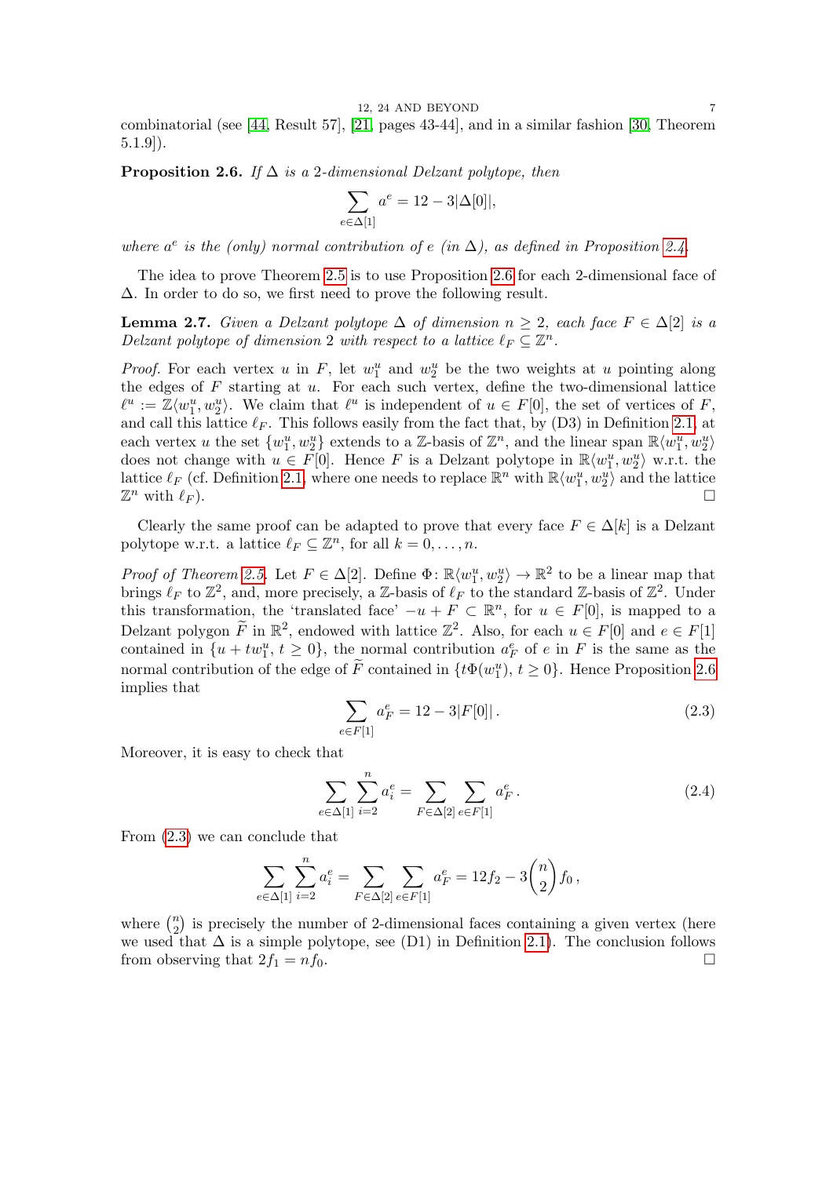combinatorial (see [44, Result 57], [21, pages 43-44], and in a similar fashion [30, Theorem 5.1.9]).

**Proposition 2.6.** *If $\Delta$ is a 2-dimensional Delzant polytope, then*

$$\sum_{e \in \Delta[1]} a^e = 12 - 3|\Delta[0]|,$$

*where $a^e$ is the (only) normal contribution of $e$ (in $\Delta$), as defined in Proposition 2.4.*

The idea to prove Theorem 2.5 is to use Proposition 2.6 for each 2-dimensional face of $\Delta$. In order to do so, we first need to prove the following result.

**Lemma 2.7.** *Given a Delzant polytope $\Delta$ of dimension $n \geq 2$, each face $F \in \Delta[2]$ is a Delzant polytope of dimension 2 with respect to a lattice $\ell_F \subseteq \mathbb{Z}^n$.*

*Proof.* For each vertex $u$ in $F$, let $w_1^u$ and $w_2^u$ be the two weights at $u$ pointing along the edges of $F$ starting at $u$. For each such vertex, define the two-dimensional lattice $\ell^u := \mathbb{Z}\langle w_1^u, w_2^u \rangle$. We claim that $\ell^u$ is independent of $u \in F[0]$, the set of vertices of $F$, and call this lattice $\ell_F$. This follows easily from the fact that, by (D3) in Definition 2.1, at each vertex $u$ the set $\{w_1^u, w_2^u\}$ extends to a $\mathbb{Z}$-basis of $\mathbb{Z}^n$, and the linear span $\mathbb{R}\langle w_1^u, w_2^u \rangle$ does not change with $u \in F[0]$. Hence $F$ is a Delzant polytope in $\mathbb{R}\langle w_1^u, w_2^u \rangle$ w.r.t. the lattice $\ell_F$ (cf. Definition 2.1, where one needs to replace $\mathbb{R}^n$ with $\mathbb{R}\langle w_1^u, w_2^u \rangle$ and the lattice $\mathbb{Z}^n$ with $\ell_F$). $\square$

Clearly the same proof can be adapted to prove that every face $F \in \Delta[k]$ is a Delzant polytope w.r.t. a lattice $\ell_F \subseteq \mathbb{Z}^n$, for all $k = 0, \dots, n$.

*Proof of Theorem 2.5.* Let $F \in \Delta[2]$. Define $\Phi \colon \mathbb{R}\langle w_1^u, w_2^u \rangle \to \mathbb{R}^2$ to be a linear map that brings $\ell_F$ to $\mathbb{Z}^2$, and, more precisely, a $\mathbb{Z}$-basis of $\ell_F$ to the standard $\mathbb{Z}$-basis of $\mathbb{Z}^2$. Under this transformation, the 'translated face' $-u + F \subset \mathbb{R}^n$, for $u \in F[0]$, is mapped to a Delzant polygon $\widetilde{F}$ in $\mathbb{R}^2$, endowed with lattice $\mathbb{Z}^2$. Also, for each $u \in F[0]$ and $e \in F[1]$ contained in $\{u + tw_1^u,\, t \geq 0\}$, the normal contribution $a_F^e$ of $e$ in $F$ is the same as the normal contribution of the edge of $\widetilde{F}$ contained in $\{t\Phi(w_1^u),\, t \geq 0\}$. Hence Proposition 2.6 implies that

$$\sum_{e \in F[1]} a_F^e = 12 - 3|F[0]|\,. \tag{2.3}$$

Moreover, it is easy to check that

$$\sum_{e \in \Delta[1]} \sum_{i=2}^{n} a_i^e = \sum_{F \in \Delta[2]} \sum_{e \in F[1]} a_F^e\,. \tag{2.4}$$

From (2.3) we can conclude that

$$\sum_{e \in \Delta[1]} \sum_{i=2}^{n} a_i^e = \sum_{F \in \Delta[2]} \sum_{e \in F[1]} a_F^e = 12 f_2 - 3\binom{n}{2} f_0\,,$$

where $\binom{n}{2}$ is precisely the number of 2-dimensional faces containing a given vertex (here we used that $\Delta$ is a simple polytope, see (D1) in Definition 2.1). The conclusion follows from observing that $2f_1 = nf_0$. $\square$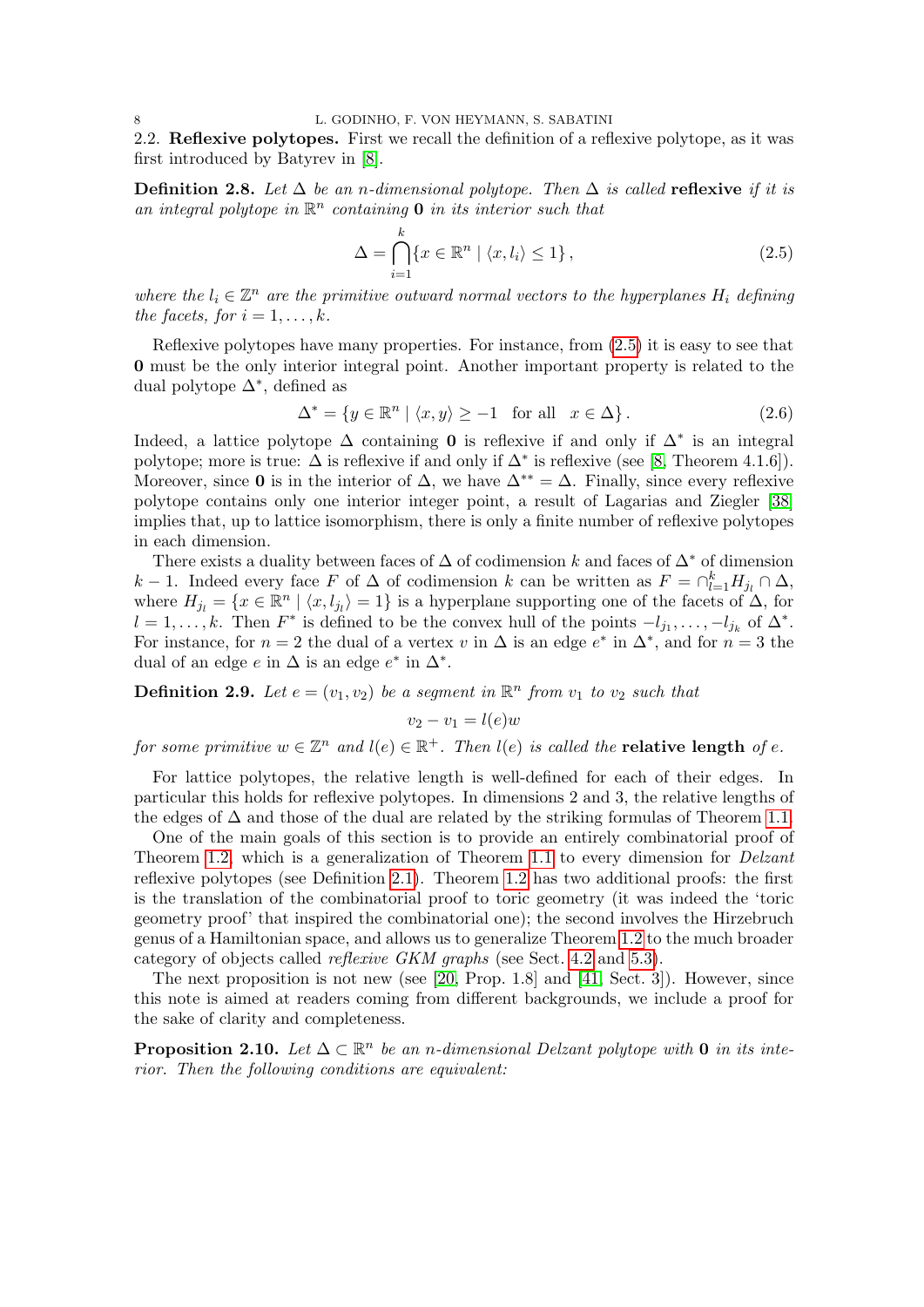**2.2. Reflexive polytopes.** First we recall the definition of a reflexive polytope, as it was first introduced by Batyrev in [8].

**Definition 2.8.** *Let $\Delta$ be an $n$-dimensional polytope. Then $\Delta$ is called* **reflexive** *if it is an integral polytope in $\mathbb{R}^n$ containing $\mathbf{0}$ in its interior such that*

$$\Delta = \bigcap_{i=1}^{k} \{x \in \mathbb{R}^n \mid \langle x, l_i \rangle \leq 1\}, \tag{2.5}$$

*where the $l_i \in \mathbb{Z}^n$ are the primitive outward normal vectors to the hyperplanes $H_i$ defining the facets, for $i = 1, \ldots, k$.*

Reflexive polytopes have many properties. For instance, from (2.5) it is easy to see that $\mathbf{0}$ must be the only interior integral point. Another important property is related to the dual polytope $\Delta^*$, defined as

$$\Delta^* = \{y \in \mathbb{R}^n \mid \langle x, y \rangle \geq -1 \quad \text{for all} \quad x \in \Delta\}. \tag{2.6}$$

Indeed, a lattice polytope $\Delta$ containing $\mathbf{0}$ is reflexive if and only if $\Delta^*$ is an integral polytope; more is true: $\Delta$ is reflexive if and only if $\Delta^*$ is reflexive (see [8, Theorem 4.1.6]). Moreover, since $\mathbf{0}$ is in the interior of $\Delta$, we have $\Delta^{**} = \Delta$. Finally, since every reflexive polytope contains only one interior integer point, a result of Lagarias and Ziegler [38] implies that, up to lattice isomorphism, there is only a finite number of reflexive polytopes in each dimension.

There exists a duality between faces of $\Delta$ of codimension $k$ and faces of $\Delta^*$ of dimension $k-1$. Indeed every face $F$ of $\Delta$ of codimension $k$ can be written as $F = \cap_{l=1}^{k} H_{j_l} \cap \Delta$, where $H_{j_l} = \{x \in \mathbb{R}^n \mid \langle x, l_{j_l} \rangle = 1\}$ is a hyperplane supporting one of the facets of $\Delta$, for $l = 1, \ldots, k$. Then $F^*$ is defined to be the convex hull of the points $-l_{j_1}, \ldots, -l_{j_k}$ of $\Delta^*$. For instance, for $n = 2$ the dual of a vertex $v$ in $\Delta$ is an edge $e^*$ in $\Delta^*$, and for $n = 3$ the dual of an edge $e$ in $\Delta$ is an edge $e^*$ in $\Delta^*$.

**Definition 2.9.** *Let $e = (v_1, v_2)$ be a segment in $\mathbb{R}^n$ from $v_1$ to $v_2$ such that*

$$v_2 - v_1 = l(e) w$$

*for some primitive $w \in \mathbb{Z}^n$ and $l(e) \in \mathbb{R}^+$. Then $l(e)$ is called the* **relative length** *of $e$.*

For lattice polytopes, the relative length is well-defined for each of their edges. In particular this holds for reflexive polytopes. In dimensions 2 and 3, the relative lengths of the edges of $\Delta$ and those of the dual are related by the striking formulas of Theorem 1.1.

One of the main goals of this section is to provide an entirely combinatorial proof of Theorem 1.2, which is a generalization of Theorem 1.1 to every dimension for *Delzant* reflexive polytopes (see Definition 2.1). Theorem 1.2 has two additional proofs: the first is the translation of the combinatorial proof to toric geometry (it was indeed the 'toric geometry proof' that inspired the combinatorial one); the second involves the Hirzebruch genus of a Hamiltonian space, and allows us to generalize Theorem 1.2 to the much broader category of objects called *reflexive GKM graphs* (see Sect. 4.2 and 5.3).

The next proposition is not new (see [20, Prop. 1.8] and [41, Sect. 3]). However, since this note is aimed at readers coming from different backgrounds, we include a proof for the sake of clarity and completeness.

**Proposition 2.10.** *Let $\Delta \subset \mathbb{R}^n$ be an $n$-dimensional Delzant polytope with $\mathbf{0}$ in its interior. Then the following conditions are equivalent:*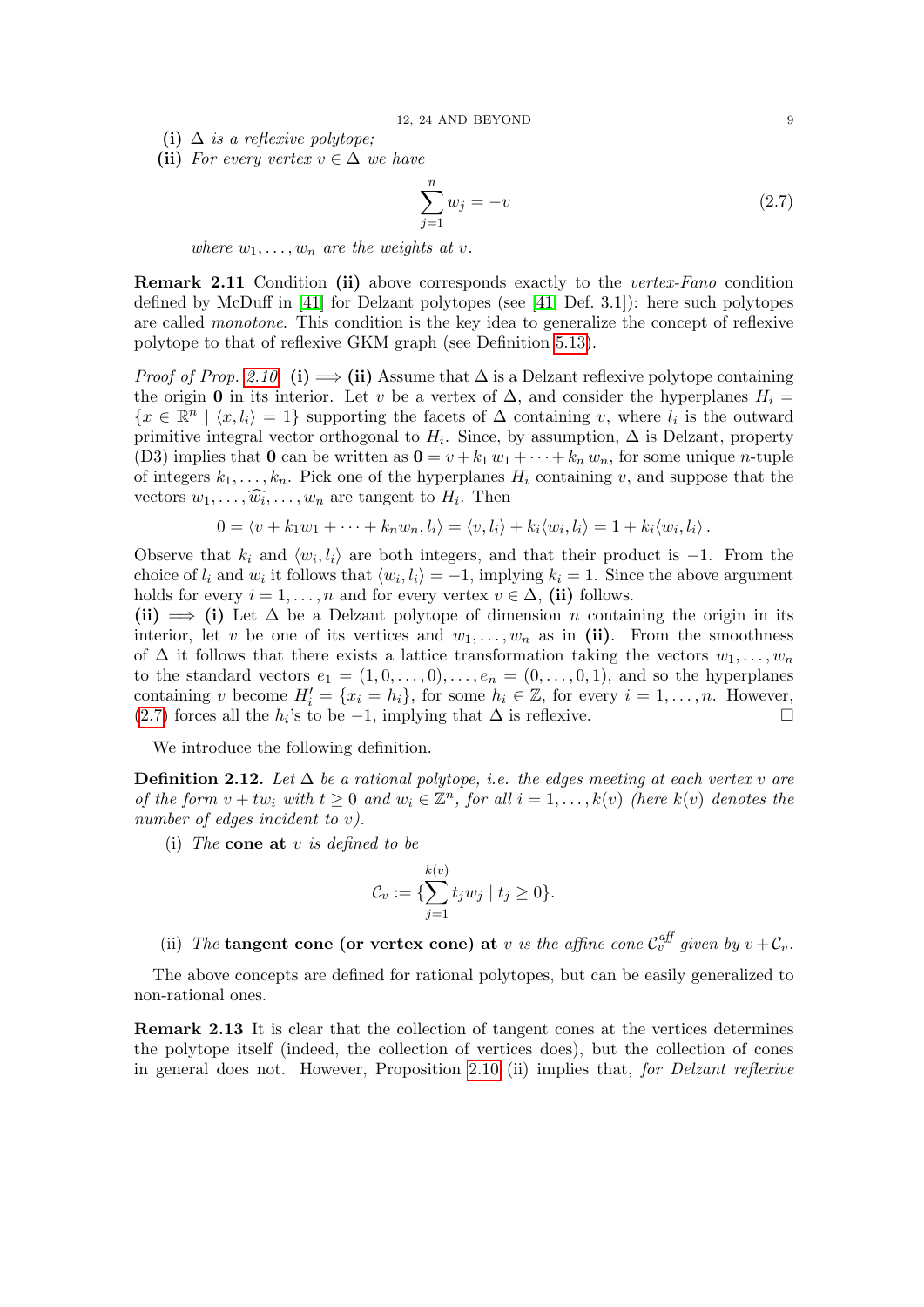**(i)** *$\Delta$ is a reflexive polytope;*

**(ii)** *For every vertex $v \in \Delta$ we have*

$$\sum_{j=1}^{n} w_j = -v \tag{2.7}$$

*where $w_1, \ldots, w_n$ are the weights at $v$.*

**Remark 2.11** Condition **(ii)** above corresponds exactly to the *vertex-Fano* condition defined by McDuff in [41] for Delzant polytopes (see [41, Def. 3.1]): here such polytopes are called *monotone*. This condition is the key idea to generalize the concept of reflexive polytope to that of reflexive GKM graph (see Definition 5.13).

*Proof of Prop. 2.10.* **(i) $\Longrightarrow$ (ii)** Assume that $\Delta$ is a Delzant reflexive polytope containing the origin $\mathbf{0}$ in its interior. Let $v$ be a vertex of $\Delta$, and consider the hyperplanes $H_i = \{x \in \mathbb{R}^n \mid \langle x, l_i \rangle = 1\}$ supporting the facets of $\Delta$ containing $v$, where $l_i$ is the outward primitive integral vector orthogonal to $H_i$. Since, by assumption, $\Delta$ is Delzant, property (D3) implies that $\mathbf{0}$ can be written as $\mathbf{0} = v + k_1 w_1 + \cdots + k_n w_n$, for some unique $n$-tuple of integers $k_1, \ldots, k_n$. Pick one of the hyperplanes $H_i$ containing $v$, and suppose that the vectors $w_1, \ldots, \widehat{w_i}, \ldots, w_n$ are tangent to $H_i$. Then

$$0 = \langle v + k_1 w_1 + \cdots + k_n w_n, l_i \rangle = \langle v, l_i \rangle + k_i \langle w_i, l_i \rangle = 1 + k_i \langle w_i, l_i \rangle \, .$$

Observe that $k_i$ and $\langle w_i, l_i \rangle$ are both integers, and that their product is $-1$. From the choice of $l_i$ and $w_i$ it follows that $\langle w_i, l_i \rangle = -1$, implying $k_i = 1$. Since the above argument holds for every $i = 1, \ldots, n$ and for every vertex $v \in \Delta$, **(ii)** follows.

**(ii) $\Longrightarrow$ (i)** Let $\Delta$ be a Delzant polytope of dimension $n$ containing the origin in its interior, let $v$ be one of its vertices and $w_1, \ldots, w_n$ as in **(ii)**. From the smoothness of $\Delta$ it follows that there exists a lattice transformation taking the vectors $w_1, \ldots, w_n$ to the standard vectors $e_1 = (1, 0, \ldots, 0), \ldots, e_n = (0, \ldots, 0, 1)$, and so the hyperplanes containing $v$ become $H_i' = \{x_i = h_i\}$, for some $h_i \in \mathbb{Z}$, for every $i = 1, \ldots, n$. However, (2.7) forces all the $h_i$'s to be $-1$, implying that $\Delta$ is reflexive. $\square$

We introduce the following definition.

**Definition 2.12.** *Let $\Delta$ be a rational polytope, i.e. the edges meeting at each vertex $v$ are of the form $v + t w_i$ with $t \geq 0$ and $w_i \in \mathbb{Z}^n$, for all $i = 1, \ldots, k(v)$ (here $k(v)$ denotes the number of edges incident to $v$).*

(i) *The* **cone at** $v$ *is defined to be*

$$\mathcal{C}_v := \{\sum_{j=1}^{k(v)} t_j w_j \mid t_j \geq 0\}.$$

(ii) *The* **tangent cone (or vertex cone) at** $v$ *is the affine cone $\mathcal{C}_v^{aff}$ given by $v + \mathcal{C}_v$.*

The above concepts are defined for rational polytopes, but can be easily generalized to non-rational ones.

**Remark 2.13** It is clear that the collection of tangent cones at the vertices determines the polytope itself (indeed, the collection of vertices does), but the collection of cones in general does not. However, Proposition 2.10 (ii) implies that, *for Delzant reflexive*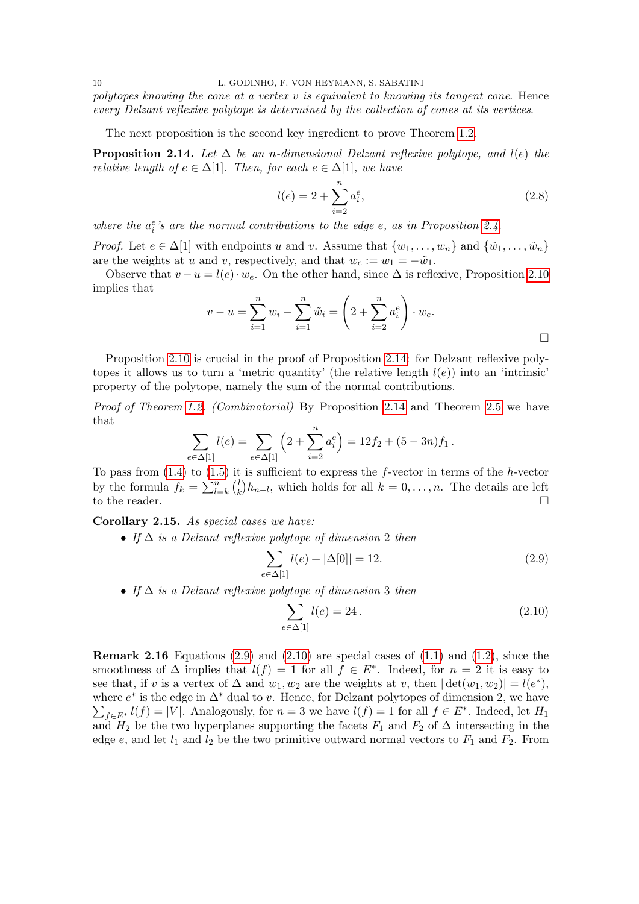*polytopes knowing the cone at a vertex $v$ is equivalent to knowing its tangent cone.* Hence *every Delzant reflexive polytope is determined by the collection of cones at its vertices.*

The next proposition is the second key ingredient to prove Theorem 1.2.

**Proposition 2.14.** *Let $\Delta$ be an $n$-dimensional Delzant reflexive polytope, and $l(e)$ the relative length of $e \in \Delta[1]$. Then, for each $e \in \Delta[1]$, we have*

$$l(e) = 2 + \sum_{i=2}^{n} a_i^e, \tag{2.8}$$

*where the $a_i^e$'s are the normal contributions to the edge $e$, as in Proposition 2.4.*

*Proof.* Let $e \in \Delta[1]$ with endpoints $u$ and $v$. Assume that $\{w_1, \ldots, w_n\}$ and $\{\tilde{w}_1, \ldots, \tilde{w}_n\}$ are the weights at $u$ and $v$, respectively, and that $w_e := w_1 = -\tilde{w}_1$.

Observe that $v - u = l(e) \cdot w_e$. On the other hand, since $\Delta$ is reflexive, Proposition 2.10 implies that

$$v - u = \sum_{i=1}^{n} w_i - \sum_{i=1}^{n} \tilde{w}_i = \left(2 + \sum_{i=2}^{n} a_i^e\right) \cdot w_e.$$

$\square$

Proposition 2.10 is crucial in the proof of Proposition 2.14: for Delzant reflexive polytopes it allows us to turn a 'metric quantity' (the relative length $l(e)$) into an 'intrinsic' property of the polytope, namely the sum of the normal contributions.

*Proof of Theorem 1.2. (Combinatorial)* By Proposition 2.14 and Theorem 2.5 we have that

$$\sum_{e \in \Delta[1]} l(e) = \sum_{e \in \Delta[1]} \left(2 + \sum_{i=2}^{n} a_i^e\right) = 12 f_2 + (5 - 3n) f_1\,.$$

To pass from (1.4) to (1.5) it is sufficient to express the $f$-vector in terms of the $h$-vector by the formula $f_k = \sum_{l=k}^{n} \binom{l}{k} h_{n-l}$, which holds for all $k = 0, \ldots, n$. The details are left to the reader. $\square$

**Corollary 2.15.** *As special cases we have:*

- *If $\Delta$ is a Delzant reflexive polytope of dimension 2 then*

$$\sum_{e \in \Delta[1]} l(e) + |\Delta[0]| = 12. \tag{2.9}$$

- *If $\Delta$ is a Delzant reflexive polytope of dimension 3 then*

$$\sum_{e \in \Delta[1]} l(e) = 24\,. \tag{2.10}$$

**Remark 2.16** Equations (2.9) and (2.10) are special cases of (1.1) and (1.2), since the smoothness of $\Delta$ implies that $l(f) = 1$ for all $f \in E^*$. Indeed, for $n = 2$ it is easy to see that, if $v$ is a vertex of $\Delta$ and $w_1, w_2$ are the weights at $v$, then $|\det(w_1, w_2)| = l(e^*)$, where $e^*$ is the edge in $\Delta^*$ dual to $v$. Hence, for Delzant polytopes of dimension 2, we have $\sum_{f \in E^*} l(f) = |V|$. Analogously, for $n = 3$ we have $l(f) = 1$ for all $f \in E^*$. Indeed, let $H_1$ and $H_2$ be the two hyperplanes supporting the facets $F_1$ and $F_2$ of $\Delta$ intersecting in the edge $e$, and let $l_1$ and $l_2$ be the two primitive outward normal vectors to $F_1$ and $F_2$. From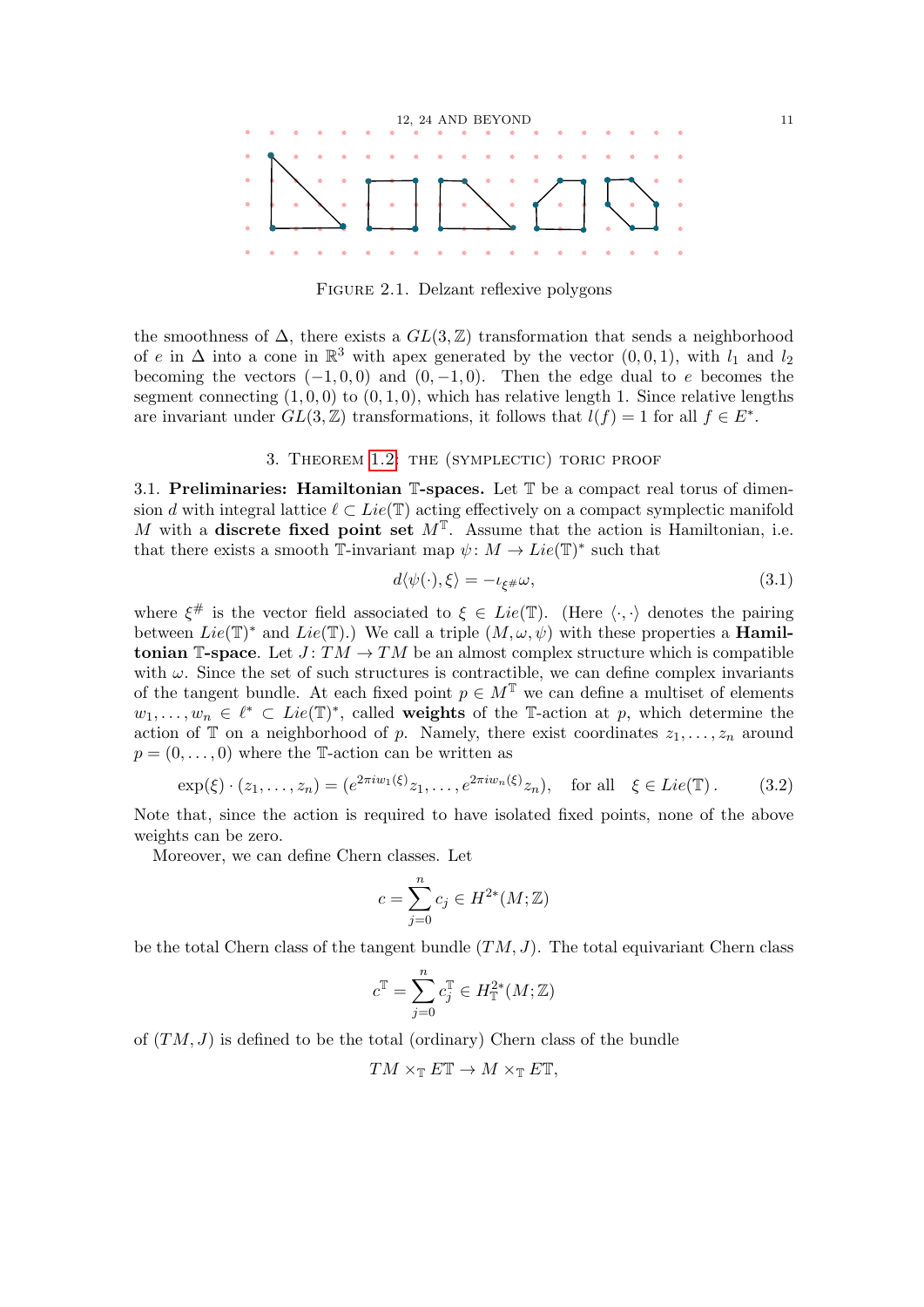FIGURE 2.1. Delzant reflexive polygons

the smoothness of $\Delta$, there exists a $GL(3,\mathbb{Z})$ transformation that sends a neighborhood of $e$ in $\Delta$ into a cone in $\mathbb{R}^3$ with apex generated by the vector $(0,0,1)$, with $l_1$ and $l_2$ becoming the vectors $(-1,0,0)$ and $(0,-1,0)$. Then the edge dual to $e$ becomes the segment connecting $(1,0,0)$ to $(0,1,0)$, which has relative length 1. Since relative lengths are invariant under $GL(3,\mathbb{Z})$ transformations, it follows that $l(f)=1$ for all $f \in E^*$.

## 3. Theorem 1.2: the (symplectic) toric proof

3.1. **Preliminaries: Hamiltonian $\mathbb{T}$-spaces.** Let $\mathbb{T}$ be a compact real torus of dimension $d$ with integral lattice $\ell \subset Lie(\mathbb{T})$ acting effectively on a compact symplectic manifold $M$ with a **discrete fixed point set** $M^{\mathbb{T}}$. Assume that the action is Hamiltonian, i.e. that there exists a smooth $\mathbb{T}$-invariant map $\psi \colon M \to Lie(\mathbb{T})^*$ such that

$$d\langle \psi(\cdot), \xi \rangle = -\iota_{\xi^{\#}}\omega, \tag{3.1}$$

where $\xi^{\#}$ is the vector field associated to $\xi \in Lie(\mathbb{T})$. (Here $\langle \cdot, \cdot \rangle$ denotes the pairing between $Lie(\mathbb{T})^*$ and $Lie(\mathbb{T})$.) We call a triple $(M, \omega, \psi)$ with these properties a **Hamiltonian $\mathbb{T}$-space**. Let $J \colon TM \to TM$ be an almost complex structure which is compatible with $\omega$. Since the set of such structures is contractible, we can define complex invariants of the tangent bundle. At each fixed point $p \in M^{\mathbb{T}}$ we can define a multiset of elements $w_1, \ldots, w_n \in \ell^* \subset Lie(\mathbb{T})^*$, called **weights** of the $\mathbb{T}$-action at $p$, which determine the action of $\mathbb{T}$ on a neighborhood of $p$. Namely, there exist coordinates $z_1, \ldots, z_n$ around $p = (0, \ldots, 0)$ where the $\mathbb{T}$-action can be written as

$$\exp(\xi) \cdot (z_1, \ldots, z_n) = (e^{2\pi i w_1(\xi)} z_1, \ldots, e^{2\pi i w_n(\xi)} z_n), \quad \text{for all} \quad \xi \in Lie(\mathbb{T}). \tag{3.2}$$

Note that, since the action is required to have isolated fixed points, none of the above weights can be zero.

Moreover, we can define Chern classes. Let

$$c = \sum_{j=0}^{n} c_j \in H^{2*}(M;\mathbb{Z})$$

be the total Chern class of the tangent bundle $(TM, J)$. The total equivariant Chern class

$$c^{\mathbb{T}} = \sum_{j=0}^{n} c_j^{\mathbb{T}} \in H^{2*}_{\mathbb{T}}(M;\mathbb{Z})$$

of $(TM, J)$ is defined to be the total (ordinary) Chern class of the bundle

$$TM \times_{\mathbb{T}} E\mathbb{T} \to M \times_{\mathbb{T}} E\mathbb{T},$$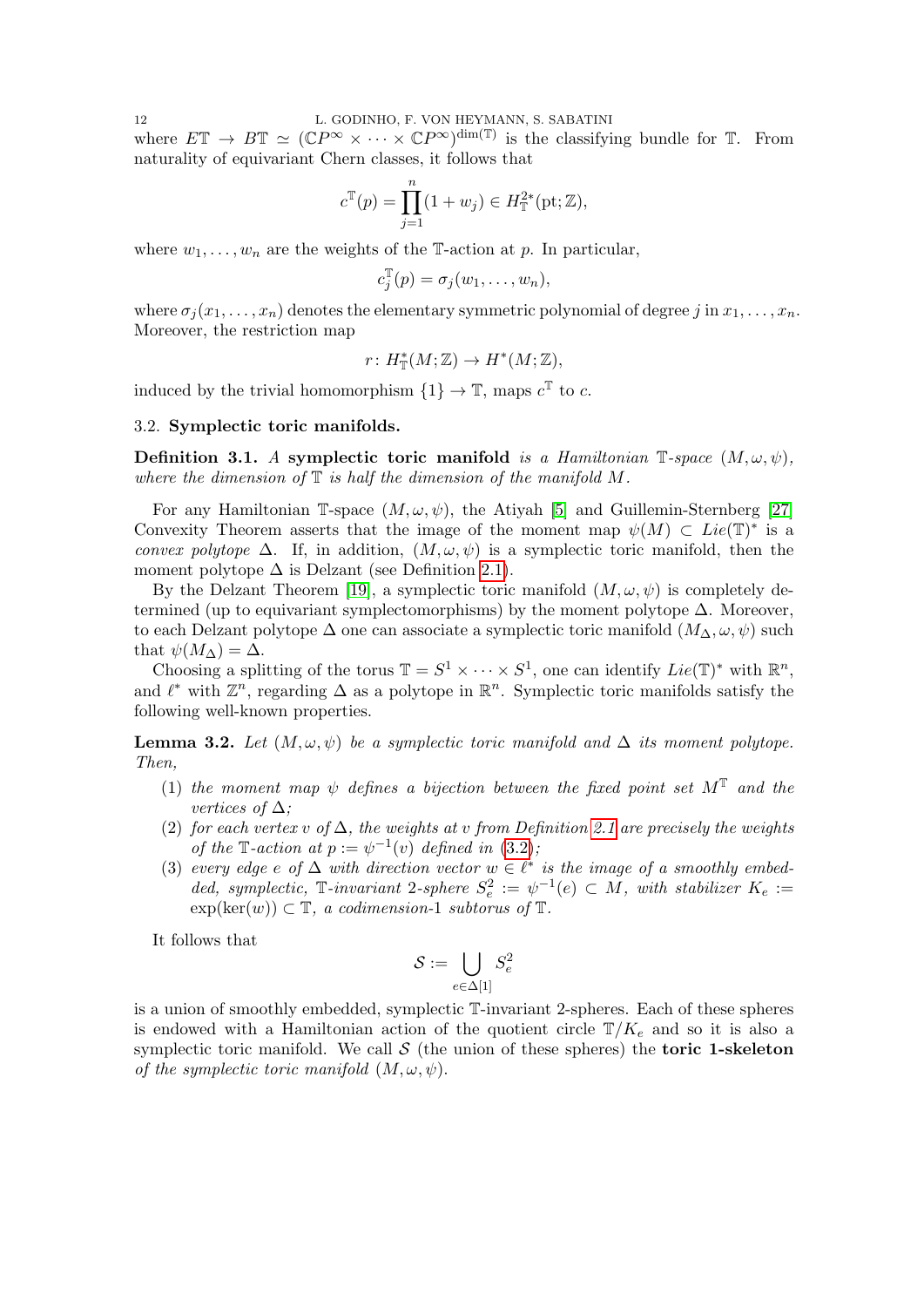where $E\mathbb{T} \to B\mathbb{T} \simeq (\mathbb{C}P^\infty \times \cdots \times \mathbb{C}P^\infty)^{\dim(\mathbb{T})}$ is the classifying bundle for $\mathbb{T}$. From naturality of equivariant Chern classes, it follows that

$$c^{\mathbb{T}}(p) = \prod_{j=1}^{n}(1 + w_j) \in H^{2*}_{\mathbb{T}}(\mathrm{pt}; \mathbb{Z}),$$

where $w_1, \ldots, w_n$ are the weights of the $\mathbb{T}$-action at $p$. In particular,

$$c_j^{\mathbb{T}}(p) = \sigma_j(w_1, \ldots, w_n),$$

where $\sigma_j(x_1, \ldots, x_n)$ denotes the elementary symmetric polynomial of degree $j$ in $x_1, \ldots, x_n$. Moreover, the restriction map

$$r \colon H^*_{\mathbb{T}}(M; \mathbb{Z}) \to H^*(M; \mathbb{Z}),$$

induced by the trivial homomorphism $\{1\} \to \mathbb{T}$, maps $c^{\mathbb{T}}$ to $c$.

### 3.2. Symplectic toric manifolds.

**Definition 3.1.** *A* **symplectic toric manifold** *is a Hamiltonian $\mathbb{T}$-space $(M, \omega, \psi)$, where the dimension of $\mathbb{T}$ is half the dimension of the manifold $M$.*

For any Hamiltonian $\mathbb{T}$-space $(M, \omega, \psi)$, the Atiyah [5] and Guillemin-Sternberg [27] Convexity Theorem asserts that the image of the moment map $\psi(M) \subset Lie(\mathbb{T})^*$ is a *convex polytope* $\Delta$. If, in addition, $(M, \omega, \psi)$ is a symplectic toric manifold, then the moment polytope $\Delta$ is Delzant (see Definition 2.1).

By the Delzant Theorem [19], a symplectic toric manifold $(M, \omega, \psi)$ is completely determined (up to equivariant symplectomorphisms) by the moment polytope $\Delta$. Moreover, to each Delzant polytope $\Delta$ one can associate a symplectic toric manifold $(M_\Delta, \omega, \psi)$ such that $\psi(M_\Delta) = \Delta$.

Choosing a splitting of the torus $\mathbb{T} = S^1 \times \cdots \times S^1$, one can identify $Lie(\mathbb{T})^*$ with $\mathbb{R}^n$, and $\ell^*$ with $\mathbb{Z}^n$, regarding $\Delta$ as a polytope in $\mathbb{R}^n$. Symplectic toric manifolds satisfy the following well-known properties.

**Lemma 3.2.** *Let $(M, \omega, \psi)$ be a symplectic toric manifold and $\Delta$ its moment polytope. Then,*

1. *the moment map $\psi$ defines a bijection between the fixed point set $M^{\mathbb{T}}$ and the vertices of $\Delta$;*
2. *for each vertex $v$ of $\Delta$, the weights at $v$ from Definition 2.1 are precisely the weights of the $\mathbb{T}$-action at $p := \psi^{-1}(v)$ defined in (3.2);*
3. *every edge $e$ of $\Delta$ with direction vector $w \in \ell^*$ is the image of a smoothly embedded, symplectic, $\mathbb{T}$-invariant 2-sphere $S^2_e := \psi^{-1}(e) \subset M$, with stabilizer $K_e := \exp(\ker(w)) \subset \mathbb{T}$, a codimension-1 subtorus of $\mathbb{T}$.*

It follows that

$$\mathcal{S} := \bigcup_{e \in \Delta[1]} S^2_e$$

is a union of smoothly embedded, symplectic $\mathbb{T}$-invariant 2-spheres. Each of these spheres is endowed with a Hamiltonian action of the quotient circle $\mathbb{T}/K_e$ and so it is also a symplectic toric manifold. We call $\mathcal{S}$ (the union of these spheres) the **toric 1-skeleton** *of the symplectic toric manifold* $(M, \omega, \psi)$.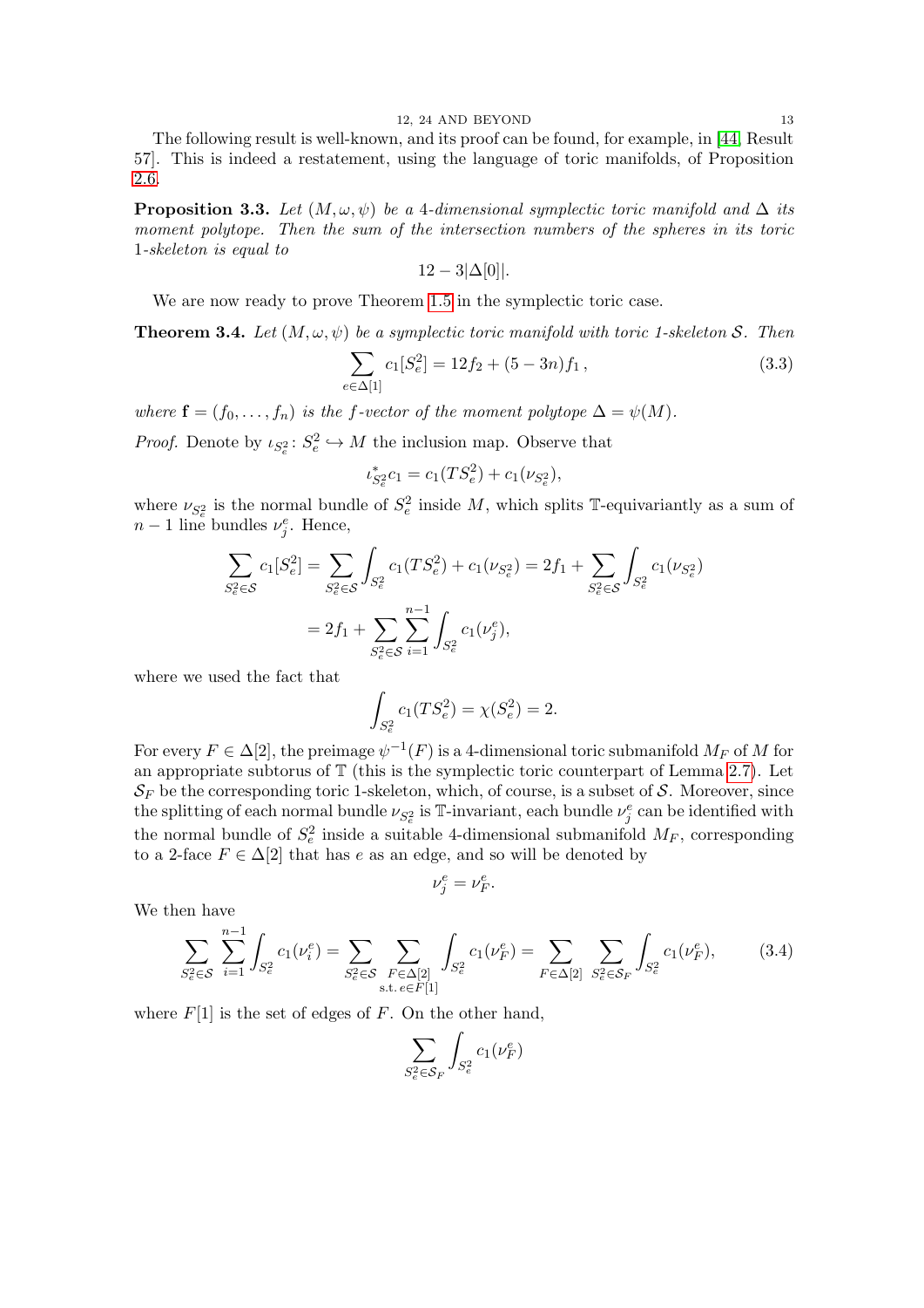The following result is well-known, and its proof can be found, for example, in [44, Result 57]. This is indeed a restatement, using the language of toric manifolds, of Proposition 2.6.

**Proposition 3.3.** *Let $(M, \omega, \psi)$ be a 4-dimensional symplectic toric manifold and $\Delta$ its moment polytope. Then the sum of the intersection numbers of the spheres in its toric 1-skeleton is equal to*

$$12 - 3|\Delta[0]|.$$

We are now ready to prove Theorem 1.5 in the symplectic toric case.

**Theorem 3.4.** *Let $(M, \omega, \psi)$ be a symplectic toric manifold with toric 1-skeleton $\mathcal{S}$. Then*

$$\sum_{e \in \Delta[1]} c_1[S_e^2] = 12 f_2 + (5 - 3n) f_1 \,, \tag{3.3}$$

*where $\mathbf{f} = (f_0, \ldots, f_n)$ is the f-vector of the moment polytope $\Delta = \psi(M)$.*

*Proof.* Denote by $\iota_{S_e^2} \colon S_e^2 \hookrightarrow M$ the inclusion map. Observe that

$$\iota_{S_e^2}^* c_1 = c_1(TS_e^2) + c_1(\nu_{S_e^2}),$$

where $\nu_{S_e^2}$ is the normal bundle of $S_e^2$ inside $M$, which splits $\mathbb{T}$-equivariantly as a sum of $n-1$ line bundles $\nu_j^e$. Hence,

$$\begin{aligned}
\sum_{S_e^2 \in \mathcal{S}} c_1[S_e^2] &= \sum_{S_e^2 \in \mathcal{S}} \int_{S_e^2} c_1(TS_e^2) + c_1(\nu_{S_e^2}) = 2f_1 + \sum_{S_e^2 \in \mathcal{S}} \int_{S_e^2} c_1(\nu_{S_e^2}) \\
&= 2f_1 + \sum_{S_e^2 \in \mathcal{S}} \sum_{i=1}^{n-1} \int_{S_e^2} c_1(\nu_j^e),
\end{aligned}$$

where we used the fact that

$$\int_{S_e^2} c_1(TS_e^2) = \chi(S_e^2) = 2.$$

For every $F \in \Delta[2]$, the preimage $\psi^{-1}(F)$ is a 4-dimensional toric submanifold $M_F$ of $M$ for an appropriate subtorus of $\mathbb{T}$ (this is the symplectic toric counterpart of Lemma 2.7). Let $\mathcal{S}_F$ be the corresponding toric 1-skeleton, which, of course, is a subset of $\mathcal{S}$. Moreover, since the splitting of each normal bundle $\nu_{S_e^2}$ is $\mathbb{T}$-invariant, each bundle $\nu_j^e$ can be identified with the normal bundle of $S_e^2$ inside a suitable 4-dimensional submanifold $M_F$, corresponding to a 2-face $F \in \Delta[2]$ that has $e$ as an edge, and so will be denoted by

$$\nu_j^e = \nu_F^e.$$

We then have

$$\sum_{S_e^2 \in \mathcal{S}} \sum_{i=1}^{n-1} \int_{S_e^2} c_1(\nu_i^e) = \sum_{S_e^2 \in \mathcal{S}} \sum_{\substack{F \in \Delta[2] \\ \text{s.t. } e \in F[1]}} \int_{S_e^2} c_1(\nu_F^e) = \sum_{F \in \Delta[2]} \sum_{S_e^2 \in \mathcal{S}_F} \int_{S_e^2} c_1(\nu_F^e), \tag{3.4}$$

where $F[1]$ is the set of edges of $F$. On the other hand,

$$\sum_{S_e^2 \in \mathcal{S}_F} \int_{S_e^2} c_1(\nu_F^e)$$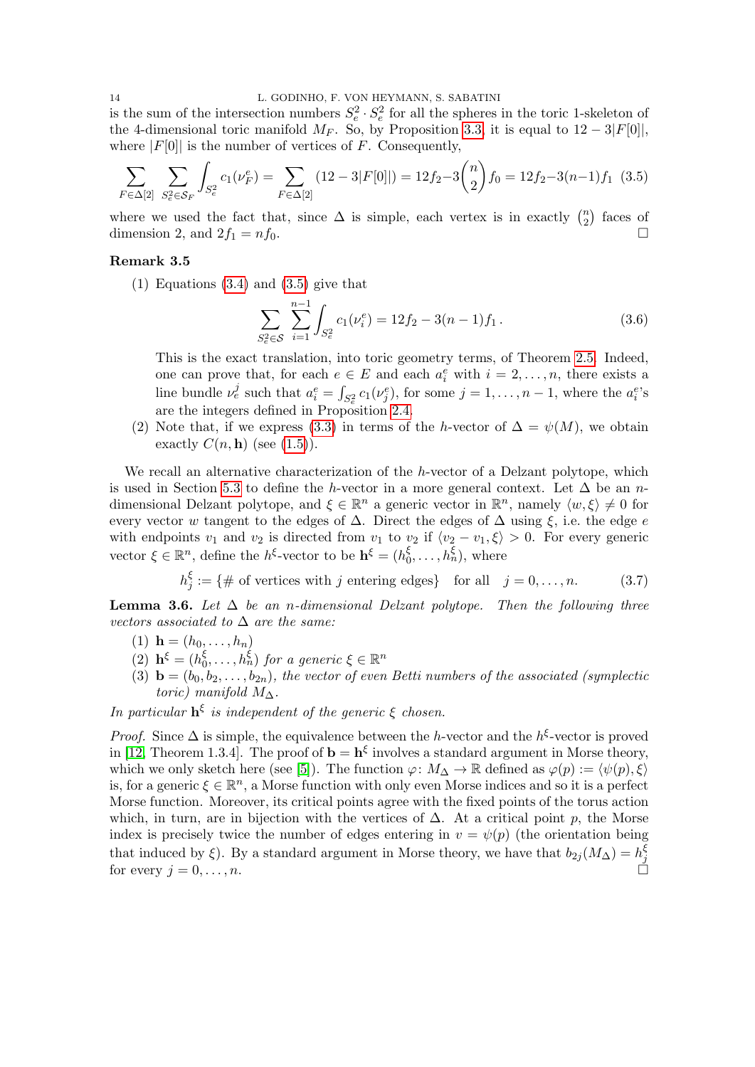is the sum of the intersection numbers $S_e^2 \cdot S_e^2$ for all the spheres in the toric 1-skeleton of the 4-dimensional toric manifold $M_F$. So, by Proposition 3.3, it is equal to $12 - 3|F[0]|$, where $|F[0]|$ is the number of vertices of $F$. Consequently,

$$\sum_{F \in \Delta[2]} \sum_{S_e^2 \in \mathcal{S}_F} \int_{S_e^2} c_1(\nu_F^e) = \sum_{F \in \Delta[2]} (12 - 3|F[0]|) = 12f_2 - 3\binom{n}{2} f_0 = 12f_2 - 3(n-1)f_1 \quad (3.5)$$

where we used the fact that, since $\Delta$ is simple, each vertex is in exactly $\binom{n}{2}$ faces of dimension 2, and $2f_1 = nf_0$. □

**Remark 3.5**

(1) Equations (3.4) and (3.5) give that

$$\sum_{S_e^2 \in \mathcal{S}} \sum_{i=1}^{n-1} \int_{S_e^2} c_1(\nu_i^e) = 12f_2 - 3(n-1)f_1 \,. \quad (3.6)$$

This is the exact translation, into toric geometry terms, of Theorem 2.5. Indeed, one can prove that, for each $e \in E$ and each $a_i^e$ with $i = 2, \ldots, n$, there exists a line bundle $\nu_e^j$ such that $a_i^e = \int_{S_e^2} c_1(\nu_j^e)$, for some $j = 1, \ldots, n-1$, where the $a_i^e$'s are the integers defined in Proposition 2.4.

(2) Note that, if we express (3.3) in terms of the $h$-vector of $\Delta = \psi(M)$, we obtain exactly $C(n, \mathbf{h})$ (see (1.5)).

We recall an alternative characterization of the $h$-vector of a Delzant polytope, which is used in Section 5.3 to define the $h$-vector in a more general context. Let $\Delta$ be an $n$-dimensional Delzant polytope, and $\xi \in \mathbb{R}^n$ a generic vector in $\mathbb{R}^n$, namely $\langle w, \xi \rangle \neq 0$ for every vector $w$ tangent to the edges of $\Delta$. Direct the edges of $\Delta$ using $\xi$, i.e. the edge $e$ with endpoints $v_1$ and $v_2$ is directed from $v_1$ to $v_2$ if $\langle v_2 - v_1, \xi \rangle > 0$. For every generic vector $\xi \in \mathbb{R}^n$, define the $h^\xi$-vector to be $\mathbf{h}^\xi = (h_0^\xi, \ldots, h_n^\xi)$, where

$$h_j^\xi := \{\# \text{ of vertices with } j \text{ entering edges}\} \quad \text{for all} \quad j = 0, \ldots, n. \quad (3.7)$$

**Lemma 3.6.** *Let $\Delta$ be an $n$-dimensional Delzant polytope. Then the following three vectors associated to $\Delta$ are the same:*

(1) $\mathbf{h} = (h_0, \ldots, h_n)$
(2) $\mathbf{h}^\xi = (h_0^\xi, \ldots, h_n^\xi)$ *for a generic* $\xi \in \mathbb{R}^n$
(3) $\mathbf{b} = (b_0, b_2, \ldots, b_{2n})$*, the vector of even Betti numbers of the associated (symplectic toric) manifold* $M_\Delta$.

*In particular* $\mathbf{h}^\xi$ *is independent of the generic* $\xi$ *chosen.*

*Proof.* Since $\Delta$ is simple, the equivalence between the $h$-vector and the $h^\xi$-vector is proved in [12, Theorem 1.3.4]. The proof of $\mathbf{b} = \mathbf{h}^\xi$ involves a standard argument in Morse theory, which we only sketch here (see [5]). The function $\varphi \colon M_\Delta \to \mathbb{R}$ defined as $\varphi(p) := \langle \psi(p), \xi \rangle$ is, for a generic $\xi \in \mathbb{R}^n$, a Morse function with only even Morse indices and so it is a perfect Morse function. Moreover, its critical points agree with the fixed points of the torus action which, in turn, are in bijection with the vertices of $\Delta$. At a critical point $p$, the Morse index is precisely twice the number of edges entering in $v = \psi(p)$ (the orientation being that induced by $\xi$). By a standard argument in Morse theory, we have that $b_{2j}(M_\Delta) = h_j^\xi$ for every $j = 0, \ldots, n$. □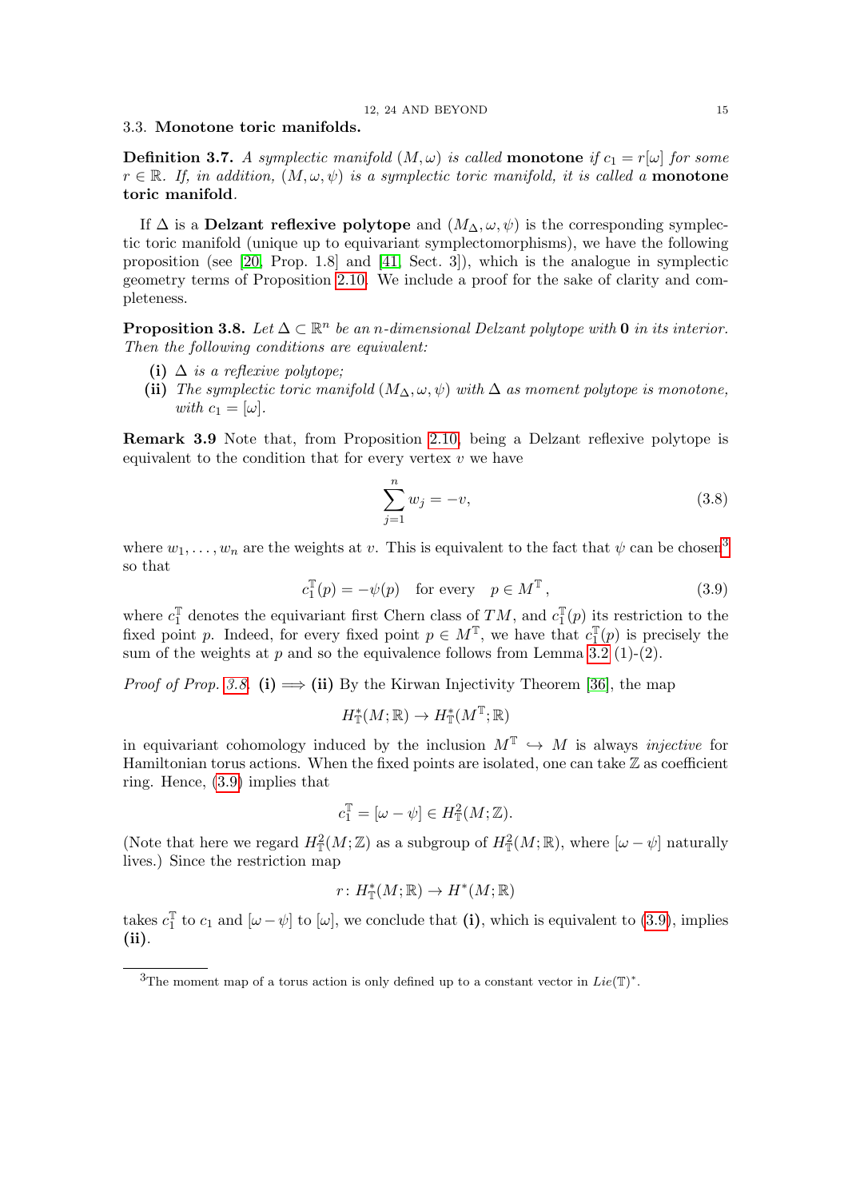### 3.3. Monotone toric manifolds.

**Definition 3.7.** *A symplectic manifold $(M,\omega)$ is called* **monotone** *if $c_1 = r[\omega]$ for some $r \in \mathbb{R}$. If, in addition, $(M,\omega,\psi)$ is a symplectic toric manifold, it is called a* **monotone toric manifold**.

If $\Delta$ is a **Delzant reflexive polytope** and $(M_\Delta,\omega,\psi)$ is the corresponding symplectic toric manifold (unique up to equivariant symplectomorphisms), we have the following proposition (see [20, Prop. 1.8] and [41, Sect. 3]), which is the analogue in symplectic geometry terms of Proposition 2.10. We include a proof for the sake of clarity and completeness.

**Proposition 3.8.** *Let $\Delta \subset \mathbb{R}^n$ be an $n$-dimensional Delzant polytope with* $\mathbf{0}$ *in its interior. Then the following conditions are equivalent:*

- **(i)** *$\Delta$ is a reflexive polytope;*
- **(ii)** *The symplectic toric manifold $(M_\Delta,\omega,\psi)$ with $\Delta$ as moment polytope is monotone, with $c_1 = [\omega]$.*

**Remark 3.9** Note that, from Proposition 2.10, being a Delzant reflexive polytope is equivalent to the condition that for every vertex $v$ we have

$$\sum_{j=1}^{n} w_j = -v, \tag{3.8}$$

where $w_1,\dots,w_n$ are the weights at $v$. This is equivalent to the fact that $\psi$ can be chosen[3] so that

$$c_1^{\mathbb{T}}(p) = -\psi(p) \quad \text{for every} \quad p \in M^{\mathbb{T}}, \tag{3.9}$$

where $c_1^{\mathbb{T}}$ denotes the equivariant first Chern class of $TM$, and $c_1^{\mathbb{T}}(p)$ its restriction to the fixed point $p$. Indeed, for every fixed point $p \in M^{\mathbb{T}}$, we have that $c_1^{\mathbb{T}}(p)$ is precisely the sum of the weights at $p$ and so the equivalence follows from Lemma 3.2 (1)-(2).

*Proof of Prop. 3.8.* **(i) $\Longrightarrow$ (ii)** By the Kirwan Injectivity Theorem [36], the map

$$H_{\mathbb{T}}^*(M;\mathbb{R}) \to H_{\mathbb{T}}^*(M^{\mathbb{T}};\mathbb{R})$$

in equivariant cohomology induced by the inclusion $M^{\mathbb{T}} \hookrightarrow M$ is always *injective* for Hamiltonian torus actions. When the fixed points are isolated, one can take $\mathbb{Z}$ as coefficient ring. Hence, (3.9) implies that

$$c_1^{\mathbb{T}} = [\omega - \psi] \in H_{\mathbb{T}}^2(M;\mathbb{Z}).$$

(Note that here we regard $H_{\mathbb{T}}^2(M;\mathbb{Z})$ as a subgroup of $H_{\mathbb{T}}^2(M;\mathbb{R})$, where $[\omega-\psi]$ naturally lives.) Since the restriction map

$$r\colon H_{\mathbb{T}}^*(M;\mathbb{R}) \to H^*(M;\mathbb{R})$$

takes $c_1^{\mathbb{T}}$ to $c_1$ and $[\omega-\psi]$ to $[\omega]$, we conclude that **(i)**, which is equivalent to (3.9), implies **(ii)**.

---

[3] The moment map of a torus action is only defined up to a constant vector in $Lie(\mathbb{T})^*$.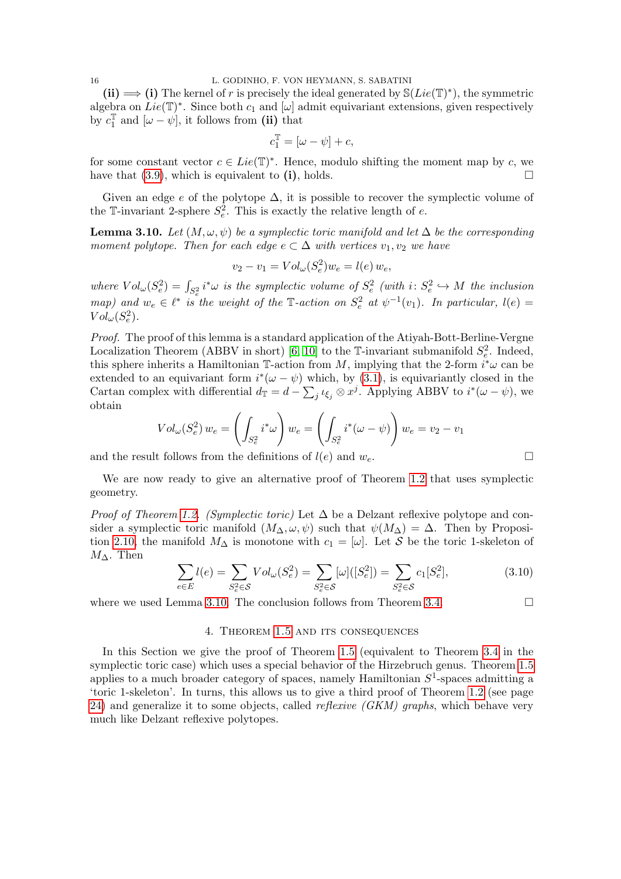**(ii) $\Longrightarrow$ (i)** The kernel of $r$ is precisely the ideal generated by $\mathbb{S}(Lie(\mathbb{T})^*)$, the symmetric algebra on $Lie(\mathbb{T})^*$. Since both $c_1$ and $[\omega]$ admit equivariant extensions, given respectively by $c_1^{\mathbb{T}}$ and $[\omega - \psi]$, it follows from **(ii)** that

$$c_1^{\mathbb{T}} = [\omega - \psi] + c,$$

for some constant vector $c \in Lie(\mathbb{T})^*$. Hence, modulo shifting the moment map by $c$, we have that (3.9), which is equivalent to **(i)**, holds. $\square$

Given an edge $e$ of the polytope $\Delta$, it is possible to recover the symplectic volume of the $\mathbb{T}$-invariant 2-sphere $S^2_e$. This is exactly the relative length of $e$.

**Lemma 3.10.** *Let $(M, \omega, \psi)$ be a symplectic toric manifold and let $\Delta$ be the corresponding moment polytope. Then for each edge $e \subset \Delta$ with vertices $v_1, v_2$ we have*

$$v_2 - v_1 = Vol_\omega(S^2_e) w_e = l(e)\, w_e,$$

*where $Vol_\omega(S^2_e) = \int_{S^2_e} i^*\omega$ is the symplectic volume of $S^2_e$ (with $i\colon S^2_e \hookrightarrow M$ the inclusion map) and $w_e \in \ell^*$ is the weight of the $\mathbb{T}$-action on $S^2_e$ at $\psi^{-1}(v_1)$. In particular, $l(e) = Vol_\omega(S^2_e)$.*

*Proof.* The proof of this lemma is a standard application of the Atiyah-Bott-Berline-Vergne Localization Theorem (ABBV in short) [6, 10] to the $\mathbb{T}$-invariant submanifold $S^2_e$. Indeed, this sphere inherits a Hamiltonian $\mathbb{T}$-action from $M$, implying that the 2-form $i^*\omega$ can be extended to an equivariant form $i^*(\omega - \psi)$ which, by (3.1), is equivariantly closed in the Cartan complex with differential $d_{\mathbb{T}} = d - \sum_j \iota_{\xi_j} \otimes x^j$. Applying ABBV to $i^*(\omega - \psi)$, we obtain

$$Vol_\omega(S^2_e)\, w_e = \left(\int_{S^2_e} i^*\omega\right) w_e = \left(\int_{S^2_e} i^*(\omega - \psi)\right) w_e = v_2 - v_1$$

and the result follows from the definitions of $l(e)$ and $w_e$. $\square$

We are now ready to give an alternative proof of Theorem 1.2 that uses symplectic geometry.

*Proof of Theorem 1.2. (Symplectic toric)* Let $\Delta$ be a Delzant reflexive polytope and consider a symplectic toric manifold $(M_\Delta, \omega, \psi)$ such that $\psi(M_\Delta) = \Delta$. Then by Proposition 2.10, the manifold $M_\Delta$ is monotone with $c_1 = [\omega]$. Let $\mathcal{S}$ be the toric 1-skeleton of $M_\Delta$. Then

$$\sum_{e \in E} l(e) = \sum_{S^2_e \in \mathcal{S}} Vol_\omega(S^2_e) = \sum_{S^2_e \in \mathcal{S}} [\omega]([S^2_e]) = \sum_{S^2_e \in \mathcal{S}} c_1[S^2_e], \tag{3.10}$$

where we used Lemma 3.10. The conclusion follows from Theorem 3.4. $\square$

## 4. Theorem 1.5 and its consequences

In this Section we give the proof of Theorem 1.5 (equivalent to Theorem 3.4 in the symplectic toric case) which uses a special behavior of the Hirzebruch genus. Theorem 1.5 applies to a much broader category of spaces, namely Hamiltonian $S^1$-spaces admitting a 'toric 1-skeleton'. In turns, this allows us to give a third proof of Theorem 1.2 (see page 24) and generalize it to some objects, called *reflexive (GKM) graphs*, which behave very much like Delzant reflexive polytopes.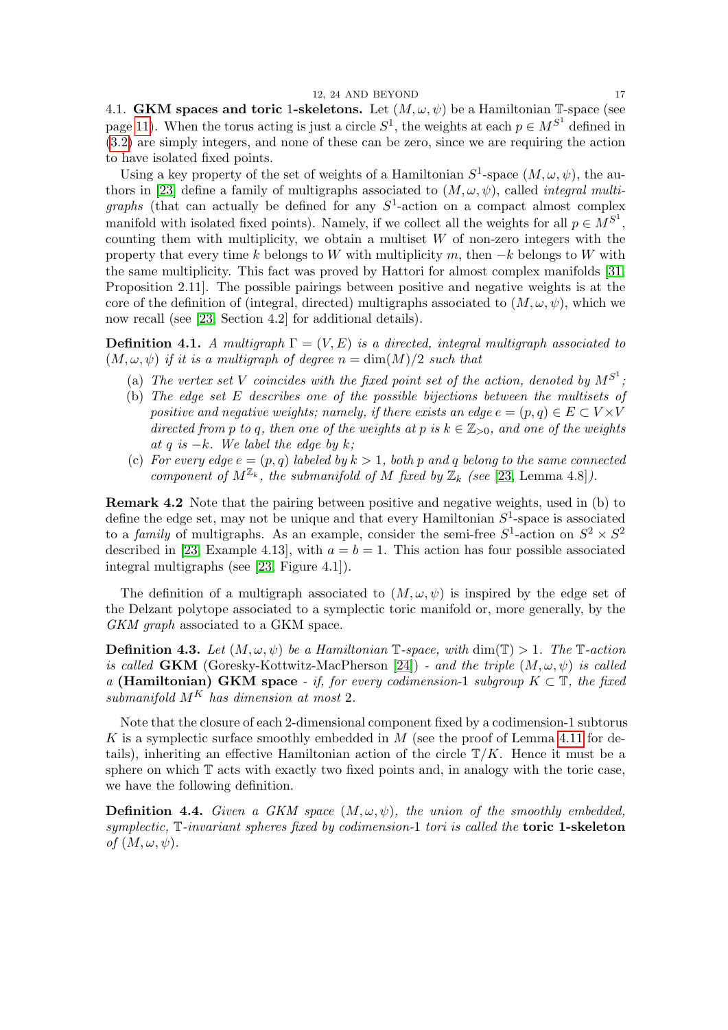4.1. **GKM spaces and toric 1-skeletons.** Let $(M,\omega,\psi)$ be a Hamiltonian $\mathbb{T}$-space (see page 11). When the torus acting is just a circle $S^1$, the weights at each $p \in M^{S^1}$ defined in (3.2) are simply integers, and none of these can be zero, since we are requiring the action to have isolated fixed points.

Using a key property of the set of weights of a Hamiltonian $S^1$-space $(M,\omega,\psi)$, the authors in [23] define a family of multigraphs associated to $(M,\omega,\psi)$, called *integral multigraphs* (that can actually be defined for any $S^1$-action on a compact almost complex manifold with isolated fixed points). Namely, if we collect all the weights for all $p \in M^{S^1}$, counting them with multiplicity, we obtain a multiset $W$ of non-zero integers with the property that every time $k$ belongs to $W$ with multiplicity $m$, then $-k$ belongs to $W$ with the same multiplicity. This fact was proved by Hattori for almost complex manifolds [31, Proposition 2.11]. The possible pairings between positive and negative weights is at the core of the definition of (integral, directed) multigraphs associated to $(M,\omega,\psi)$, which we now recall (see [23, Section 4.2] for additional details).

**Definition 4.1.** *A multigraph $\Gamma = (V,E)$ is a directed, integral multigraph associated to $(M,\omega,\psi)$ if it is a multigraph of degree $n = \dim(M)/2$ such that*

- (a) *The vertex set $V$ coincides with the fixed point set of the action, denoted by $M^{S^1}$;*
- (b) *The edge set $E$ describes one of the possible bijections between the multisets of positive and negative weights; namely, if there exists an edge $e = (p,q) \in E \subset V \times V$ directed from $p$ to $q$, then one of the weights at $p$ is $k \in \mathbb{Z}_{>0}$, and one of the weights at $q$ is $-k$. We label the edge by $k$;*
- (c) *For every edge $e = (p,q)$ labeled by $k > 1$, both $p$ and $q$ belong to the same connected component of $M^{\mathbb{Z}_k}$, the submanifold of $M$ fixed by $\mathbb{Z}_k$ (see [23, Lemma 4.8]).*

**Remark 4.2** Note that the pairing between positive and negative weights, used in (b) to define the edge set, may not be unique and that every Hamiltonian $S^1$-space is associated to a *family* of multigraphs. As an example, consider the semi-free $S^1$-action on $S^2 \times S^2$ described in [23, Example 4.13], with $a = b = 1$. This action has four possible associated integral multigraphs (see [23, Figure 4.1]).

The definition of a multigraph associated to $(M,\omega,\psi)$ is inspired by the edge set of the Delzant polytope associated to a symplectic toric manifold or, more generally, by the *GKM graph* associated to a GKM space.

**Definition 4.3.** *Let $(M,\omega,\psi)$ be a Hamiltonian $\mathbb{T}$-space, with $\dim(\mathbb{T}) > 1$. The $\mathbb{T}$-action is called* **GKM** (Goresky-Kottwitz-MacPherson [24]) *- and the triple $(M,\omega,\psi)$ is called a* **(Hamiltonian) GKM space** *- if, for every codimension-1 subgroup $K \subset \mathbb{T}$, the fixed submanifold $M^K$ has dimension at most 2.*

Note that the closure of each 2-dimensional component fixed by a codimension-1 subtorus $K$ is a symplectic surface smoothly embedded in $M$ (see the proof of Lemma 4.11 for details), inheriting an effective Hamiltonian action of the circle $\mathbb{T}/K$. Hence it must be a sphere on which $\mathbb{T}$ acts with exactly two fixed points and, in analogy with the toric case, we have the following definition.

**Definition 4.4.** *Given a GKM space $(M,\omega,\psi)$, the union of the smoothly embedded, symplectic, $\mathbb{T}$-invariant spheres fixed by codimension-1 tori is called the* **toric 1-skeleton** *of $(M,\omega,\psi)$.*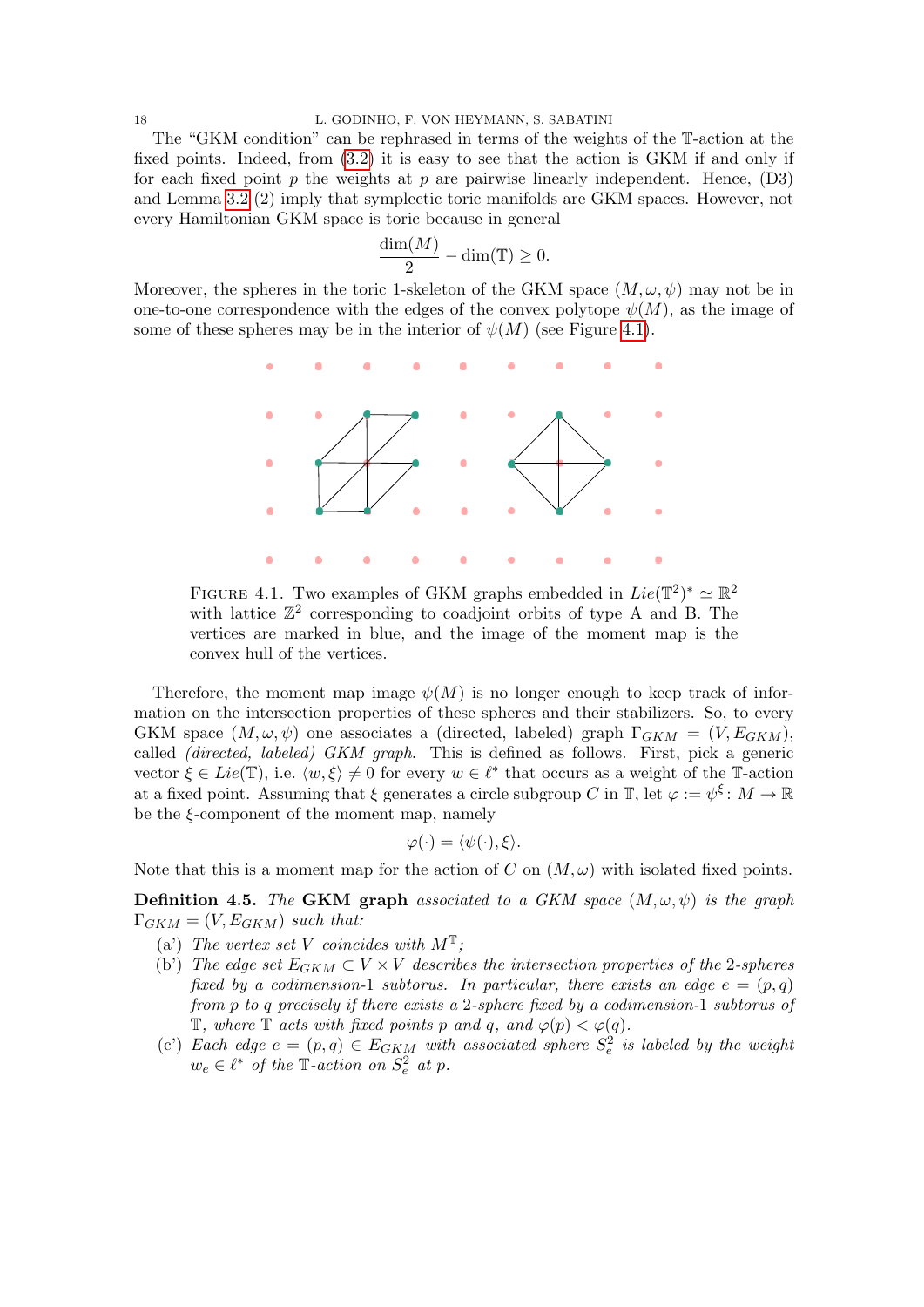The "GKM condition" can be rephrased in terms of the weights of the $\mathbb{T}$-action at the fixed points. Indeed, from (3.2) it is easy to see that the action is GKM if and only if for each fixed point $p$ the weights at $p$ are pairwise linearly independent. Hence, (D3) and Lemma 3.2 (2) imply that symplectic toric manifolds are GKM spaces. However, not every Hamiltonian GKM space is toric because in general

$$\frac{\dim(M)}{2} - \dim(\mathbb{T}) \geq 0.$$

Moreover, the spheres in the toric 1-skeleton of the GKM space $(M, \omega, \psi)$ may not be in one-to-one correspondence with the edges of the convex polytope $\psi(M)$, as the image of some of these spheres may be in the interior of $\psi(M)$ (see Figure 4.1).

FIGURE 4.1. Two examples of GKM graphs embedded in $Lie(\mathbb{T}^2)^* \simeq \mathbb{R}^2$ with lattice $\mathbb{Z}^2$ corresponding to coadjoint orbits of type A and B. The vertices are marked in blue, and the image of the moment map is the convex hull of the vertices.

Therefore, the moment map image $\psi(M)$ is no longer enough to keep track of information on the intersection properties of these spheres and their stabilizers. So, to every GKM space $(M, \omega, \psi)$ one associates a (directed, labeled) graph $\Gamma_{GKM} = (V, E_{GKM})$, called *(directed, labeled) GKM graph*. This is defined as follows. First, pick a generic vector $\xi \in Lie(\mathbb{T})$, i.e. $\langle w, \xi \rangle \neq 0$ for every $w \in \ell^*$ that occurs as a weight of the $\mathbb{T}$-action at a fixed point. Assuming that $\xi$ generates a circle subgroup $C$ in $\mathbb{T}$, let $\varphi := \psi^{\xi} \colon M \to \mathbb{R}$ be the $\xi$-component of the moment map, namely

$$\varphi(\cdot) = \langle \psi(\cdot), \xi \rangle.$$

Note that this is a moment map for the action of $C$ on $(M, \omega)$ with isolated fixed points.

**Definition 4.5.** *The* **GKM graph** *associated to a GKM space $(M, \omega, \psi)$ is the graph $\Gamma_{GKM} = (V, E_{GKM})$ such that:*

- (a') *The vertex set $V$ coincides with $M^{\mathbb{T}}$;*
- (b') *The edge set $E_{GKM} \subset V \times V$ describes the intersection properties of the 2-spheres fixed by a codimension-1 subtorus. In particular, there exists an edge $e = (p, q)$ from $p$ to $q$ precisely if there exists a 2-sphere fixed by a codimension-1 subtorus of $\mathbb{T}$, where $\mathbb{T}$ acts with fixed points $p$ and $q$, and $\varphi(p) < \varphi(q)$.*
- (c') *Each edge $e = (p, q) \in E_{GKM}$ with associated sphere $S^2_e$ is labeled by the weight $w_e \in \ell^*$ of the $\mathbb{T}$-action on $S^2_e$ at $p$.*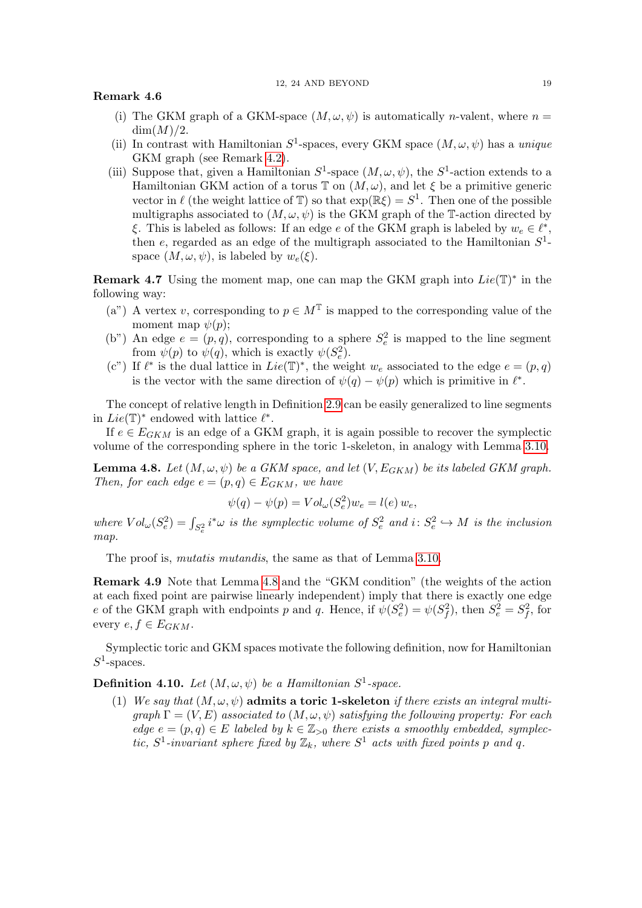**Remark 4.6**

(i) The GKM graph of a GKM-space $(M,\omega,\psi)$ is automatically $n$-valent, where $n = \dim(M)/2$.

(ii) In contrast with Hamiltonian $S^1$-spaces, every GKM space $(M,\omega,\psi)$ has a *unique* GKM graph (see Remark 4.2).

(iii) Suppose that, given a Hamiltonian $S^1$-space $(M,\omega,\psi)$, the $S^1$-action extends to a Hamiltonian GKM action of a torus $\mathbb{T}$ on $(M,\omega)$, and let $\xi$ be a primitive generic vector in $\ell$ (the weight lattice of $\mathbb{T}$) so that $\exp(\mathbb{R}\xi) = S^1$. Then one of the possible multigraphs associated to $(M,\omega,\psi)$ is the GKM graph of the $\mathbb{T}$-action directed by $\xi$. This is labeled as follows: If an edge $e$ of the GKM graph is labeled by $w_e \in \ell^*$, then $e$, regarded as an edge of the multigraph associated to the Hamiltonian $S^1$-space $(M,\omega,\psi)$, is labeled by $w_e(\xi)$.

**Remark 4.7** Using the moment map, one can map the GKM graph into $Lie(\mathbb{T})^*$ in the following way:

(a") A vertex $v$, corresponding to $p \in M^{\mathbb{T}}$ is mapped to the corresponding value of the moment map $\psi(p)$;

(b") An edge $e = (p,q)$, corresponding to a sphere $S^2_e$ is mapped to the line segment from $\psi(p)$ to $\psi(q)$, which is exactly $\psi(S^2_e)$.

(c") If $\ell^*$ is the dual lattice in $Lie(\mathbb{T})^*$, the weight $w_e$ associated to the edge $e = (p,q)$ is the vector with the same direction of $\psi(q) - \psi(p)$ which is primitive in $\ell^*$.

The concept of relative length in Definition 2.9 can be easily generalized to line segments in $Lie(\mathbb{T})^*$ endowed with lattice $\ell^*$.

If $e \in E_{GKM}$ is an edge of a GKM graph, it is again possible to recover the symplectic volume of the corresponding sphere in the toric 1-skeleton, in analogy with Lemma 3.10.

**Lemma 4.8.** *Let $(M,\omega,\psi)$ be a GKM space, and let $(V, E_{GKM})$ be its labeled GKM graph. Then, for each edge $e = (p,q) \in E_{GKM}$, we have*

$$\psi(q) - \psi(p) = Vol_\omega(S^2_e) w_e = l(e)\, w_e,$$

*where $Vol_\omega(S^2_e) = \int_{S^2_e} i^*\omega$ is the symplectic volume of $S^2_e$ and $i \colon S^2_e \hookrightarrow M$ is the inclusion map.*

The proof is, *mutatis mutandis*, the same as that of Lemma 3.10.

**Remark 4.9** Note that Lemma 4.8 and the "GKM condition" (the weights of the action at each fixed point are pairwise linearly independent) imply that there is exactly one edge $e$ of the GKM graph with endpoints $p$ and $q$. Hence, if $\psi(S^2_e) = \psi(S^2_f)$, then $S^2_e = S^2_f$, for every $e, f \in E_{GKM}$.

Symplectic toric and GKM spaces motivate the following definition, now for Hamiltonian $S^1$-spaces.

**Definition 4.10.** *Let $(M,\omega,\psi)$ be a Hamiltonian $S^1$-space.*

(1) *We say that $(M,\omega,\psi)$* **admits a toric 1-skeleton** *if there exists an integral multigraph $\Gamma = (V,E)$ associated to $(M,\omega,\psi)$ satisfying the following property: For each edge $e = (p,q) \in E$ labeled by $k \in \mathbb{Z}_{>0}$ there exists a smoothly embedded, symplectic, $S^1$-invariant sphere fixed by $\mathbb{Z}_k$, where $S^1$ acts with fixed points $p$ and $q$.*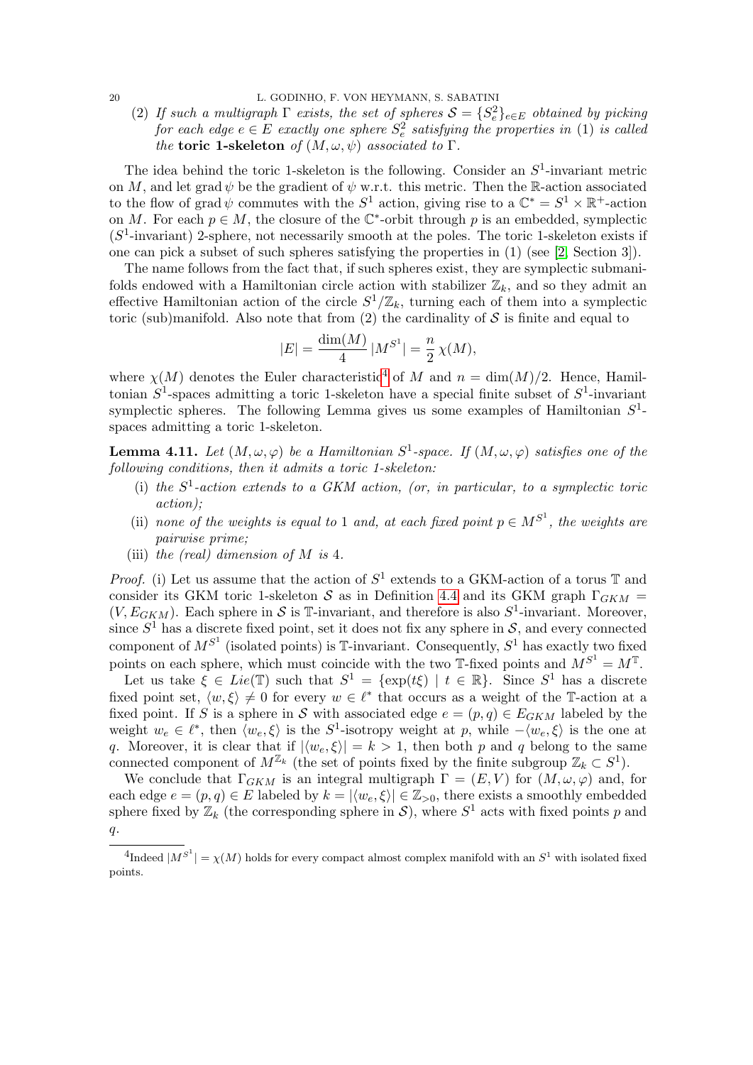(2) *If such a multigraph $\Gamma$ exists, the set of spheres $\mathcal{S} = \{S^2_e\}_{e\in E}$ obtained by picking for each edge $e \in E$ exactly one sphere $S^2_e$ satisfying the properties in (1) is called the* **toric 1-skeleton** *of $(M, \omega, \psi)$ associated to $\Gamma$.*

The idea behind the toric 1-skeleton is the following. Consider an $S^1$-invariant metric on $M$, and let $\operatorname{grad}\psi$ be the gradient of $\psi$ w.r.t. this metric. Then the $\mathbb{R}$-action associated to the flow of $\operatorname{grad}\psi$ commutes with the $S^1$ action, giving rise to a $\mathbb{C}^* = S^1 \times \mathbb{R}^+$-action on $M$. For each $p \in M$, the closure of the $\mathbb{C}^*$-orbit through $p$ is an embedded, symplectic ($S^1$-invariant) 2-sphere, not necessarily smooth at the poles. The toric 1-skeleton exists if one can pick a subset of such spheres satisfying the properties in (1) (see [2, Section 3]).

The name follows from the fact that, if such spheres exist, they are symplectic submanifolds endowed with a Hamiltonian circle action with stabilizer $\mathbb{Z}_k$, and so they admit an effective Hamiltonian action of the circle $S^1/\mathbb{Z}_k$, turning each of them into a symplectic toric (sub)manifold. Also note that from (2) the cardinality of $\mathcal{S}$ is finite and equal to

$$|E| = \frac{\dim(M)}{4}\,|M^{S^1}| = \frac{n}{2}\,\chi(M),$$

where $\chi(M)$ denotes the Euler characteristic[4] of $M$ and $n = \dim(M)/2$. Hence, Hamiltonian $S^1$-spaces admitting a toric 1-skeleton have a special finite subset of $S^1$-invariant symplectic spheres. The following Lemma gives us some examples of Hamiltonian $S^1$-spaces admitting a toric 1-skeleton.

**Lemma 4.11.** *Let $(M, \omega, \varphi)$ be a Hamiltonian $S^1$-space. If $(M, \omega, \varphi)$ satisfies one of the following conditions, then it admits a toric 1-skeleton:*

(i) *the $S^1$-action extends to a GKM action, (or, in particular, to a symplectic toric action);*

(ii) *none of the weights is equal to 1 and, at each fixed point $p \in M^{S^1}$, the weights are pairwise prime;*

(iii) *the (real) dimension of $M$ is 4.*

*Proof.* (i) Let us assume that the action of $S^1$ extends to a GKM-action of a torus $\mathbb{T}$ and consider its GKM toric 1-skeleton $\mathcal{S}$ as in Definition 4.4 and its GKM graph $\Gamma_{GKM} = (V, E_{GKM})$. Each sphere in $\mathcal{S}$ is $\mathbb{T}$-invariant, and therefore is also $S^1$-invariant. Moreover, since $S^1$ has a discrete fixed point, set it does not fix any sphere in $\mathcal{S}$, and every connected component of $M^{S^1}$ (isolated points) is $\mathbb{T}$-invariant. Consequently, $S^1$ has exactly two fixed points on each sphere, which must coincide with the two $\mathbb{T}$-fixed points and $M^{S^1} = M^{\mathbb{T}}$.

Let us take $\xi \in Lie(\mathbb{T})$ such that $S^1 = \{\exp(t\xi) \mid t \in \mathbb{R}\}$. Since $S^1$ has a discrete fixed point set, $\langle w, \xi\rangle \neq 0$ for every $w \in \ell^*$ that occurs as a weight of the $\mathbb{T}$-action at a fixed point. If $S$ is a sphere in $\mathcal{S}$ with associated edge $e = (p, q) \in E_{GKM}$ labeled by the weight $w_e \in \ell^*$, then $\langle w_e, \xi\rangle$ is the $S^1$-isotropy weight at $p$, while $-\langle w_e, \xi\rangle$ is the one at $q$. Moreover, it is clear that if $|\langle w_e, \xi\rangle| = k > 1$, then both $p$ and $q$ belong to the same connected component of $M^{\mathbb{Z}_k}$ (the set of points fixed by the finite subgroup $\mathbb{Z}_k \subset S^1$).

We conclude that $\Gamma_{GKM}$ is an integral multigraph $\Gamma = (E, V)$ for $(M, \omega, \varphi)$ and, for each edge $e = (p, q) \in E$ labeled by $k = |\langle w_e, \xi\rangle| \in \mathbb{Z}_{>0}$, there exists a smoothly embedded sphere fixed by $\mathbb{Z}_k$ (the corresponding sphere in $\mathcal{S}$), where $S^1$ acts with fixed points $p$ and $q$.

[4] Indeed $|M^{S^1}| = \chi(M)$ holds for every compact almost complex manifold with an $S^1$ with isolated fixed points.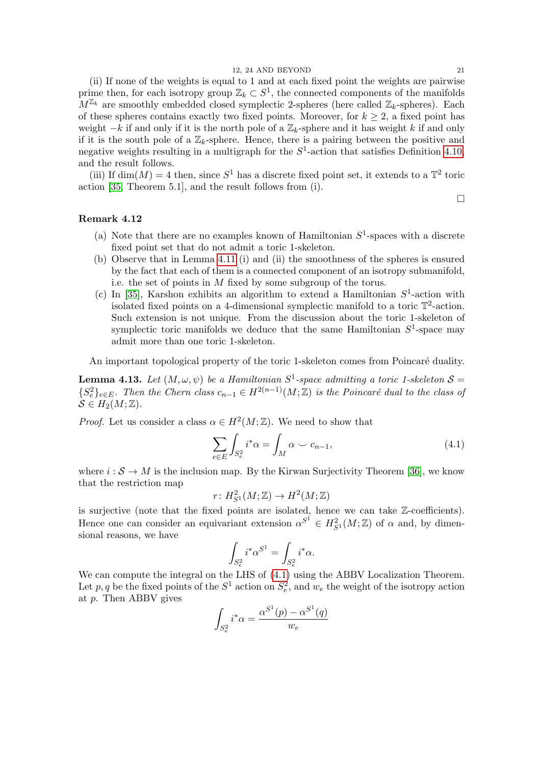(ii) If none of the weights is equal to 1 and at each fixed point the weights are pairwise prime then, for each isotropy group $\mathbb{Z}_k \subset S^1$, the connected components of the manifolds $M^{\mathbb{Z}_k}$ are smoothly embedded closed symplectic 2-spheres (here called $\mathbb{Z}_k$-spheres). Each of these spheres contains exactly two fixed points. Moreover, for $k \geq 2$, a fixed point has weight $-k$ if and only if it is the north pole of a $\mathbb{Z}_k$-sphere and it has weight $k$ if and only if it is the south pole of a $\mathbb{Z}_k$-sphere. Hence, there is a pairing between the positive and negative weights resulting in a multigraph for the $S^1$-action that satisfies Definition 4.10, and the result follows.

(iii) If $\dim(M) = 4$ then, since $S^1$ has a discrete fixed point set, it extends to a $\mathbb{T}^2$ toric action [35, Theorem 5.1], and the result follows from (i).

□

**Remark 4.12**

(a) Note that there are no examples known of Hamiltonian $S^1$-spaces with a discrete fixed point set that do not admit a toric 1-skeleton.

(b) Observe that in Lemma 4.11 (i) and (ii) the smoothness of the spheres is ensured by the fact that each of them is a connected component of an isotropy submanifold, i.e. the set of points in $M$ fixed by some subgroup of the torus.

(c) In [35], Karshon exhibits an algorithm to extend a Hamiltonian $S^1$-action with isolated fixed points on a 4-dimensional symplectic manifold to a toric $\mathbb{T}^2$-action. Such extension is not unique. From the discussion about the toric 1-skeleton of symplectic toric manifolds we deduce that the same Hamiltonian $S^1$-space may admit more than one toric 1-skeleton.

An important topological property of the toric 1-skeleton comes from Poincaré duality.

**Lemma 4.13.** *Let $(M, \omega, \psi)$ be a Hamiltonian $S^1$-space admitting a toric 1-skeleton $\mathcal{S} = \{S^2_e\}_{e \in E}$. Then the Chern class $c_{n-1} \in H^{2(n-1)}(M;\mathbb{Z})$ is the Poincaré dual to the class of $\mathcal{S} \in H_2(M;\mathbb{Z})$.*

*Proof.* Let us consider a class $\alpha \in H^2(M;\mathbb{Z})$. We need to show that

$$\sum_{e \in E} \int_{S^2_e} i^*\alpha = \int_M \alpha \smile c_{n-1}, \tag{4.1}$$

where $i \colon \mathcal{S} \to M$ is the inclusion map. By the Kirwan Surjectivity Theorem [36], we know that the restriction map

$$r \colon H^2_{S^1}(M;\mathbb{Z}) \to H^2(M;\mathbb{Z})$$

is surjective (note that the fixed points are isolated, hence we can take $\mathbb{Z}$-coefficients). Hence one can consider an equivariant extension $\alpha^{S^1} \in H^2_{S^1}(M;\mathbb{Z})$ of $\alpha$ and, by dimensional reasons, we have

$$\int_{S^2_e} i^*\alpha^{S^1} = \int_{S^2_e} i^*\alpha.$$

We can compute the integral on the LHS of (4.1) using the ABBV Localization Theorem. Let $p, q$ be the fixed points of the $S^1$ action on $S^2_e$, and $w_e$ the weight of the isotropy action at $p$. Then ABBV gives

$$\int_{S^2_e} i^*\alpha = \frac{\alpha^{S^1}(p) - \alpha^{S^1}(q)}{w_e}$$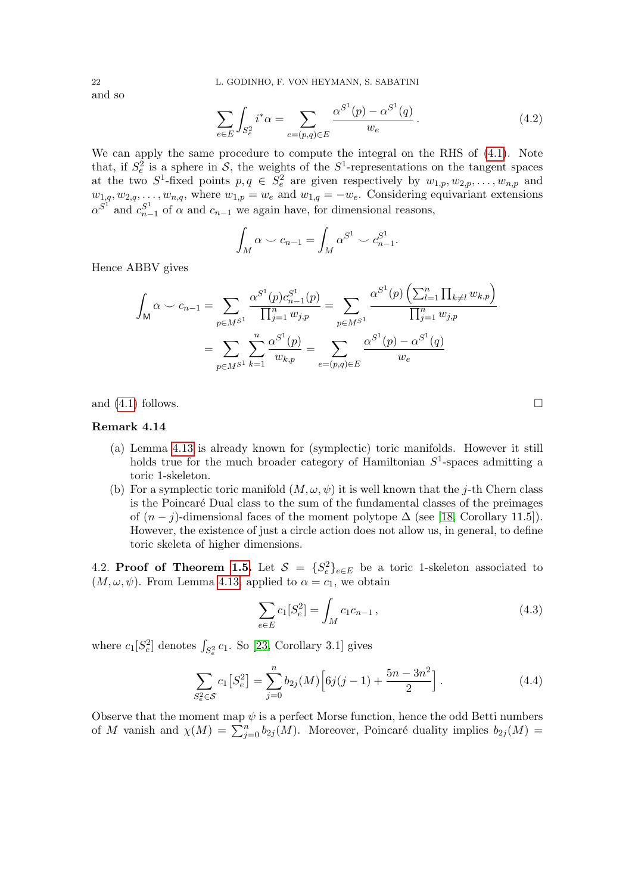and so

$$\sum_{e\in E}\int_{S^2_e} i^*\alpha = \sum_{e=(p,q)\in E} \frac{\alpha^{S^1}(p)-\alpha^{S^1}(q)}{w_e}\,. \tag{4.2}$$

We can apply the same procedure to compute the integral on the RHS of (4.1). Note that, if $S^2_e$ is a sphere in $\mathcal{S}$, the weights of the $S^1$-representations on the tangent spaces at the two $S^1$-fixed points $p,q\in S^2_e$ are given respectively by $w_{1,p},w_{2,p},\ldots,w_{n,p}$ and $w_{1,q},w_{2,q},\ldots,w_{n,q}$, where $w_{1,p}=w_e$ and $w_{1,q}=-w_e$. Considering equivariant extensions $\alpha^{S^1}$ and $c^{S^1}_{n-1}$ of $\alpha$ and $c_{n-1}$ we again have, for dimensional reasons,

$$\int_M \alpha\smile c_{n-1} = \int_M \alpha^{S^1}\smile c^{S^1}_{n-1}.$$

Hence ABBV gives

$$\begin{aligned}\int_{\mathsf{M}} \alpha\smile c_{n-1} &= \sum_{p\in M^{S^1}} \frac{\alpha^{S^1}(p)c^{S^1}_{n-1}(p)}{\prod_{j=1}^n w_{j,p}} = \sum_{p\in M^{S^1}} \frac{\alpha^{S^1}(p)\left(\sum_{l=1}^n\prod_{k\neq l} w_{k,p}\right)}{\prod_{j=1}^n w_{j,p}}\\ &= \sum_{p\in M^{S^1}}\sum_{k=1}^n \frac{\alpha^{S^1}(p)}{w_{k,p}} = \sum_{e=(p,q)\in E}\frac{\alpha^{S^1}(p)-\alpha^{S^1}(q)}{w_e}\end{aligned}$$

and (4.1) follows. □

**Remark 4.14**

(a) Lemma 4.13 is already known for (symplectic) toric manifolds. However it still holds true for the much broader category of Hamiltonian $S^1$-spaces admitting a toric 1-skeleton.

(b) For a symplectic toric manifold $(M,\omega,\psi)$ it is well known that the $j$-th Chern class is the Poincaré Dual class to the sum of the fundamental classes of the preimages of $(n-j)$-dimensional faces of the moment polytope $\Delta$ (see [18, Corollary 11.5]). However, the existence of just a circle action does not allow us, in general, to define toric skeleta of higher dimensions.

4.2. **Proof of Theorem 1.5.** Let $\mathcal{S}=\{S^2_e\}_{e\in E}$ be a toric 1-skeleton associated to $(M,\omega,\psi)$. From Lemma 4.13, applied to $\alpha=c_1$, we obtain

$$\sum_{e\in E} c_1[S^2_e] = \int_M c_1c_{n-1}\,, \tag{4.3}$$

where $c_1[S^2_e]$ denotes $\int_{S^2_e} c_1$. So [23, Corollary 3.1] gives

$$\sum_{S^2_e\in\mathcal{S}} c_1\big[S^2_e\big] = \sum_{j=0}^n b_{2j}(M)\Big[6j(j-1)+\frac{5n-3n^2}{2}\Big]\,. \tag{4.4}$$

Observe that the moment map $\psi$ is a perfect Morse function, hence the odd Betti numbers of $M$ vanish and $\chi(M)=\sum_{j=0}^n b_{2j}(M)$. Moreover, Poincaré duality implies $b_{2j}(M)=$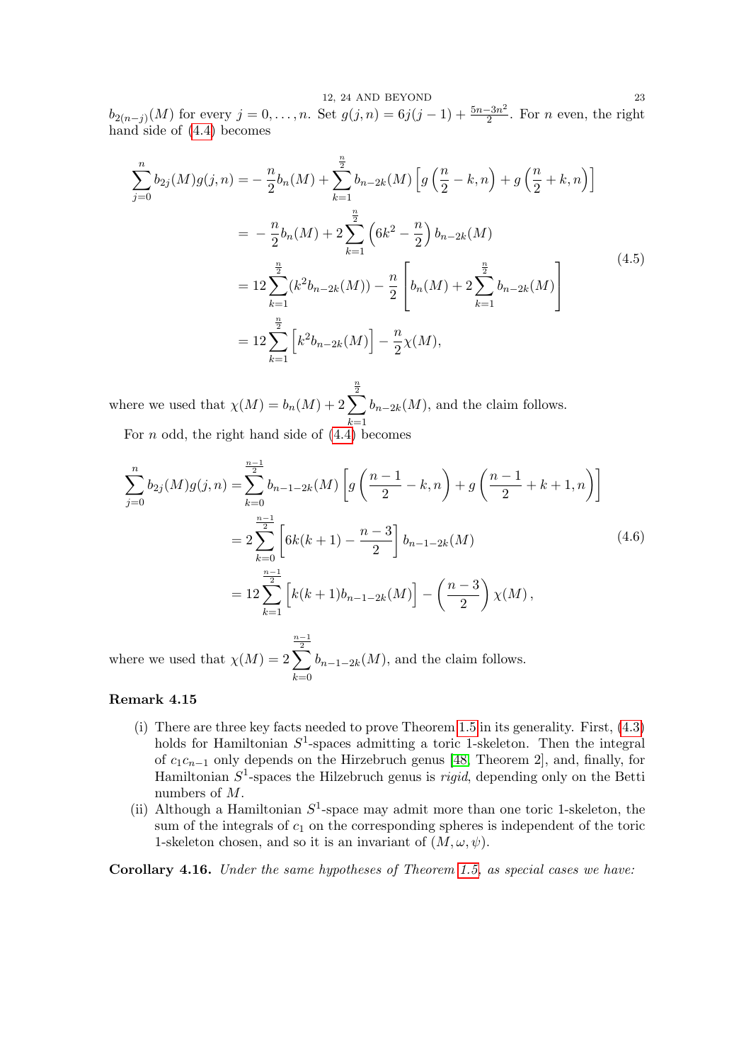$b_{2(n-j)}(M)$ for every $j = 0, \ldots, n$. Set $g(j,n) = 6j(j-1) + \frac{5n-3n^2}{2}$. For $n$ even, the right hand side of (4.4) becomes

$$
\begin{aligned}
\sum_{j=0}^{n} b_{2j}(M) g(j,n) &= -\frac{n}{2} b_n(M) + \sum_{k=1}^{\frac{n}{2}} b_{n-2k}(M) \left[ g\left(\frac{n}{2} - k, n\right) + g\left(\frac{n}{2} + k, n\right) \right] \\
&= -\frac{n}{2} b_n(M) + 2 \sum_{k=1}^{\frac{n}{2}} \left(6k^2 - \frac{n}{2}\right) b_{n-2k}(M) \\
&= 12 \sum_{k=1}^{\frac{n}{2}} (k^2 b_{n-2k}(M)) - \frac{n}{2} \left[ b_n(M) + 2 \sum_{k=1}^{\frac{n}{2}} b_{n-2k}(M) \right] \\
&= 12 \sum_{k=1}^{\frac{n}{2}} \left[ k^2 b_{n-2k}(M) \right] - \frac{n}{2} \chi(M),
\end{aligned}
\tag{4.5}
$$

where we used that $\chi(M) = b_n(M) + 2 \sum_{k=1}^{\frac{n}{2}} b_{n-2k}(M)$, and the claim follows.

For $n$ odd, the right hand side of (4.4) becomes

$$
\begin{aligned}
\sum_{j=0}^{n} b_{2j}(M) g(j,n) &= \sum_{k=0}^{\frac{n-1}{2}} b_{n-1-2k}(M) \left[ g\left(\frac{n-1}{2} - k, n\right) + g\left(\frac{n-1}{2} + k + 1, n\right) \right] \\
&= 2 \sum_{k=0}^{\frac{n-1}{2}} \left[ 6k(k+1) - \frac{n-3}{2} \right] b_{n-1-2k}(M) \\
&= 12 \sum_{k=1}^{\frac{n-1}{2}} \left[ k(k+1) b_{n-1-2k}(M) \right] - \left( \frac{n-3}{2} \right) \chi(M),
\end{aligned}
\tag{4.6}
$$

where we used that $\chi(M) = 2 \sum_{k=0}^{\frac{n-1}{2}} b_{n-1-2k}(M)$, and the claim follows.

**Remark 4.15**

(i) There are three key facts needed to prove Theorem 1.5 in its generality. First, (4.3) holds for Hamiltonian $S^1$-spaces admitting a toric 1-skeleton. Then the integral of $c_1 c_{n-1}$ only depends on the Hirzebruch genus [48, Theorem 2], and, finally, for Hamiltonian $S^1$-spaces the Hilzebruch genus is *rigid*, depending only on the Betti numbers of $M$.

(ii) Although a Hamiltonian $S^1$-space may admit more than one toric 1-skeleton, the sum of the integrals of $c_1$ on the corresponding spheres is independent of the toric 1-skeleton chosen, and so it is an invariant of $(M, \omega, \psi)$.

**Corollary 4.16.** *Under the same hypotheses of Theorem 1.5, as special cases we have:*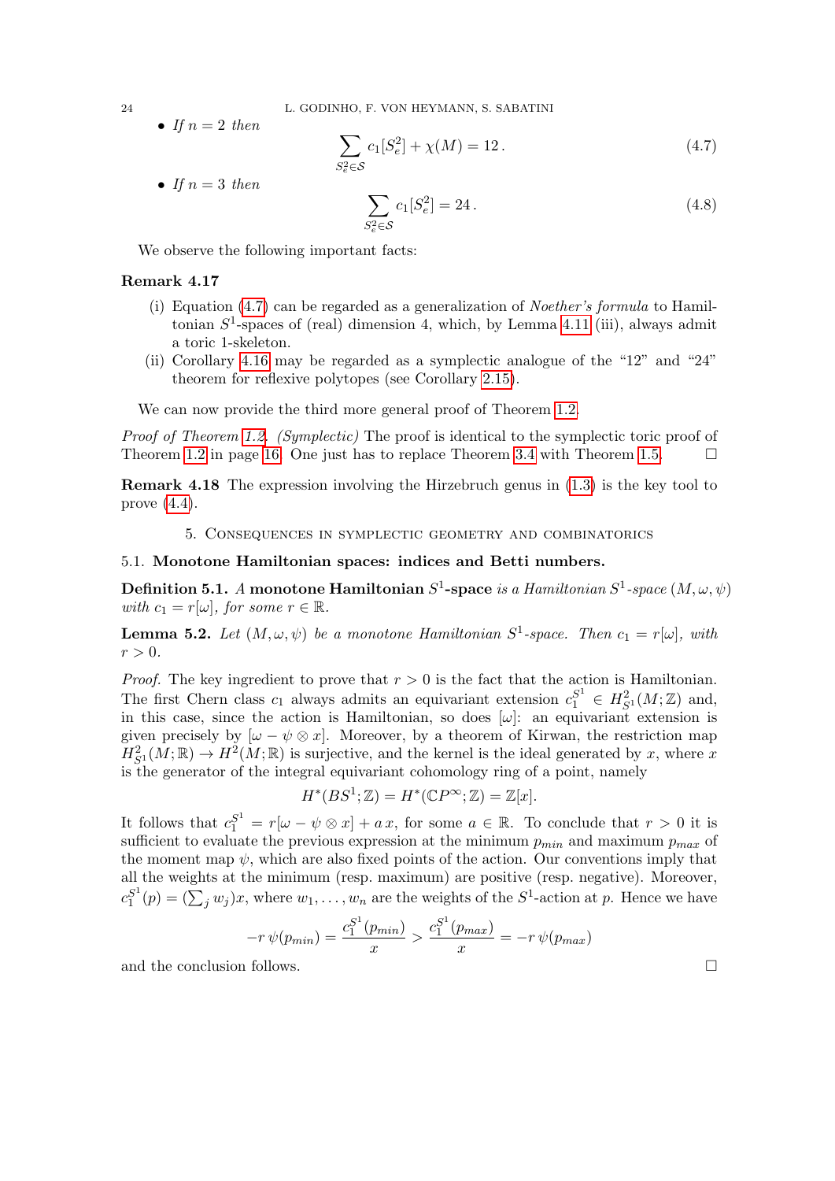- *If $n = 2$ then*

$$\sum_{S_e^2 \in \mathcal{S}} c_1[S_e^2] + \chi(M) = 12\,. \tag{4.7}$$

- *If $n = 3$ then*

$$\sum_{S_e^2 \in \mathcal{S}} c_1[S_e^2] = 24\,. \tag{4.8}$$

We observe the following important facts:

**Remark 4.17**

(i) Equation (4.7) can be regarded as a generalization of *Noether's formula* to Hamiltonian $S^1$-spaces of (real) dimension 4, which, by Lemma 4.11 (iii), always admit a toric 1-skeleton.

(ii) Corollary 4.16 may be regarded as a symplectic analogue of the "12" and "24" theorem for reflexive polytopes (see Corollary 2.15).

We can now provide the third more general proof of Theorem 1.2.

*Proof of Theorem 1.2. (Symplectic)* The proof is identical to the symplectic toric proof of Theorem 1.2 in page 16. One just has to replace Theorem 3.4 with Theorem 1.5. □

**Remark 4.18** The expression involving the Hirzebruch genus in (1.3) is the key tool to prove (4.4).

## 5. Consequences in symplectic geometry and combinatorics

### 5.1. Monotone Hamiltonian spaces: indices and Betti numbers.

**Definition 5.1.** *A* **monotone Hamiltonian** $S^1$**-space** *is a Hamiltonian $S^1$-space $(M, \omega, \psi)$ with $c_1 = r[\omega]$, for some $r \in \mathbb{R}$.*

**Lemma 5.2.** *Let $(M, \omega, \psi)$ be a monotone Hamiltonian $S^1$-space. Then $c_1 = r[\omega]$, with $r > 0$.*

*Proof.* The key ingredient to prove that $r > 0$ is the fact that the action is Hamiltonian. The first Chern class $c_1$ always admits an equivariant extension $c_1^{S^1} \in H^2_{S^1}(M;\mathbb{Z})$ and, in this case, since the action is Hamiltonian, so does $[\omega]$: an equivariant extension is given precisely by $[\omega - \psi \otimes x]$. Moreover, by a theorem of Kirwan, the restriction map $H^2_{S^1}(M;\mathbb{R}) \to H^2(M;\mathbb{R})$ is surjective, and the kernel is the ideal generated by $x$, where $x$ is the generator of the integral equivariant cohomology ring of a point, namely

$$H^*(BS^1;\mathbb{Z}) = H^*(\mathbb{C}P^\infty;\mathbb{Z}) = \mathbb{Z}[x].$$

It follows that $c_1^{S^1} = r[\omega - \psi \otimes x] + a\,x$, for some $a \in \mathbb{R}$. To conclude that $r > 0$ it is sufficient to evaluate the previous expression at the minimum $p_{min}$ and maximum $p_{max}$ of the moment map $\psi$, which are also fixed points of the action. Our conventions imply that all the weights at the minimum (resp. maximum) are positive (resp. negative). Moreover, $c_1^{S^1}(p) = (\sum_j w_j)x$, where $w_1, \ldots, w_n$ are the weights of the $S^1$-action at $p$. Hence we have

$$-r\,\psi(p_{min}) = \frac{c_1^{S^1}(p_{min})}{x} > \frac{c_1^{S^1}(p_{max})}{x} = -r\,\psi(p_{max})$$

and the conclusion follows. □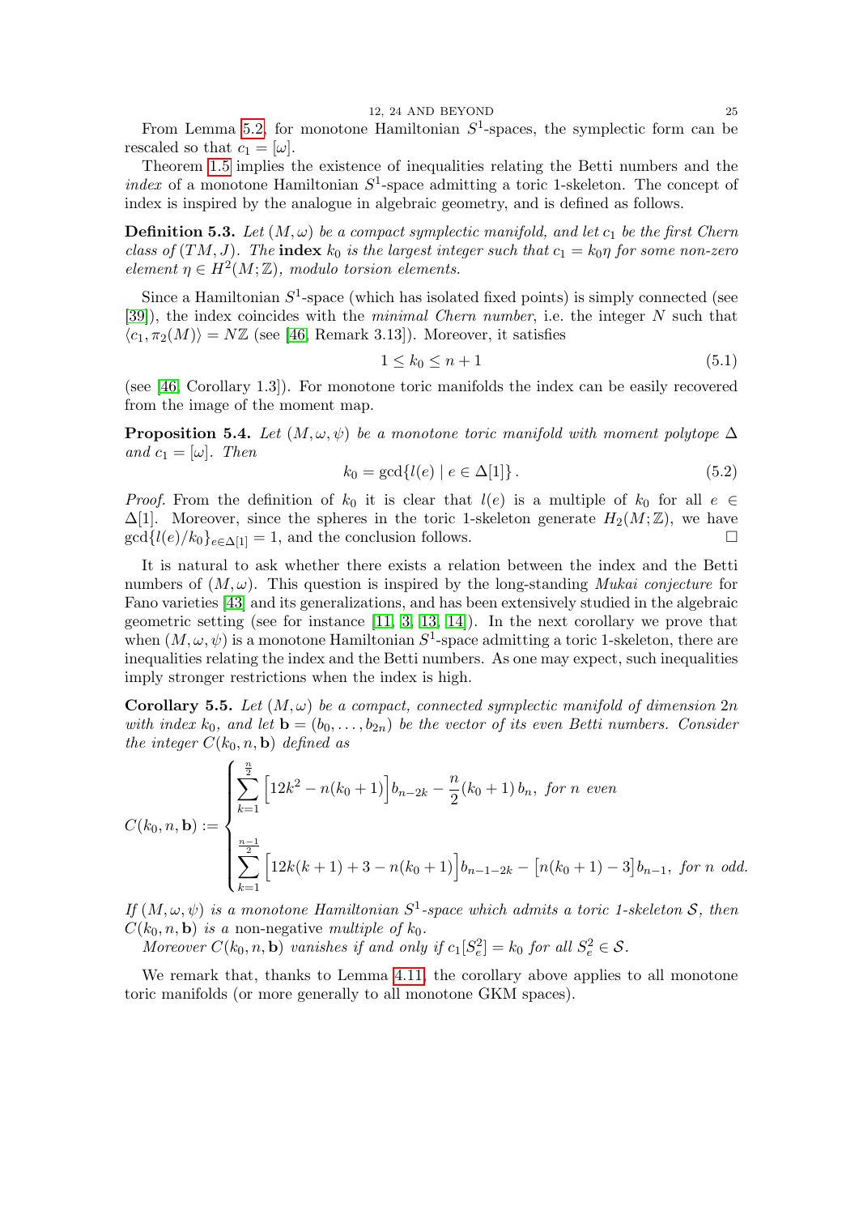From Lemma 5.2, for monotone Hamiltonian $S^1$-spaces, the symplectic form can be rescaled so that $c_1 = [\omega]$.

Theorem 1.5 implies the existence of inequalities relating the Betti numbers and the *index* of a monotone Hamiltonian $S^1$-space admitting a toric 1-skeleton. The concept of index is inspired by the analogue in algebraic geometry, and is defined as follows.

**Definition 5.3.** *Let $(M, \omega)$ be a compact symplectic manifold, and let $c_1$ be the first Chern class of $(TM, J)$. The* **index** *$k_0$ is the largest integer such that $c_1 = k_0 \eta$ for some non-zero element $\eta \in H^2(M; \mathbb{Z})$, modulo torsion elements.*

Since a Hamiltonian $S^1$-space (which has isolated fixed points) is simply connected (see [39]), the index coincides with the *minimal Chern number*, i.e. the integer $N$ such that $\langle c_1, \pi_2(M) \rangle = N\mathbb{Z}$ (see [46, Remark 3.13]). Moreover, it satisfies

$$1 \leq k_0 \leq n + 1 \tag{5.1}$$

(see [46, Corollary 1.3]). For monotone toric manifolds the index can be easily recovered from the image of the moment map.

**Proposition 5.4.** *Let $(M, \omega, \psi)$ be a monotone toric manifold with moment polytope $\Delta$ and $c_1 = [\omega]$. Then*

$$k_0 = \gcd\{l(e) \mid e \in \Delta[1]\} \,. \tag{5.2}$$

*Proof.* From the definition of $k_0$ it is clear that $l(e)$ is a multiple of $k_0$ for all $e \in \Delta[1]$. Moreover, since the spheres in the toric 1-skeleton generate $H_2(M; \mathbb{Z})$, we have $\gcd\{l(e)/k_0\}_{e \in \Delta[1]} = 1$, and the conclusion follows. □

It is natural to ask whether there exists a relation between the index and the Betti numbers of $(M, \omega)$. This question is inspired by the long-standing *Mukai conjecture* for Fano varieties [43] and its generalizations, and has been extensively studied in the algebraic geometric setting (see for instance [11, 3, 13, 14]). In the next corollary we prove that when $(M, \omega, \psi)$ is a monotone Hamiltonian $S^1$-space admitting a toric 1-skeleton, there are inequalities relating the index and the Betti numbers. As one may expect, such inequalities imply stronger restrictions when the index is high.

**Corollary 5.5.** *Let $(M, \omega)$ be a compact, connected symplectic manifold of dimension $2n$ with index $k_0$, and let $\mathbf{b} = (b_0, \ldots, b_{2n})$ be the vector of its even Betti numbers. Consider the integer $C(k_0, n, \mathbf{b})$ defined as*

$$C(k_0, n, \mathbf{b}) := \begin{cases} \displaystyle\sum_{k=1}^{\frac{n}{2}} \Big[12k^2 - n(k_0+1)\Big] b_{n-2k} - \frac{n}{2}(k_0+1)\, b_n, & \text{for } n \text{ even} \\[2ex] \displaystyle\sum_{k=1}^{\frac{n-1}{2}} \Big[12k(k+1) + 3 - n(k_0+1)\Big] b_{n-1-2k} - \Big[n(k_0+1) - 3\Big] b_{n-1}, & \text{for } n \text{ odd.} \end{cases}$$

*If $(M, \omega, \psi)$ is a monotone Hamiltonian $S^1$-space which admits a toric 1-skeleton $\mathcal{S}$, then $C(k_0, n, \mathbf{b})$ is a* non-negative *multiple of $k_0$.*

*Moreover $C(k_0, n, \mathbf{b})$ vanishes if and only if $c_1[S^2_e] = k_0$ for all $S^2_e \in \mathcal{S}$.*

We remark that, thanks to Lemma 4.11, the corollary above applies to all monotone toric manifolds (or more generally to all monotone GKM spaces).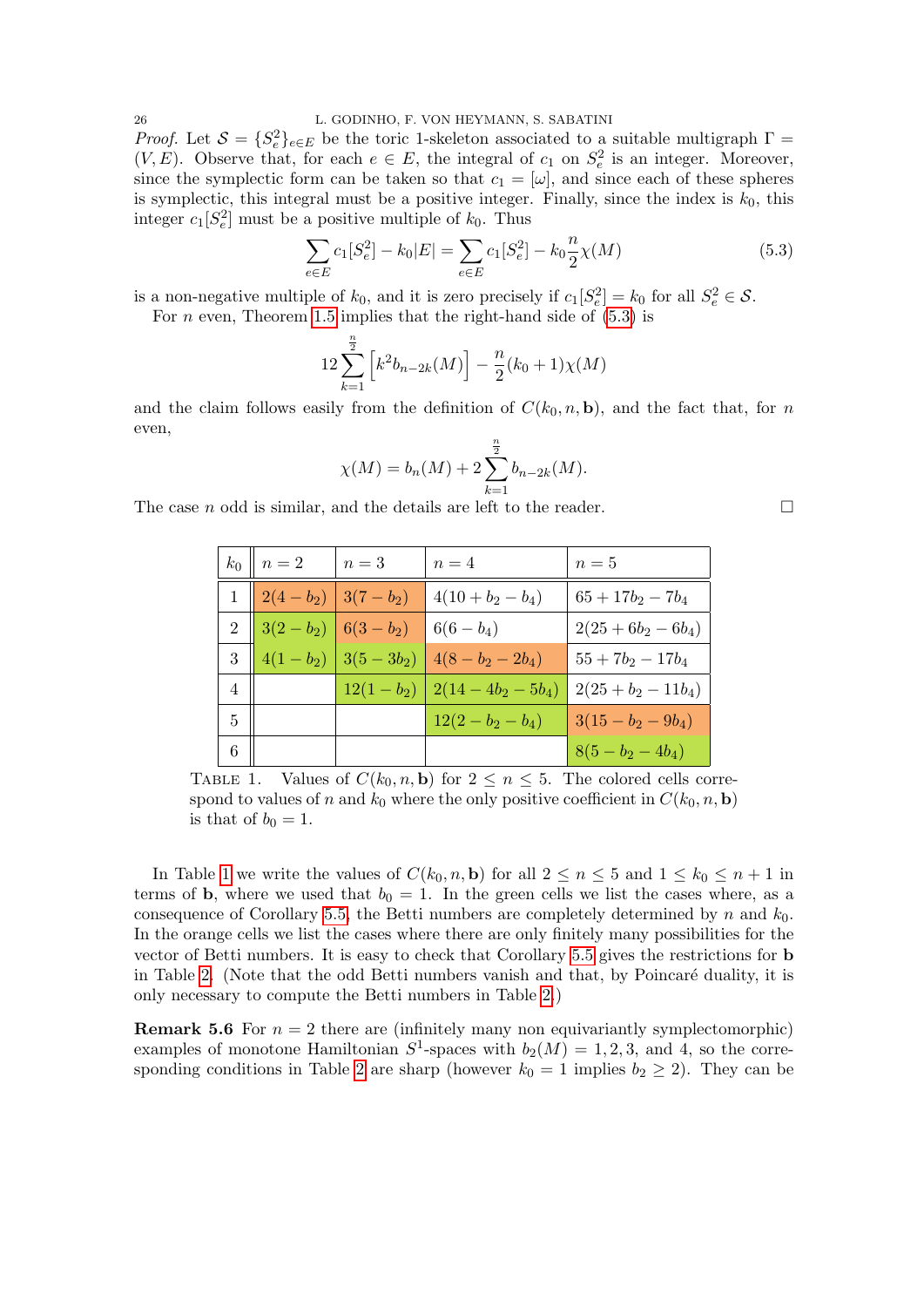*Proof.* Let $\mathcal{S} = \{S^2_e\}_{e\in E}$ be the toric 1-skeleton associated to a suitable multigraph $\Gamma = (V, E)$. Observe that, for each $e \in E$, the integral of $c_1$ on $S^2_e$ is an integer. Moreover, since the symplectic form can be taken so that $c_1 = [\omega]$, and since each of these spheres is symplectic, this integral must be a positive integer. Finally, since the index is $k_0$, this integer $c_1[S^2_e]$ must be a positive multiple of $k_0$. Thus

$$\sum_{e\in E} c_1[S^2_e] - k_0|E| = \sum_{e\in E} c_1[S^2_e] - k_0\frac{n}{2}\chi(M) \tag{5.3}$$

is a non-negative multiple of $k_0$, and it is zero precisely if $c_1[S^2_e] = k_0$ for all $S^2_e \in \mathcal{S}$.

For $n$ even, Theorem 1.5 implies that the right-hand side of (5.3) is

$$12\sum_{k=1}^{\frac{n}{2}}\left[k^2 b_{n-2k}(M)\right] - \frac{n}{2}(k_0+1)\chi(M)$$

and the claim follows easily from the definition of $C(k_0, n, \mathbf{b})$, and the fact that, for $n$ even,

$$\chi(M) = b_n(M) + 2\sum_{k=1}^{\frac{n}{2}} b_{n-2k}(M).$$

The case $n$ odd is similar, and the details are left to the reader. □

| $k_0$ | $n=2$ | $n=3$ | $n=4$ | $n=5$ |
|---|---|---|---|---|
| 1 | $2(4-b_2)$ | $3(7-b_2)$ | $4(10+b_2-b_4)$ | $65+17b_2-7b_4$ |
| 2 | $3(2-b_2)$ | $6(3-b_2)$ | $6(6-b_4)$ | $2(25+6b_2-6b_4)$ |
| 3 | $4(1-b_2)$ | $3(5-3b_2)$ | $4(8-b_2-2b_4)$ | $55+7b_2-17b_4$ |
| 4 | | $12(1-b_2)$ | $2(14-4b_2-5b_4)$ | $2(25+b_2-11b_4)$ |
| 5 | | | $12(2-b_2-b_4)$ | $3(15-b_2-9b_4)$ |
| 6 | | | | $8(5-b_2-4b_4)$ |

TABLE 1. Values of $C(k_0, n, \mathbf{b})$ for $2 \le n \le 5$. The colored cells correspond to values of $n$ and $k_0$ where the only positive coefficient in $C(k_0, n, \mathbf{b})$ is that of $b_0 = 1$.

In Table 1 we write the values of $C(k_0, n, \mathbf{b})$ for all $2 \le n \le 5$ and $1 \le k_0 \le n+1$ in terms of $\mathbf{b}$, where we used that $b_0 = 1$. In the green cells we list the cases where, as a consequence of Corollary 5.5, the Betti numbers are completely determined by $n$ and $k_0$. In the orange cells we list the cases where there are only finitely many possibilities for the vector of Betti numbers. It is easy to check that Corollary 5.5 gives the restrictions for $\mathbf{b}$ in Table 2. (Note that the odd Betti numbers vanish and that, by Poincaré duality, it is only necessary to compute the Betti numbers in Table 2.)

**Remark 5.6** For $n = 2$ there are (infinitely many non equivariantly symplectomorphic) examples of monotone Hamiltonian $S^1$-spaces with $b_2(M) = 1, 2, 3,$ and $4$, so the corresponding conditions in Table 2 are sharp (however $k_0 = 1$ implies $b_2 \ge 2$). They can be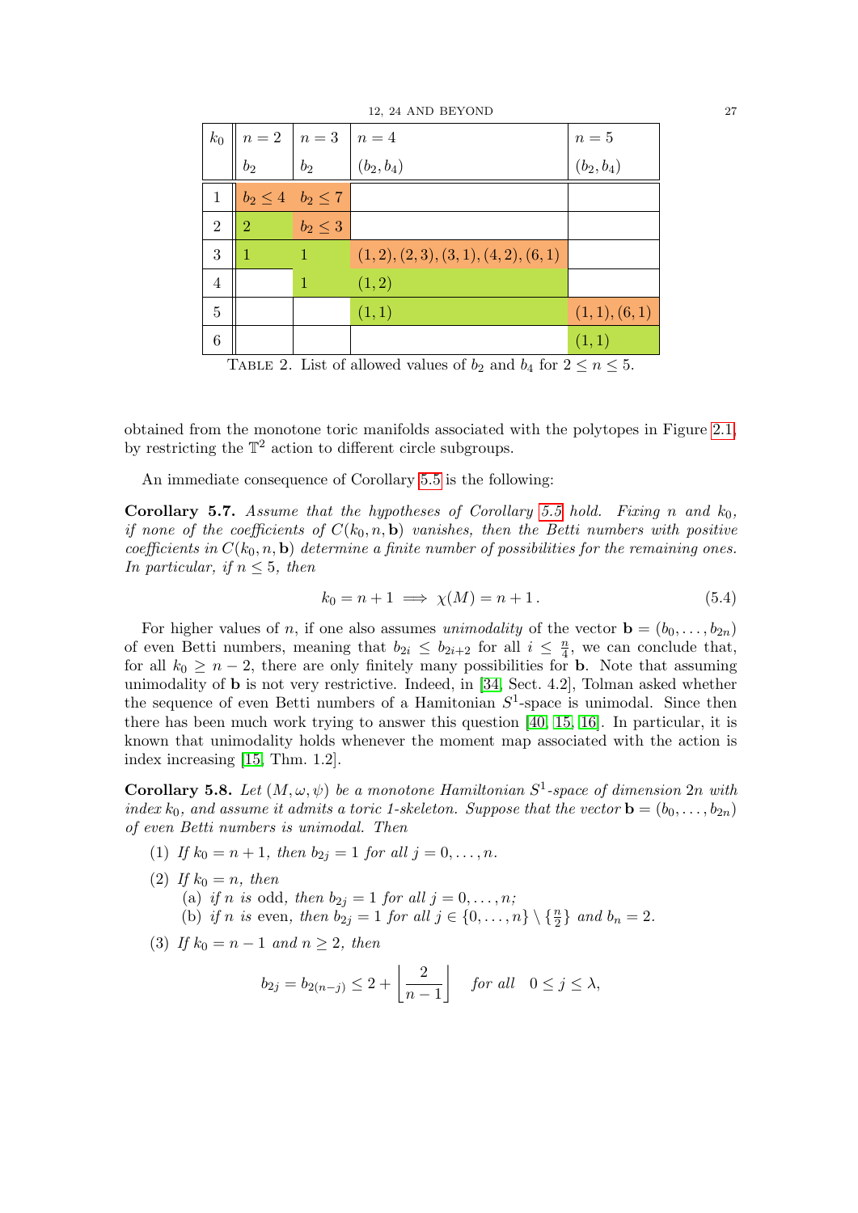| $k_0$ | $n=2$ | $n=3$ | $n=4$ | $n=5$ |
|---|---|---|---|---|
| | $b_2$ | $b_2$ | $(b_2, b_4)$ | $(b_2, b_4)$ |
| 1 | $b_2 \leq 4$ | $b_2 \leq 7$ | | |
| 2 | 2 | $b_2 \leq 3$ | | |
| 3 | 1 | 1 | $(1,2), (2,3), (3,1), (4,2), (6,1)$ | |
| 4 | | 1 | $(1,2)$ | |
| 5 | | | $(1,1)$ | $(1,1), (6,1)$ |
| 6 | | | | $(1,1)$ |

TABLE 2. List of allowed values of $b_2$ and $b_4$ for $2 \leq n \leq 5$.

obtained from the monotone toric manifolds associated with the polytopes in Figure 2.1, by restricting the $\mathbb{T}^2$ action to different circle subgroups.

An immediate consequence of Corollary 5.5 is the following:

**Corollary 5.7.** *Assume that the hypotheses of Corollary 5.5 hold. Fixing $n$ and $k_0$, if none of the coefficients of $C(k_0, n, \mathbf{b})$ vanishes, then the Betti numbers with positive coefficients in $C(k_0, n, \mathbf{b})$ determine a finite number of possibilities for the remaining ones. In particular, if $n \leq 5$, then*

$$k_0 = n + 1 \implies \chi(M) = n + 1\,. \tag{5.4}$$

For higher values of $n$, if one also assumes *unimodality* of the vector $\mathbf{b} = (b_0, \ldots, b_{2n})$ of even Betti numbers, meaning that $b_{2i} \leq b_{2i+2}$ for all $i \leq \frac{n}{4}$, we can conclude that, for all $k_0 \geq n-2$, there are only finitely many possibilities for $\mathbf{b}$. Note that assuming unimodality of $\mathbf{b}$ is not very restrictive. Indeed, in [34, Sect. 4.2], Tolman asked whether the sequence of even Betti numbers of a Hamitonian $S^1$-space is unimodal. Since then there has been much work trying to answer this question [40, 15, 16]. In particular, it is known that unimodality holds whenever the moment map associated with the action is index increasing [15, Thm. 1.2].

**Corollary 5.8.** *Let $(M, \omega, \psi)$ be a monotone Hamiltonian $S^1$-space of dimension $2n$ with index $k_0$, and assume it admits a toric 1-skeleton. Suppose that the vector $\mathbf{b} = (b_0, \ldots, b_{2n})$ of even Betti numbers is unimodal. Then*

(1) *If $k_0 = n+1$, then $b_{2j} = 1$ for all $j = 0, \ldots, n$.*

(2) *If $k_0 = n$, then*
   (a) *if $n$ is* odd, *then $b_{2j} = 1$ for all $j = 0, \ldots, n$;*
   (b) *if $n$ is* even, *then $b_{2j} = 1$ for all $j \in \{0, \ldots, n\} \setminus \{\frac{n}{2}\}$ and $b_n = 2$.*

(3) *If $k_0 = n-1$ and $n \geq 2$, then*

$$b_{2j} = b_{2(n-j)} \leq 2 + \left\lfloor \frac{2}{n-1} \right\rfloor \quad \textit{for all} \quad 0 \leq j \leq \lambda,$$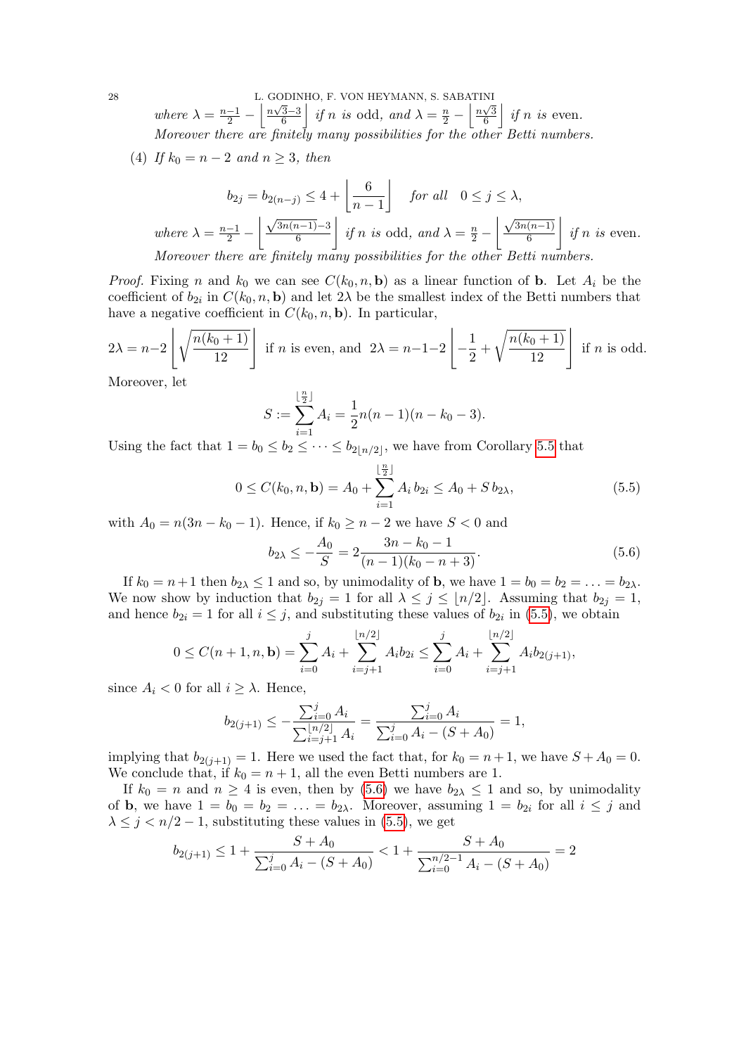*where* $\lambda = \frac{n-1}{2} - \left\lfloor \frac{n\sqrt{3}-3}{6} \right\rfloor$ *if* $n$ *is odd, and* $\lambda = \frac{n}{2} - \left\lfloor \frac{n\sqrt{3}}{6} \right\rfloor$ *if* $n$ *is even. Moreover there are finitely many possibilities for the other Betti numbers.*

(4) *If* $k_0 = n-2$ *and* $n \geq 3$*, then*

$$b_{2j} = b_{2(n-j)} \leq 4 + \left\lfloor \frac{6}{n-1} \right\rfloor \quad \text{for all} \quad 0 \leq j \leq \lambda,$$

*where* $\lambda = \frac{n-1}{2} - \left\lfloor \frac{\sqrt{3n(n-1)}-3}{6} \right\rfloor$ *if* $n$ *is odd, and* $\lambda = \frac{n}{2} - \left\lfloor \frac{\sqrt{3n(n-1)}}{6} \right\rfloor$ *if* $n$ *is even. Moreover there are finitely many possibilities for the other Betti numbers.*

*Proof.* Fixing $n$ and $k_0$ we can see $C(k_0, n, \mathbf{b})$ as a linear function of $\mathbf{b}$. Let $A_i$ be the coefficient of $b_{2i}$ in $C(k_0, n, \mathbf{b})$ and let $2\lambda$ be the smallest index of the Betti numbers that have a negative coefficient in $C(k_0, n, \mathbf{b})$. In particular,

$$2\lambda = n - 2\left\lfloor \sqrt{\frac{n(k_0+1)}{12}} \right\rfloor \text{ if } n \text{ is even, and } 2\lambda = n - 1 - 2\left\lfloor -\frac{1}{2} + \sqrt{\frac{n(k_0+1)}{12}} \right\rfloor \text{ if } n \text{ is odd.}$$

Moreover, let

$$S := \sum_{i=1}^{\lfloor \frac{n}{2} \rfloor} A_i = \frac{1}{2} n(n-1)(n-k_0-3).$$

Using the fact that $1 = b_0 \leq b_2 \leq \cdots \leq b_{2\lfloor n/2 \rfloor}$, we have from Corollary 5.5 that

$$0 \leq C(k_0, n, \mathbf{b}) = A_0 + \sum_{i=1}^{\lfloor \frac{n}{2} \rfloor} A_i \, b_{2i} \leq A_0 + S \, b_{2\lambda}, \tag{5.5}$$

with $A_0 = n(3n - k_0 - 1)$. Hence, if $k_0 \geq n-2$ we have $S < 0$ and

$$b_{2\lambda} \leq -\frac{A_0}{S} = 2\frac{3n - k_0 - 1}{(n-1)(k_0 - n + 3)}. \tag{5.6}$$

If $k_0 = n+1$ then $b_{2\lambda} \leq 1$ and so, by unimodality of $\mathbf{b}$, we have $1 = b_0 = b_2 = \ldots = b_{2\lambda}$. We now show by induction that $b_{2j} = 1$ for all $\lambda \leq j \leq \lfloor n/2 \rfloor$. Assuming that $b_{2j} = 1$, and hence $b_{2i} = 1$ for all $i \leq j$, and substituting these values of $b_{2i}$ in (5.5), we obtain

$$0 \leq C(n+1, n, \mathbf{b}) = \sum_{i=0}^{j} A_i + \sum_{i=j+1}^{\lfloor n/2 \rfloor} A_i b_{2i} \leq \sum_{i=0}^{j} A_i + \sum_{i=j+1}^{\lfloor n/2 \rfloor} A_i b_{2(j+1)},$$

since $A_i < 0$ for all $i \geq \lambda$. Hence,

$$b_{2(j+1)} \leq -\frac{\sum_{i=0}^{j} A_i}{\sum_{i=j+1}^{\lfloor n/2 \rfloor} A_i} = \frac{\sum_{i=0}^{j} A_i}{\sum_{i=0}^{j} A_i - (S + A_0)} = 1,$$

implying that $b_{2(j+1)} = 1$. Here we used the fact that, for $k_0 = n+1$, we have $S + A_0 = 0$. We conclude that, if $k_0 = n+1$, all the even Betti numbers are 1.

If $k_0 = n$ and $n \geq 4$ is even, then by (5.6) we have $b_{2\lambda} \leq 1$ and so, by unimodality of $\mathbf{b}$, we have $1 = b_0 = b_2 = \ldots = b_{2\lambda}$. Moreover, assuming $1 = b_{2i}$ for all $i \leq j$ and $\lambda \leq j < n/2 - 1$, substituting these values in (5.5), we get

$$b_{2(j+1)} \leq 1 + \frac{S + A_0}{\sum_{i=0}^{j} A_i - (S + A_0)} < 1 + \frac{S + A_0}{\sum_{i=0}^{n/2-1} A_i - (S + A_0)} = 2$$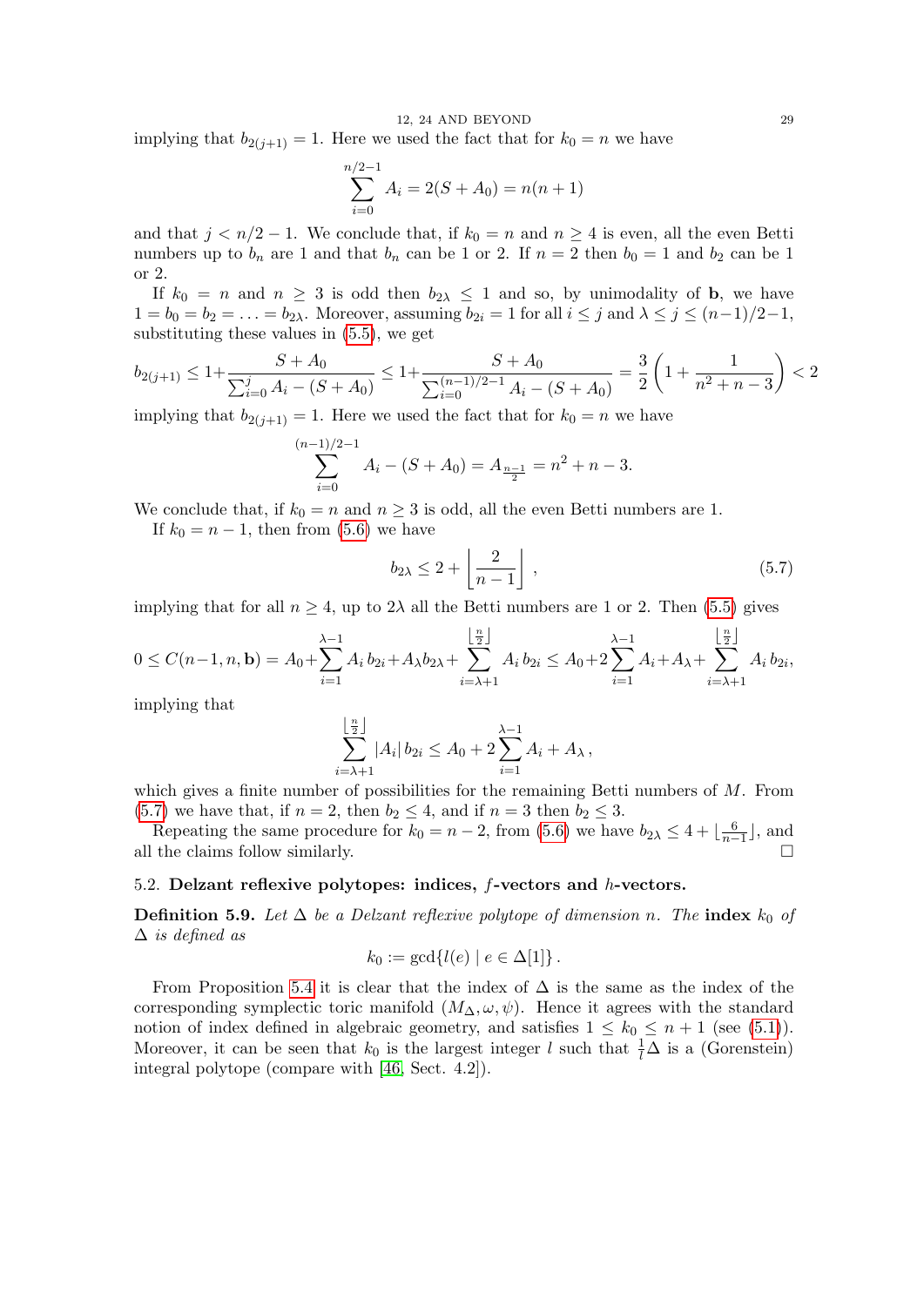implying that $b_{2(j+1)} = 1$. Here we used the fact that for $k_0 = n$ we have

$$\sum_{i=0}^{n/2-1} A_i = 2(S + A_0) = n(n+1)$$

and that $j < n/2 - 1$. We conclude that, if $k_0 = n$ and $n \geq 4$ is even, all the even Betti numbers up to $b_n$ are 1 and that $b_n$ can be 1 or 2. If $n = 2$ then $b_0 = 1$ and $b_2$ can be 1 or 2.

If $k_0 = n$ and $n \geq 3$ is odd then $b_{2\lambda} \leq 1$ and so, by unimodality of $\mathbf{b}$, we have $1 = b_0 = b_2 = \ldots = b_{2\lambda}$. Moreover, assuming $b_{2i} = 1$ for all $i \leq j$ and $\lambda \leq j \leq (n-1)/2 - 1$, substituting these values in (5.5), we get

$$b_{2(j+1)} \leq 1 + \frac{S + A_0}{\sum_{i=0}^{j} A_i - (S + A_0)} \leq 1 + \frac{S + A_0}{\sum_{i=0}^{(n-1)/2-1} A_i - (S + A_0)} = \frac{3}{2}\left(1 + \frac{1}{n^2 + n - 3}\right) < 2$$

implying that $b_{2(j+1)} = 1$. Here we used the fact that for $k_0 = n$ we have

$$\sum_{i=0}^{(n-1)/2-1} A_i - (S + A_0) = A_{\frac{n-1}{2}} = n^2 + n - 3.$$

We conclude that, if $k_0 = n$ and $n \geq 3$ is odd, all the even Betti numbers are 1.

If $k_0 = n - 1$, then from (5.6) we have

$$b_{2\lambda} \leq 2 + \left\lfloor \frac{2}{n-1} \right\rfloor, \tag{5.7}$$

implying that for all $n \geq 4$, up to $2\lambda$ all the Betti numbers are 1 or 2. Then (5.5) gives

$$0 \leq C(n-1, n, \mathbf{b}) = A_0 + \sum_{i=1}^{\lambda-1} A_i\, b_{2i} + A_\lambda b_{2\lambda} + \sum_{i=\lambda+1}^{\lfloor \frac{n}{2} \rfloor} A_i\, b_{2i} \leq A_0 + 2\sum_{i=1}^{\lambda-1} A_i + A_\lambda + \sum_{i=\lambda+1}^{\lfloor \frac{n}{2} \rfloor} A_i\, b_{2i},$$

implying that

$$\sum_{i=\lambda+1}^{\lfloor \frac{n}{2} \rfloor} |A_i|\, b_{2i} \leq A_0 + 2\sum_{i=1}^{\lambda-1} A_i + A_\lambda\,,$$

which gives a finite number of possibilities for the remaining Betti numbers of $M$. From (5.7) we have that, if $n = 2$, then $b_2 \leq 4$, and if $n = 3$ then $b_2 \leq 3$.

Repeating the same procedure for $k_0 = n - 2$, from (5.6) we have $b_{2\lambda} \leq 4 + \lfloor \frac{6}{n-1} \rfloor$, and all the claims follow similarly. □

### 5.2. Delzant reflexive polytopes: indices, $f$-vectors and $h$-vectors.

**Definition 5.9.** *Let $\Delta$ be a Delzant reflexive polytope of dimension $n$. The* **index** $k_0$ *of $\Delta$ is defined as*

$$k_0 := \gcd\{l(e) \mid e \in \Delta[1]\}\,.$$

From Proposition 5.4 it is clear that the index of $\Delta$ is the same as the index of the corresponding symplectic toric manifold $(M_\Delta, \omega, \psi)$. Hence it agrees with the standard notion of index defined in algebraic geometry, and satisfies $1 \leq k_0 \leq n + 1$ (see (5.1)). Moreover, it can be seen that $k_0$ is the largest integer $l$ such that $\frac{1}{l}\Delta$ is a (Gorenstein) integral polytope (compare with [46, Sect. 4.2]).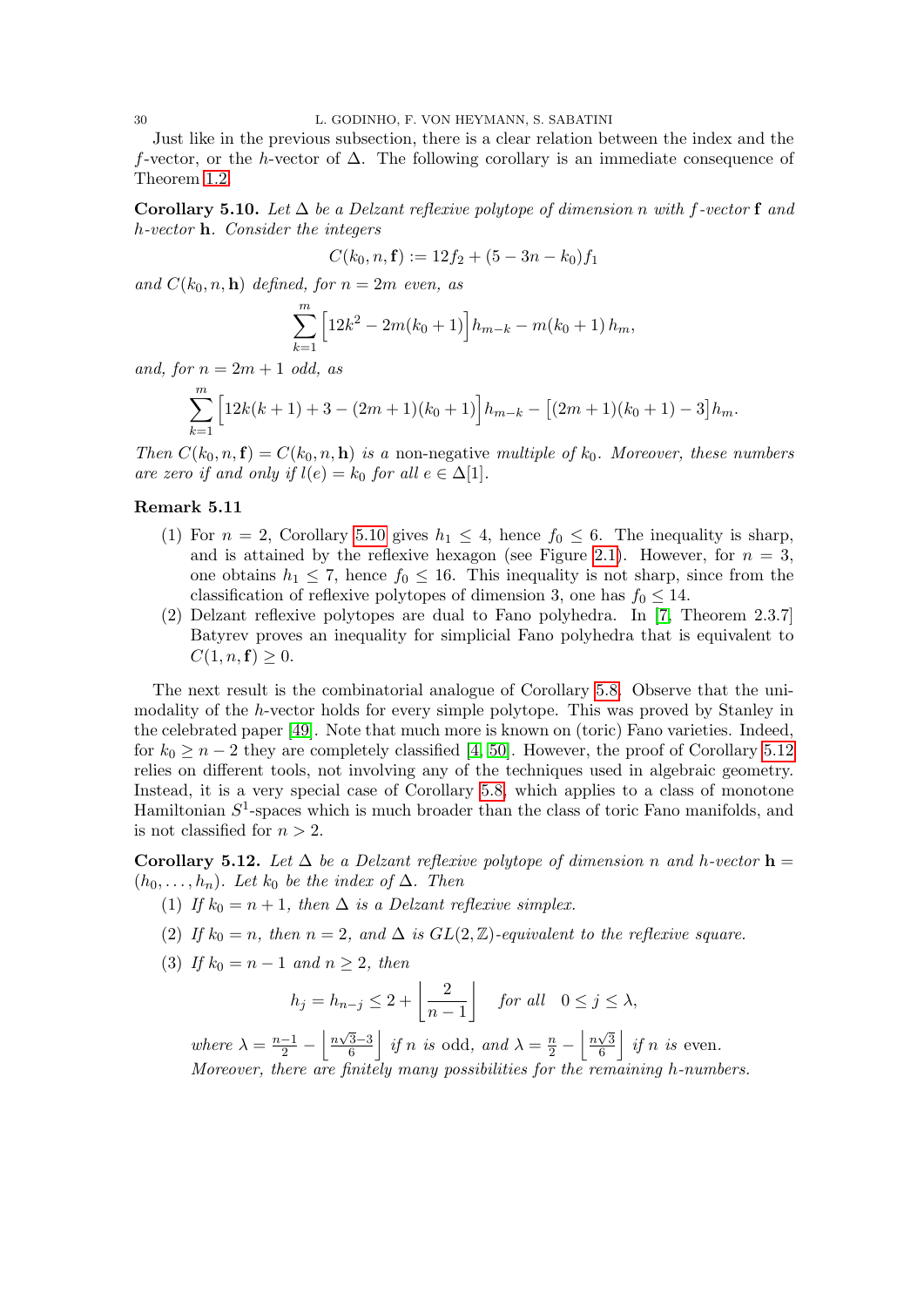Just like in the previous subsection, there is a clear relation between the index and the $f$-vector, or the $h$-vector of $\Delta$. The following corollary is an immediate consequence of Theorem 1.2.

**Corollary 5.10.** *Let $\Delta$ be a Delzant reflexive polytope of dimension $n$ with $f$-vector $\mathbf{f}$ and $h$-vector $\mathbf{h}$. Consider the integers*

$$C(k_0, n, \mathbf{f}) := 12 f_2 + (5 - 3n - k_0) f_1$$

*and $C(k_0, n, \mathbf{h})$ defined, for $n = 2m$ even, as*

$$\sum_{k=1}^{m} \Big[ 12k^2 - 2m(k_0+1) \Big] h_{m-k} - m(k_0+1)\, h_m,$$

*and, for $n = 2m+1$ odd, as*

$$\sum_{k=1}^{m} \Big[ 12k(k+1) + 3 - (2m+1)(k_0+1) \Big] h_{m-k} - \big[(2m+1)(k_0+1) - 3\big] h_m.$$

*Then $C(k_0, n, \mathbf{f}) = C(k_0, n, \mathbf{h})$ is a* non-negative *multiple of $k_0$. Moreover, these numbers are zero if and only if $l(e) = k_0$ for all $e \in \Delta[1]$.*

**Remark 5.11**

(1) For $n = 2$, Corollary 5.10 gives $h_1 \leq 4$, hence $f_0 \leq 6$. The inequality is sharp, and is attained by the reflexive hexagon (see Figure 2.1). However, for $n = 3$, one obtains $h_1 \leq 7$, hence $f_0 \leq 16$. This inequality is not sharp, since from the classification of reflexive polytopes of dimension 3, one has $f_0 \leq 14$.

(2) Delzant reflexive polytopes are dual to Fano polyhedra. In [7, Theorem 2.3.7] Batyrev proves an inequality for simplicial Fano polyhedra that is equivalent to $C(1, n, \mathbf{f}) \geq 0$.

The next result is the combinatorial analogue of Corollary 5.8. Observe that the unimodality of the $h$-vector holds for every simple polytope. This was proved by Stanley in the celebrated paper [49]. Note that much more is known on (toric) Fano varieties. Indeed, for $k_0 \geq n-2$ they are completely classified [4, 50]. However, the proof of Corollary 5.12 relies on different tools, not involving any of the techniques used in algebraic geometry. Instead, it is a very special case of Corollary 5.8, which applies to a class of monotone Hamiltonian $S^1$-spaces which is much broader than the class of toric Fano manifolds, and is not classified for $n > 2$.

**Corollary 5.12.** *Let $\Delta$ be a Delzant reflexive polytope of dimension $n$ and $h$-vector $\mathbf{h} = (h_0, \ldots, h_n)$. Let $k_0$ be the index of $\Delta$. Then*

(1) *If $k_0 = n+1$, then $\Delta$ is a Delzant reflexive simplex.*

(2) *If $k_0 = n$, then $n = 2$, and $\Delta$ is $GL(2,\mathbb{Z})$-equivalent to the reflexive square.*

(3) *If $k_0 = n-1$ and $n \geq 2$, then*

$$h_j = h_{n-j} \leq 2 + \left\lfloor \frac{2}{n-1} \right\rfloor \quad \text{for all} \quad 0 \leq j \leq \lambda,$$

*where $\lambda = \frac{n-1}{2} - \left\lfloor \frac{n\sqrt{3}-3}{6} \right\rfloor$ if $n$ is* odd, *and $\lambda = \frac{n}{2} - \left\lfloor \frac{n\sqrt{3}}{6} \right\rfloor$ if $n$ is* even.
*Moreover, there are finitely many possibilities for the remaining $h$-numbers.*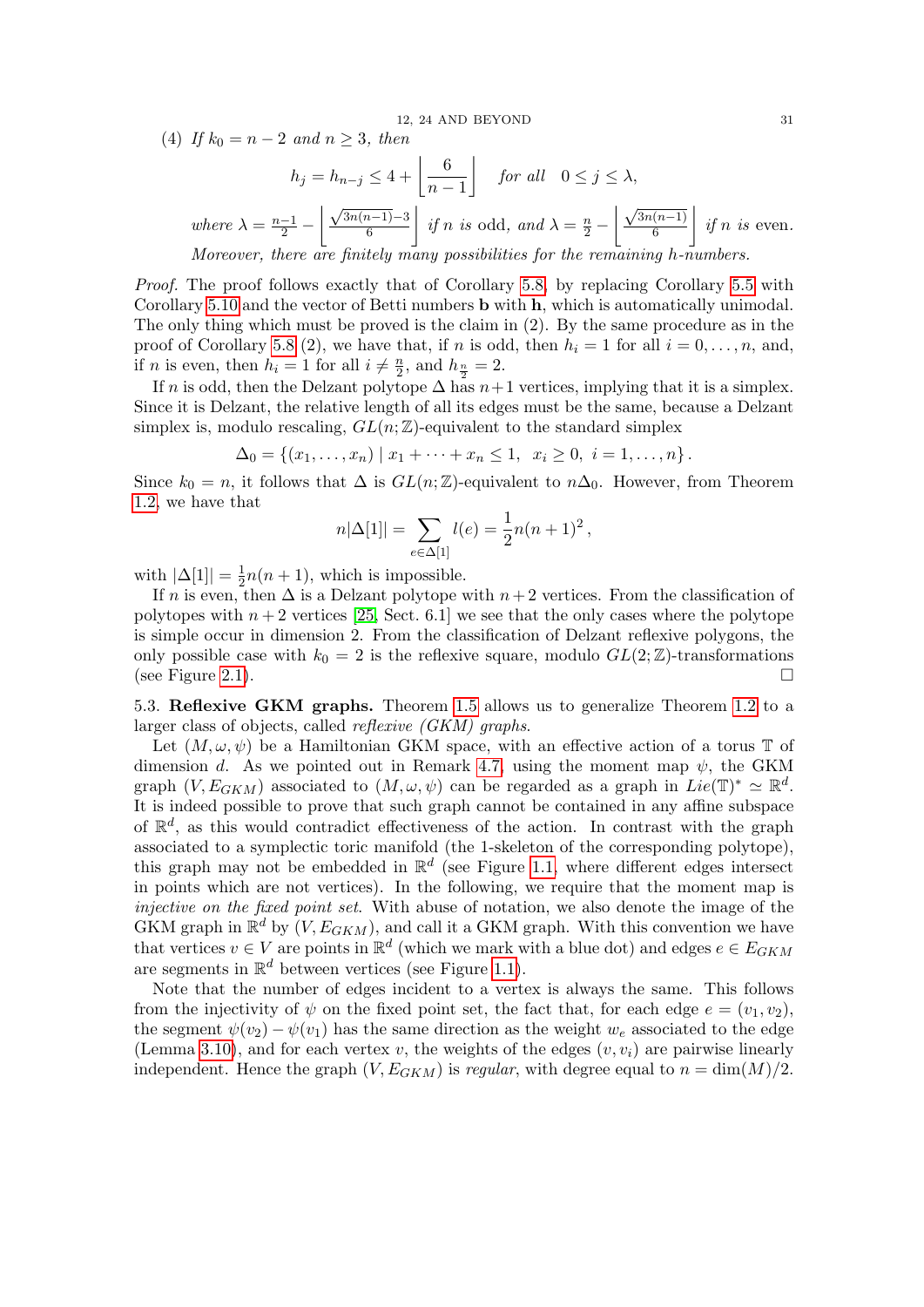(4) *If $k_0 = n-2$ and $n \geq 3$, then*

$$h_j = h_{n-j} \leq 4 + \left\lfloor \frac{6}{n-1} \right\rfloor \quad \textit{for all} \quad 0 \leq j \leq \lambda,$$

*where* $\lambda = \frac{n-1}{2} - \left\lfloor \frac{\sqrt{3n(n-1)}-3}{6} \right\rfloor$ *if $n$ is* odd, *and* $\lambda = \frac{n}{2} - \left\lfloor \frac{\sqrt{3n(n-1)}}{6} \right\rfloor$ *if $n$ is* even.

*Moreover, there are finitely many possibilities for the remaining h-numbers.*

*Proof.* The proof follows exactly that of Corollary 5.8, by replacing Corollary 5.5 with Corollary 5.10 and the vector of Betti numbers $\mathbf{b}$ with $\mathbf{h}$, which is automatically unimodal. The only thing which must be proved is the claim in (2). By the same procedure as in the proof of Corollary 5.8 (2), we have that, if $n$ is odd, then $h_i = 1$ for all $i = 0, \ldots, n$, and, if $n$ is even, then $h_i = 1$ for all $i \neq \frac{n}{2}$, and $h_{\frac{n}{2}} = 2$.

If $n$ is odd, then the Delzant polytope $\Delta$ has $n+1$ vertices, implying that it is a simplex. Since it is Delzant, the relative length of all its edges must be the same, because a Delzant simplex is, modulo rescaling, $GL(n;\mathbb{Z})$-equivalent to the standard simplex

$$\Delta_0 = \{(x_1, \ldots, x_n) \mid x_1 + \cdots + x_n \leq 1, \;\; x_i \geq 0, \;\; i = 1, \ldots, n\}.$$

Since $k_0 = n$, it follows that $\Delta$ is $GL(n;\mathbb{Z})$-equivalent to $n\Delta_0$. However, from Theorem 1.2, we have that

$$n|\Delta[1]| = \sum_{e \in \Delta[1]} l(e) = \frac{1}{2}n(n+1)^2,$$

with $|\Delta[1]| = \frac{1}{2}n(n+1)$, which is impossible.

If $n$ is even, then $\Delta$ is a Delzant polytope with $n+2$ vertices. From the classification of polytopes with $n+2$ vertices [25, Sect. 6.1] we see that the only cases where the polytope is simple occur in dimension 2. From the classification of Delzant reflexive polygons, the only possible case with $k_0 = 2$ is the reflexive square, modulo $GL(2;\mathbb{Z})$-transformations (see Figure 2.1). □

5.3. **Reflexive GKM graphs.** Theorem 1.5 allows us to generalize Theorem 1.2 to a larger class of objects, called *reflexive (GKM) graphs*.

Let $(M, \omega, \psi)$ be a Hamiltonian GKM space, with an effective action of a torus $\mathbb{T}$ of dimension $d$. As we pointed out in Remark 4.7, using the moment map $\psi$, the GKM graph $(V, E_{GKM})$ associated to $(M, \omega, \psi)$ can be regarded as a graph in $Lie(\mathbb{T})^* \simeq \mathbb{R}^d$. It is indeed possible to prove that such graph cannot be contained in any affine subspace of $\mathbb{R}^d$, as this would contradict effectiveness of the action. In contrast with the graph associated to a symplectic toric manifold (the 1-skeleton of the corresponding polytope), this graph may not be embedded in $\mathbb{R}^d$ (see Figure 1.1, where different edges intersect in points which are not vertices). In the following, we require that the moment map is *injective on the fixed point set*. With abuse of notation, we also denote the image of the GKM graph in $\mathbb{R}^d$ by $(V, E_{GKM})$, and call it a GKM graph. With this convention we have that vertices $v \in V$ are points in $\mathbb{R}^d$ (which we mark with a blue dot) and edges $e \in E_{GKM}$ are segments in $\mathbb{R}^d$ between vertices (see Figure 1.1).

Note that the number of edges incident to a vertex is always the same. This follows from the injectivity of $\psi$ on the fixed point set, the fact that, for each edge $e = (v_1, v_2)$, the segment $\psi(v_2) - \psi(v_1)$ has the same direction as the weight $w_e$ associated to the edge (Lemma 3.10), and for each vertex $v$, the weights of the edges $(v, v_i)$ are pairwise linearly independent. Hence the graph $(V, E_{GKM})$ is *regular*, with degree equal to $n = \dim(M)/2$.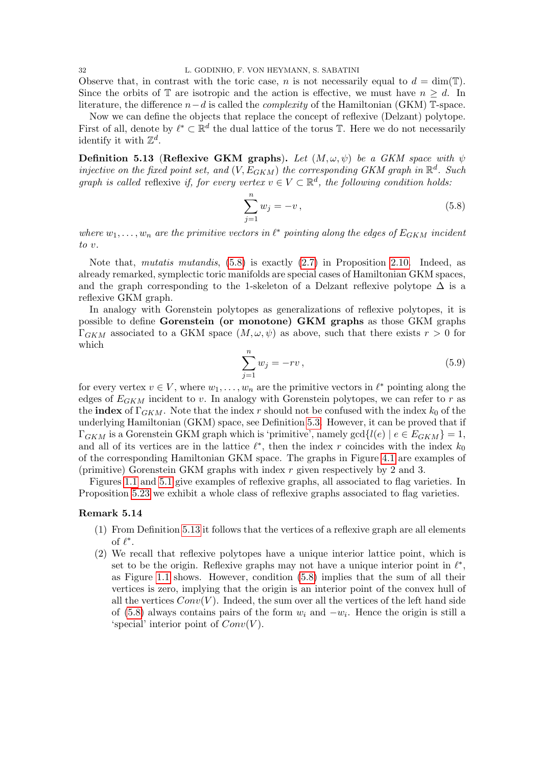Observe that, in contrast with the toric case, $n$ is not necessarily equal to $d = \dim(\mathbb{T})$. Since the orbits of $\mathbb{T}$ are isotropic and the action is effective, we must have $n \geq d$. In literature, the difference $n-d$ is called the *complexity* of the Hamiltonian (GKM) $\mathbb{T}$-space.

Now we can define the objects that replace the concept of reflexive (Delzant) polytope. First of all, denote by $\ell^* \subset \mathbb{R}^d$ the dual lattice of the torus $\mathbb{T}$. Here we do not necessarily identify it with $\mathbb{Z}^d$.

**Definition 5.13** (**Reflexive GKM graphs**). *Let $(M, \omega, \psi)$ be a GKM space with $\psi$ injective on the fixed point set, and $(V, E_{GKM})$ the corresponding GKM graph in $\mathbb{R}^d$. Such graph is called* reflexive *if, for every vertex $v \in V \subset \mathbb{R}^d$, the following condition holds:*

$$\sum_{j=1}^{n} w_j = -v\,, \tag{5.8}$$

*where $w_1, \ldots, w_n$ are the primitive vectors in $\ell^*$ pointing along the edges of $E_{GKM}$ incident to $v$.*

Note that, *mutatis mutandis*, (5.8) is exactly (2.7) in Proposition 2.10. Indeed, as already remarked, symplectic toric manifolds are special cases of Hamiltonian GKM spaces, and the graph corresponding to the 1-skeleton of a Delzant reflexive polytope $\Delta$ is a reflexive GKM graph.

In analogy with Gorenstein polytopes as generalizations of reflexive polytopes, it is possible to define **Gorenstein (or monotone) GKM graphs** as those GKM graphs $\Gamma_{GKM}$ associated to a GKM space $(M, \omega, \psi)$ as above, such that there exists $r > 0$ for which

$$\sum_{j=1}^{n} w_j = -rv\,, \tag{5.9}$$

for every vertex $v \in V$, where $w_1, \ldots, w_n$ are the primitive vectors in $\ell^*$ pointing along the edges of $E_{GKM}$ incident to $v$. In analogy with Gorenstein polytopes, we can refer to $r$ as the **index** of $\Gamma_{GKM}$. Note that the index $r$ should not be confused with the index $k_0$ of the underlying Hamiltonian (GKM) space, see Definition 5.3. However, it can be proved that if $\Gamma_{GKM}$ is a Gorenstein GKM graph which is 'primitive', namely $\gcd\{l(e) \mid e \in E_{GKM}\} = 1$, and all of its vertices are in the lattice $\ell^*$, then the index $r$ coincides with the index $k_0$ of the corresponding Hamiltonian GKM space. The graphs in Figure 4.1 are examples of (primitive) Gorenstein GKM graphs with index $r$ given respectively by 2 and 3.

Figures 1.1 and 5.1 give examples of reflexive graphs, all associated to flag varieties. In Proposition 5.23 we exhibit a whole class of reflexive graphs associated to flag varieties.

**Remark 5.14**

1. From Definition 5.13 it follows that the vertices of a reflexive graph are all elements of $\ell^*$.
2. We recall that reflexive polytopes have a unique interior lattice point, which is set to be the origin. Reflexive graphs may not have a unique interior point in $\ell^*$, as Figure 1.1 shows. However, condition (5.8) implies that the sum of all their vertices is zero, implying that the origin is an interior point of the convex hull of all the vertices $Conv(V)$. Indeed, the sum over all the vertices of the left hand side of (5.8) always contains pairs of the form $w_i$ and $-w_i$. Hence the origin is still a 'special' interior point of $Conv(V)$.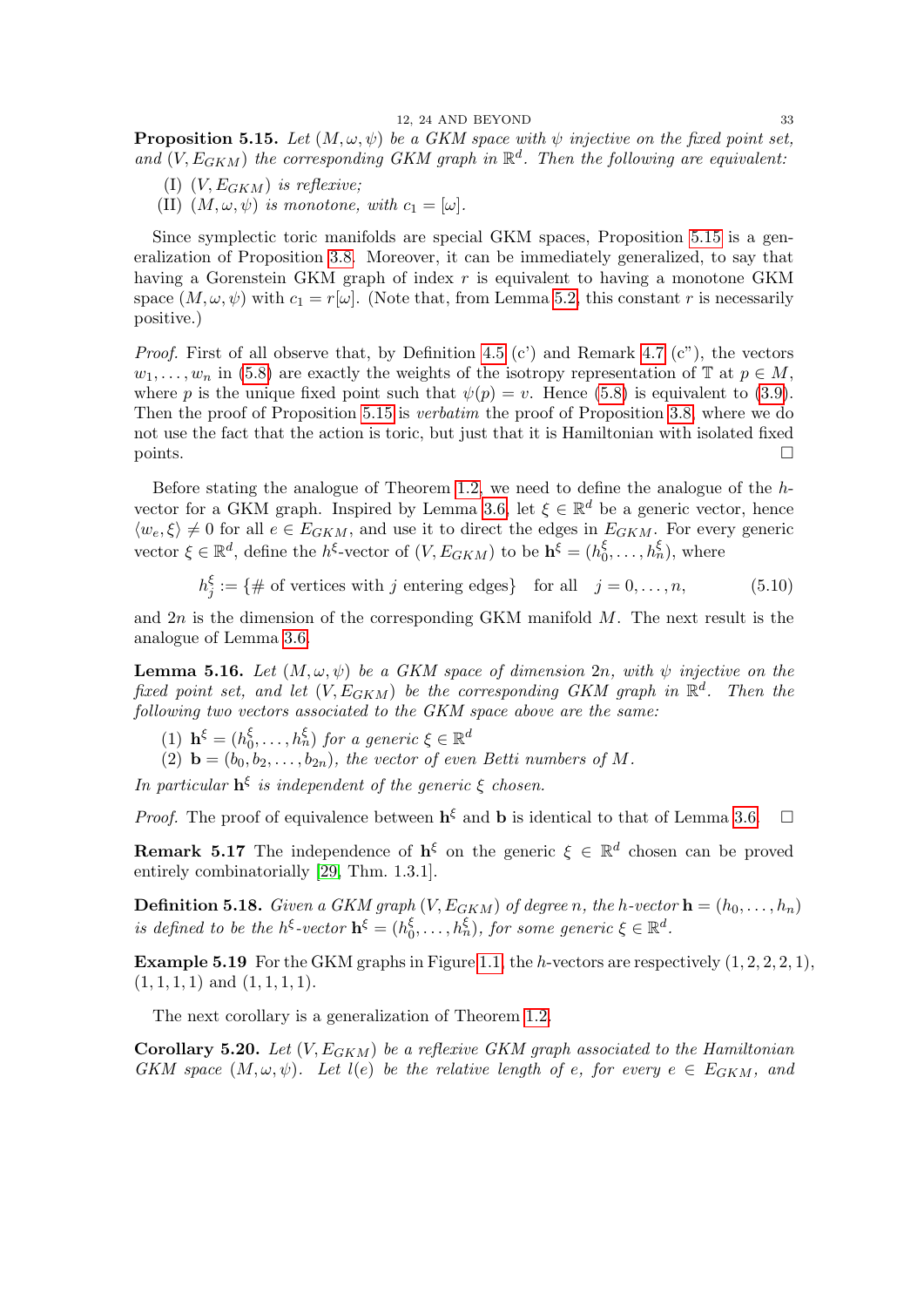**Proposition 5.15.** *Let $(M,\omega,\psi)$ be a GKM space with $\psi$ injective on the fixed point set, and $(V,E_{GKM})$ the corresponding GKM graph in $\mathbb{R}^d$. Then the following are equivalent:*

(I) *$(V,E_{GKM})$ is reflexive;*
(II) *$(M,\omega,\psi)$ is monotone, with $c_1=[\omega]$.*

Since symplectic toric manifolds are special GKM spaces, Proposition 5.15 is a generalization of Proposition 3.8. Moreover, it can be immediately generalized, to say that having a Gorenstein GKM graph of index $r$ is equivalent to having a monotone GKM space $(M,\omega,\psi)$ with $c_1=r[\omega]$. (Note that, from Lemma 5.2, this constant $r$ is necessarily positive.)

*Proof.* First of all observe that, by Definition 4.5 (c') and Remark 4.7 (c"), the vectors $w_1,\dots,w_n$ in (5.8) are exactly the weights of the isotropy representation of $\mathbb{T}$ at $p\in M$, where $p$ is the unique fixed point such that $\psi(p)=v$. Hence (5.8) is equivalent to (3.9). Then the proof of Proposition 5.15 is *verbatim* the proof of Proposition 3.8, where we do not use the fact that the action is toric, but just that it is Hamiltonian with isolated fixed points. □

Before stating the analogue of Theorem 1.2, we need to define the analogue of the $h$-vector for a GKM graph. Inspired by Lemma 3.6, let $\xi\in\mathbb{R}^d$ be a generic vector, hence $\langle w_e,\xi\rangle\neq 0$ for all $e\in E_{GKM}$, and use it to direct the edges in $E_{GKM}$. For every generic vector $\xi\in\mathbb{R}^d$, define the $h^\xi$-vector of $(V,E_{GKM})$ to be $\mathbf{h}^\xi=(h_0^\xi,\dots,h_n^\xi)$, where

$$h_j^\xi := \{\#\text{ of vertices with } j \text{ entering edges}\}\quad \text{for all}\quad j=0,\dots,n, \tag{5.10}$$

and $2n$ is the dimension of the corresponding GKM manifold $M$. The next result is the analogue of Lemma 3.6.

**Lemma 5.16.** *Let $(M,\omega,\psi)$ be a GKM space of dimension $2n$, with $\psi$ injective on the fixed point set, and let $(V,E_{GKM})$ be the corresponding GKM graph in $\mathbb{R}^d$. Then the following two vectors associated to the GKM space above are the same:*

(1) *$\mathbf{h}^\xi=(h_0^\xi,\dots,h_n^\xi)$ for a generic $\xi\in\mathbb{R}^d$*
(2) *$\mathbf{b}=(b_0,b_2,\dots,b_{2n})$, the vector of even Betti numbers of $M$.*

*In particular $\mathbf{h}^\xi$ is independent of the generic $\xi$ chosen.*

*Proof.* The proof of equivalence between $\mathbf{h}^\xi$ and $\mathbf{b}$ is identical to that of Lemma 3.6. □

**Remark 5.17** The independence of $\mathbf{h}^\xi$ on the generic $\xi\in\mathbb{R}^d$ chosen can be proved entirely combinatorially [29, Thm. 1.3.1].

**Definition 5.18.** *Given a GKM graph $(V,E_{GKM})$ of degree $n$, the $h$-vector $\mathbf{h}=(h_0,\dots,h_n)$ is defined to be the $h^\xi$-vector $\mathbf{h}^\xi=(h_0^\xi,\dots,h_n^\xi)$, for some generic $\xi\in\mathbb{R}^d$.*

**Example 5.19** For the GKM graphs in Figure 1.1, the $h$-vectors are respectively $(1,2,2,2,1)$, $(1,1,1,1)$ and $(1,1,1,1)$.

The next corollary is a generalization of Theorem 1.2.

**Corollary 5.20.** *Let $(V,E_{GKM})$ be a reflexive GKM graph associated to the Hamiltonian GKM space $(M,\omega,\psi)$. Let $l(e)$ be the relative length of $e$, for every $e\in E_{GKM}$, and*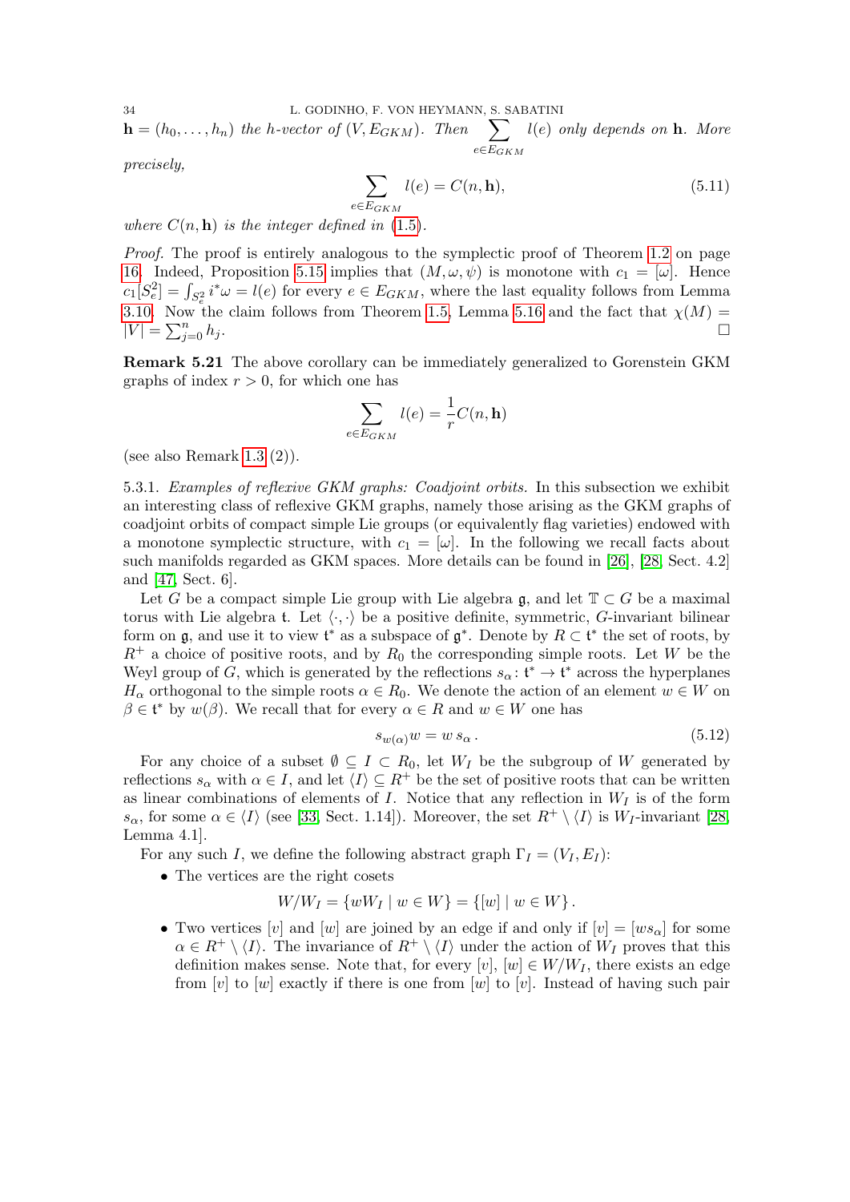$\mathbf{h} = (h_0, \ldots, h_n)$ *the h-vector of* $(V, E_{GKM})$*. Then* $\sum_{e \in E_{GKM}} l(e)$ *only depends on* $\mathbf{h}$*. More precisely,*

$$\sum_{e \in E_{GKM}} l(e) = C(n, \mathbf{h}), \tag{5.11}$$

*where* $C(n, \mathbf{h})$ *is the integer defined in* (1.5)*.*

*Proof.* The proof is entirely analogous to the symplectic proof of Theorem 1.2 on page 16. Indeed, Proposition 5.15 implies that $(M, \omega, \psi)$ is monotone with $c_1 = [\omega]$. Hence $c_1[S^2_e] = \int_{S^2_e} i^*\omega = l(e)$ for every $e \in E_{GKM}$, where the last equality follows from Lemma 3.10. Now the claim follows from Theorem 1.5, Lemma 5.16 and the fact that $\chi(M) = |V| = \sum_{j=0}^{n} h_j$. □

**Remark 5.21** The above corollary can be immediately generalized to Gorenstein GKM graphs of index $r > 0$, for which one has

$$\sum_{e \in E_{GKM}} l(e) = \frac{1}{r} C(n, \mathbf{h})$$

(see also Remark 1.3 (2)).

5.3.1. *Examples of reflexive GKM graphs: Coadjoint orbits.* In this subsection we exhibit an interesting class of reflexive GKM graphs, namely those arising as the GKM graphs of coadjoint orbits of compact simple Lie groups (or equivalently flag varieties) endowed with a monotone symplectic structure, with $c_1 = [\omega]$. In the following we recall facts about such manifolds regarded as GKM spaces. More details can be found in [26], [28, Sect. 4.2] and [47, Sect. 6].

Let $G$ be a compact simple Lie group with Lie algebra $\mathfrak{g}$, and let $\mathbb{T} \subset G$ be a maximal torus with Lie algebra $\mathfrak{t}$. Let $\langle \cdot, \cdot \rangle$ be a positive definite, symmetric, $G$-invariant bilinear form on $\mathfrak{g}$, and use it to view $\mathfrak{t}^*$ as a subspace of $\mathfrak{g}^*$. Denote by $R \subset \mathfrak{t}^*$ the set of roots, by $R^+$ a choice of positive roots, and by $R_0$ the corresponding simple roots. Let $W$ be the Weyl group of $G$, which is generated by the reflections $s_\alpha \colon \mathfrak{t}^* \to \mathfrak{t}^*$ across the hyperplanes $H_\alpha$ orthogonal to the simple roots $\alpha \in R_0$. We denote the action of an element $w \in W$ on $\beta \in \mathfrak{t}^*$ by $w(\beta)$. We recall that for every $\alpha \in R$ and $w \in W$ one has

$$s_{w(\alpha)} w = w\, s_\alpha\,. \tag{5.12}$$

For any choice of a subset $\emptyset \subseteq I \subset R_0$, let $W_I$ be the subgroup of $W$ generated by reflections $s_\alpha$ with $\alpha \in I$, and let $\langle I \rangle \subseteq R^+$ be the set of positive roots that can be written as linear combinations of elements of $I$. Notice that any reflection in $W_I$ is of the form $s_\alpha$, for some $\alpha \in \langle I \rangle$ (see [33, Sect. 1.14]). Moreover, the set $R^+ \setminus \langle I \rangle$ is $W_I$-invariant [28, Lemma 4.1].

For any such $I$, we define the following abstract graph $\Gamma_I = (V_I, E_I)$:

- The vertices are the right cosets
$$W/W_I = \{wW_I \mid w \in W\} = \{[w] \mid w \in W\}\,.$$
- Two vertices $[v]$ and $[w]$ are joined by an edge if and only if $[v] = [ws_\alpha]$ for some $\alpha \in R^+ \setminus \langle I \rangle$. The invariance of $R^+ \setminus \langle I \rangle$ under the action of $W_I$ proves that this definition makes sense. Note that, for every $[v]$, $[w] \in W/W_I$, there exists an edge from $[v]$ to $[w]$ exactly if there is one from $[w]$ to $[v]$. Instead of having such pair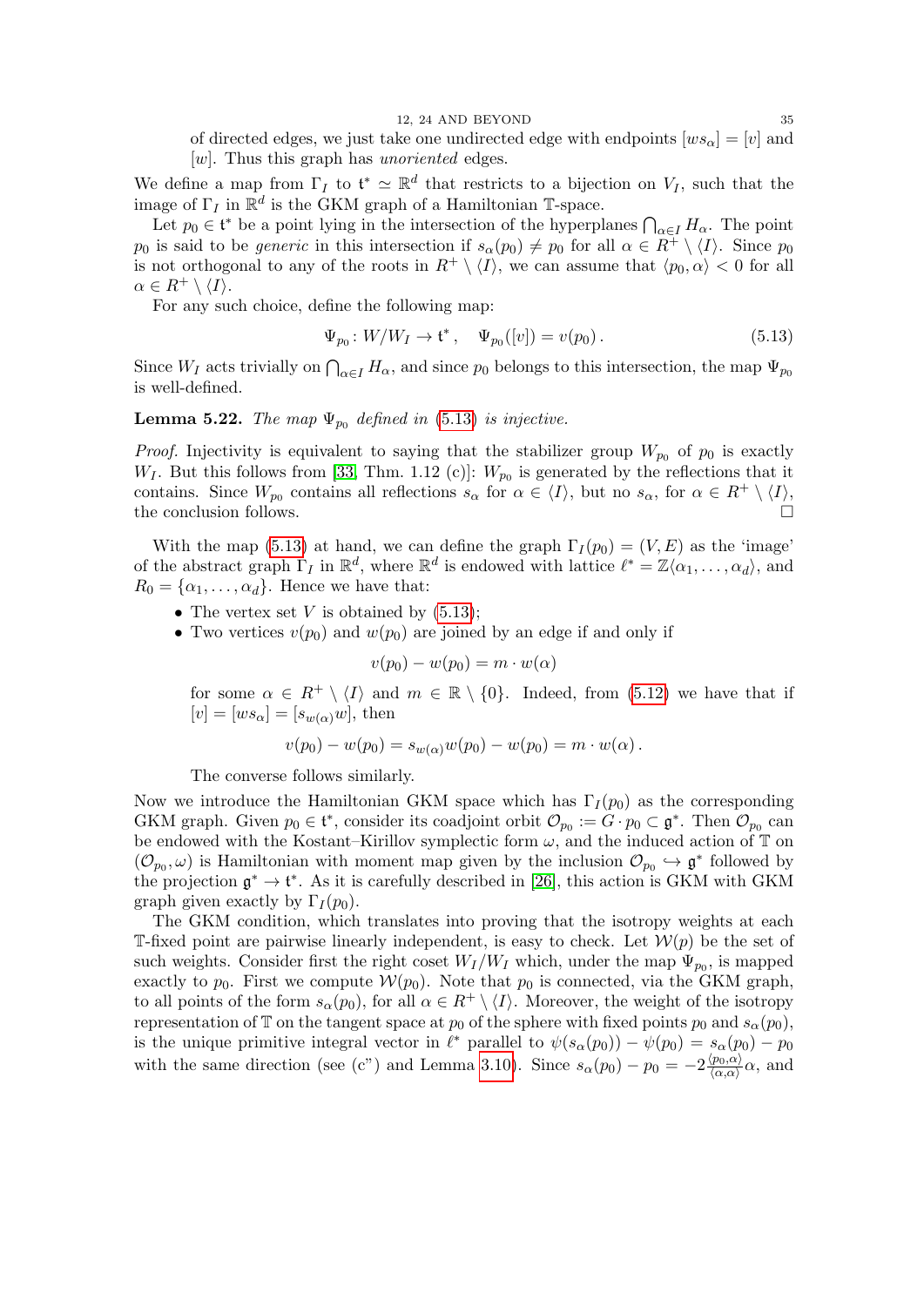of directed edges, we just take one undirected edge with endpoints $[ws_\alpha] = [v]$ and $[w]$. Thus this graph has *unoriented* edges.

We define a map from $\Gamma_I$ to $\mathfrak{t}^* \simeq \mathbb{R}^d$ that restricts to a bijection on $V_I$, such that the image of $\Gamma_I$ in $\mathbb{R}^d$ is the GKM graph of a Hamiltonian $\mathbb{T}$-space.

Let $p_0 \in \mathfrak{t}^*$ be a point lying in the intersection of the hyperplanes $\bigcap_{\alpha\in I} H_\alpha$. The point $p_0$ is said to be *generic* in this intersection if $s_\alpha(p_0) \neq p_0$ for all $\alpha \in R^+ \setminus \langle I\rangle$. Since $p_0$ is not orthogonal to any of the roots in $R^+ \setminus \langle I\rangle$, we can assume that $\langle p_0, \alpha\rangle < 0$ for all $\alpha \in R^+ \setminus \langle I\rangle$.

For any such choice, define the following map:

$$\Psi_{p_0} \colon W/W_I \to \mathfrak{t}^*\,, \quad \Psi_{p_0}([v]) = v(p_0)\,. \tag{5.13}$$

Since $W_I$ acts trivially on $\bigcap_{\alpha\in I} H_\alpha$, and since $p_0$ belongs to this intersection, the map $\Psi_{p_0}$ is well-defined.

**Lemma 5.22.** *The map $\Psi_{p_0}$ defined in (5.13) is injective.*

*Proof.* Injectivity is equivalent to saying that the stabilizer group $W_{p_0}$ of $p_0$ is exactly $W_I$. But this follows from [33, Thm. 1.12 (c)]: $W_{p_0}$ is generated by the reflections that it contains. Since $W_{p_0}$ contains all reflections $s_\alpha$ for $\alpha \in \langle I\rangle$, but no $s_\alpha$, for $\alpha \in R^+ \setminus \langle I\rangle$, the conclusion follows. □

With the map (5.13) at hand, we can define the graph $\Gamma_I(p_0) = (V, E)$ as the 'image' of the abstract graph $\Gamma_I$ in $\mathbb{R}^d$, where $\mathbb{R}^d$ is endowed with lattice $\ell^* = \mathbb{Z}\langle \alpha_1, \ldots, \alpha_d\rangle$, and $R_0 = \{\alpha_1, \ldots, \alpha_d\}$. Hence we have that:

- The vertex set $V$ is obtained by (5.13);
- Two vertices $v(p_0)$ and $w(p_0)$ are joined by an edge if and only if
$$v(p_0) - w(p_0) = m \cdot w(\alpha)$$
for some $\alpha \in R^+ \setminus \langle I\rangle$ and $m \in \mathbb{R} \setminus \{0\}$. Indeed, from (5.12) we have that if $[v] = [ws_\alpha] = [s_{w(\alpha)}w]$, then
$$v(p_0) - w(p_0) = s_{w(\alpha)}w(p_0) - w(p_0) = m \cdot w(\alpha)\,.$$
The converse follows similarly.

Now we introduce the Hamiltonian GKM space which has $\Gamma_I(p_0)$ as the corresponding GKM graph. Given $p_0 \in \mathfrak{t}^*$, consider its coadjoint orbit $\mathcal{O}_{p_0} := G \cdot p_0 \subset \mathfrak{g}^*$. Then $\mathcal{O}_{p_0}$ can be endowed with the Kostant–Kirillov symplectic form $\omega$, and the induced action of $\mathbb{T}$ on $(\mathcal{O}_{p_0}, \omega)$ is Hamiltonian with moment map given by the inclusion $\mathcal{O}_{p_0} \hookrightarrow \mathfrak{g}^*$ followed by the projection $\mathfrak{g}^* \to \mathfrak{t}^*$. As it is carefully described in [26], this action is GKM with GKM graph given exactly by $\Gamma_I(p_0)$.

The GKM condition, which translates into proving that the isotropy weights at each $\mathbb{T}$-fixed point are pairwise linearly independent, is easy to check. Let $\mathcal{W}(p)$ be the set of such weights. Consider first the right coset $W_I/W_I$ which, under the map $\Psi_{p_0}$, is mapped exactly to $p_0$. First we compute $\mathcal{W}(p_0)$. Note that $p_0$ is connected, via the GKM graph, to all points of the form $s_\alpha(p_0)$, for all $\alpha \in R^+ \setminus \langle I\rangle$. Moreover, the weight of the isotropy representation of $\mathbb{T}$ on the tangent space at $p_0$ of the sphere with fixed points $p_0$ and $s_\alpha(p_0)$, is the unique primitive integral vector in $\ell^*$ parallel to $\psi(s_\alpha(p_0)) - \psi(p_0) = s_\alpha(p_0) - p_0$ with the same direction (see (c") and Lemma 3.10). Since $s_\alpha(p_0) - p_0 = -2\frac{\langle p_0,\alpha\rangle}{\langle\alpha,\alpha\rangle}\alpha$, and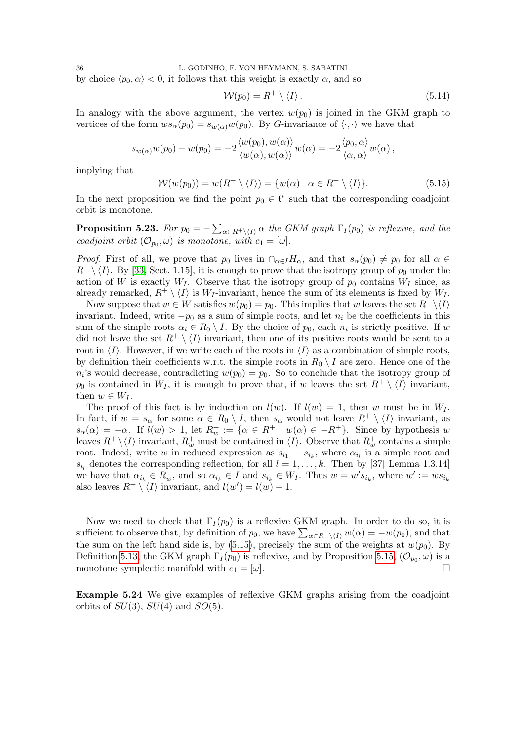by choice $\langle p_0, \alpha \rangle < 0$, it follows that this weight is exactly $\alpha$, and so

$$\mathcal{W}(p_0) = R^+ \setminus \langle I \rangle . \tag{5.14}$$

In analogy with the above argument, the vertex $w(p_0)$ is joined in the GKM graph to vertices of the form $ws_\alpha(p_0) = s_{w(\alpha)}w(p_0)$. By $G$-invariance of $\langle \cdot, \cdot \rangle$ we have that

$$s_{w(\alpha)}w(p_0) - w(p_0) = -2\frac{\langle w(p_0), w(\alpha)\rangle}{\langle w(\alpha), w(\alpha)\rangle} w(\alpha) = -2\frac{\langle p_0, \alpha\rangle}{\langle \alpha, \alpha\rangle} w(\alpha) ,$$

implying that

$$\mathcal{W}(w(p_0)) = w(R^+ \setminus \langle I \rangle) = \{w(\alpha) \mid \alpha \in R^+ \setminus \langle I \rangle\}. \tag{5.15}$$

In the next proposition we find the point $p_0 \in \mathfrak{t}^*$ such that the corresponding coadjoint orbit is monotone.

**Proposition 5.23.** *For $p_0 = -\sum_{\alpha \in R^+ \setminus \langle I \rangle} \alpha$ the GKM graph $\Gamma_I(p_0)$ is reflexive, and the coadjoint orbit $(\mathcal{O}_{p_0}, \omega)$ is monotone, with $c_1 = [\omega]$.*

*Proof.* First of all, we prove that $p_0$ lives in $\cap_{\alpha\in I} H_\alpha$, and that $s_\alpha(p_0) \neq p_0$ for all $\alpha \in R^+ \setminus \langle I \rangle$. By [33, Sect. 1.15], it is enough to prove that the isotropy group of $p_0$ under the action of $W$ is exactly $W_I$. Observe that the isotropy group of $p_0$ contains $W_I$ since, as already remarked, $R^+ \setminus \langle I \rangle$ is $W_I$-invariant, hence the sum of its elements is fixed by $W_I$.

Now suppose that $w \in W$ satisfies $w(p_0) = p_0$. This implies that $w$ leaves the set $R^+\setminus\langle I\rangle$ invariant. Indeed, write $-p_0$ as a sum of simple roots, and let $n_i$ be the coefficients in this sum of the simple roots $\alpha_i \in R_0 \setminus I$. By the choice of $p_0$, each $n_i$ is strictly positive. If $w$ did not leave the set $R^+ \setminus \langle I \rangle$ invariant, then one of its positive roots would be sent to a root in $\langle I \rangle$. However, if we write each of the roots in $\langle I \rangle$ as a combination of simple roots, by definition their coefficients w.r.t. the simple roots in $R_0 \setminus I$ are zero. Hence one of the $n_i$'s would decrease, contradicting $w(p_0) = p_0$. So to conclude that the isotropy group of $p_0$ is contained in $W_I$, it is enough to prove that, if $w$ leaves the set $R^+ \setminus \langle I \rangle$ invariant, then $w \in W_I$.

The proof of this fact is by induction on $l(w)$. If $l(w) = 1$, then $w$ must be in $W_I$. In fact, if $w = s_\alpha$ for some $\alpha \in R_0 \setminus I$, then $s_\alpha$ would not leave $R^+ \setminus \langle I \rangle$ invariant, as $s_\alpha(\alpha) = -\alpha$. If $l(w) > 1$, let $R^+_w := \{\alpha \in R^+ \mid w(\alpha) \in -R^+\}$. Since by hypothesis $w$ leaves $R^+\setminus\langle I\rangle$ invariant, $R^+_w$ must be contained in $\langle I \rangle$. Observe that $R^+_w$ contains a simple root. Indeed, write $w$ in reduced expression as $s_{i_1}\cdots s_{i_k}$, where $\alpha_{i_l}$ is a simple root and $s_{i_l}$ denotes the corresponding reflection, for all $l = 1,\dots,k$. Then by [37, Lemma 1.3.14] we have that $\alpha_{i_k} \in R^+_w$, and so $\alpha_{i_k} \in I$ and $s_{i_k} \in W_I$. Thus $w = w's_{i_k}$, where $w' := ws_{i_k}$ also leaves $R^+ \setminus \langle I \rangle$ invariant, and $l(w') = l(w) - 1$.

Now we need to check that $\Gamma_I(p_0)$ is a reflexive GKM graph. In order to do so, it is sufficient to observe that, by definition of $p_0$, we have $\sum_{\alpha\in R^+\setminus\langle I\rangle} w(\alpha) = -w(p_0)$, and that the sum on the left hand side is, by (5.15), precisely the sum of the weights at $w(p_0)$. By Definition 5.13, the GKM graph $\Gamma_I(p_0)$ is reflexive, and by Proposition 5.15, $(\mathcal{O}_{p_0}, \omega)$ is a monotone symplectic manifold with $c_1 = [\omega]$. □

**Example 5.24** We give examples of reflexive GKM graphs arising from the coadjoint orbits of $SU(3)$, $SU(4)$ and $SO(5)$.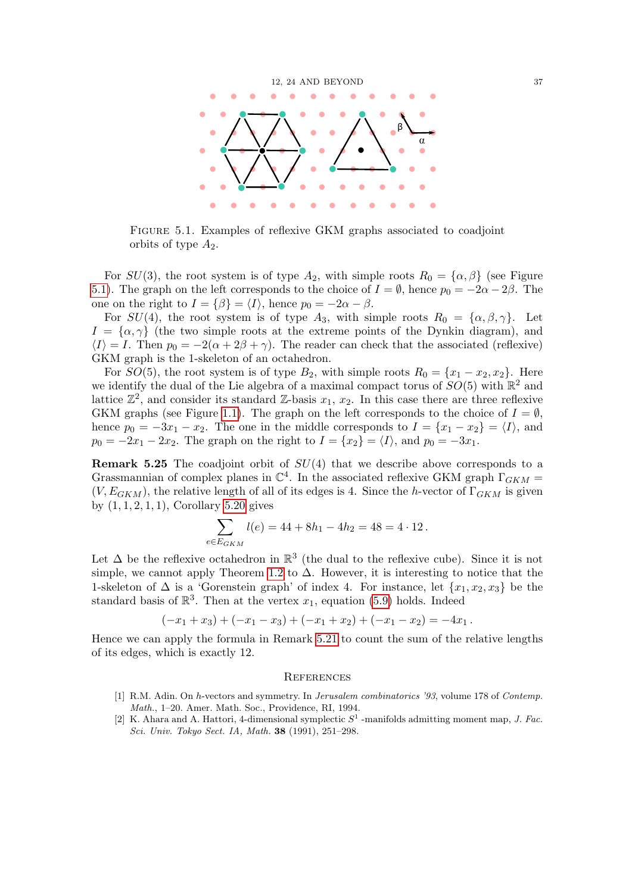FIGURE 5.1. Examples of reflexive GKM graphs associated to coadjoint orbits of type $A_2$.

For $SU(3)$, the root system is of type $A_2$, with simple roots $R_0 = \{\alpha, \beta\}$ (see Figure 5.1). The graph on the left corresponds to the choice of $I = \emptyset$, hence $p_0 = -2\alpha - 2\beta$. The one on the right to $I = \{\beta\} = \langle I \rangle$, hence $p_0 = -2\alpha - \beta$.

For $SU(4)$, the root system is of type $A_3$, with simple roots $R_0 = \{\alpha, \beta, \gamma\}$. Let $I = \{\alpha, \gamma\}$ (the two simple roots at the extreme points of the Dynkin diagram), and $\langle I \rangle = I$. Then $p_0 = -2(\alpha + 2\beta + \gamma)$. The reader can check that the associated (reflexive) GKM graph is the 1-skeleton of an octahedron.

For $SO(5)$, the root system is of type $B_2$, with simple roots $R_0 = \{x_1 - x_2, x_2\}$. Here we identify the dual of the Lie algebra of a maximal compact torus of $SO(5)$ with $\mathbb{R}^2$ and lattice $\mathbb{Z}^2$, and consider its standard $\mathbb{Z}$-basis $x_1$, $x_2$. In this case there are three reflexive GKM graphs (see Figure 1.1). The graph on the left corresponds to the choice of $I = \emptyset$, hence $p_0 = -3x_1 - x_2$. The one in the middle corresponds to $I = \{x_1 - x_2\} = \langle I \rangle$, and $p_0 = -2x_1 - 2x_2$. The graph on the right to $I = \{x_2\} = \langle I \rangle$, and $p_0 = -3x_1$.

**Remark 5.25** The coadjoint orbit of $SU(4)$ that we describe above corresponds to a Grassmannian of complex planes in $\mathbb{C}^4$. In the associated reflexive GKM graph $\Gamma_{GKM} = (V, E_{GKM})$, the relative length of all of its edges is 4. Since the $h$-vector of $\Gamma_{GKM}$ is given by $(1, 1, 2, 1, 1)$, Corollary 5.20 gives

$$\sum_{e \in E_{GKM}} l(e) = 44 + 8h_1 - 4h_2 = 48 = 4 \cdot 12\,.$$

Let $\Delta$ be the reflexive octahedron in $\mathbb{R}^3$ (the dual to the reflexive cube). Since it is not simple, we cannot apply Theorem 1.2 to $\Delta$. However, it is interesting to notice that the 1-skeleton of $\Delta$ is a 'Gorenstein graph' of index 4. For instance, let $\{x_1, x_2, x_3\}$ be the standard basis of $\mathbb{R}^3$. Then at the vertex $x_1$, equation (5.9) holds. Indeed

$$(-x_1 + x_3) + (-x_1 - x_3) + (-x_1 + x_2) + (-x_1 - x_2) = -4x_1\,.$$

Hence we can apply the formula in Remark 5.21 to count the sum of the relative lengths of its edges, which is exactly 12.

## REFERENCES

[1] R.M. Adin. On $h$-vectors and symmetry. In *Jerusalem combinatorics '93*, volume 178 of *Contemp. Math.*, 1–20. Amer. Math. Soc., Providence, RI, 1994.

[2] K. Ahara and A. Hattori, 4-dimensional symplectic $S^1$ -manifolds admitting moment map, *J. Fac. Sci. Univ. Tokyo Sect. IA, Math.* **38** (1991), 251–298.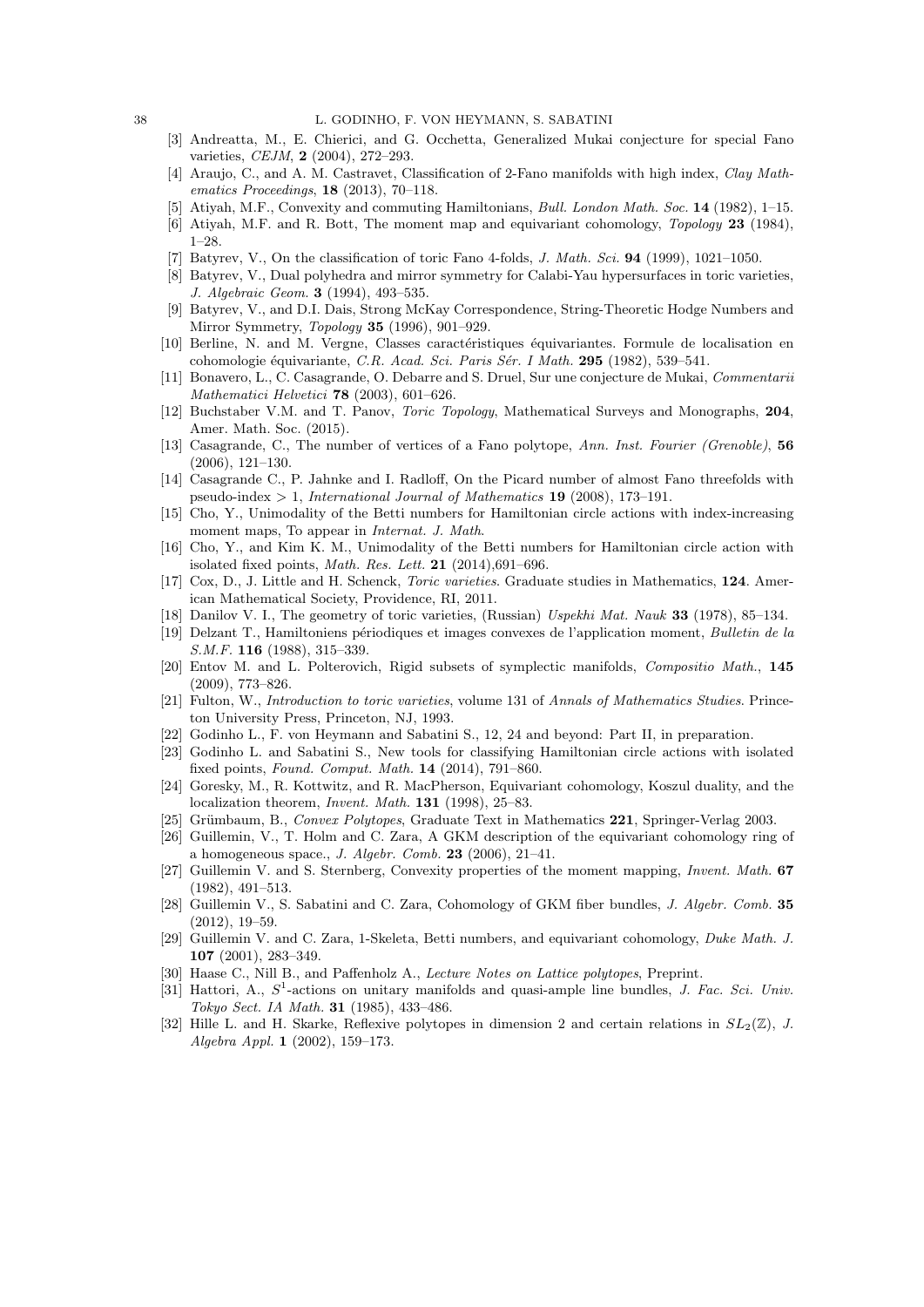[3] Andreatta, M., E. Chierici, and G. Occhetta, Generalized Mukai conjecture for special Fano varieties, *CEJM*, **2** (2004), 272–293.

[4] Araujo, C., and A. M. Castravet, Classification of 2-Fano manifolds with high index, *Clay Mathematics Proceedings*, **18** (2013), 70–118.

[5] Atiyah, M.F., Convexity and commuting Hamiltonians, *Bull. London Math. Soc.* **14** (1982), 1–15.

[6] Atiyah, M.F. and R. Bott, The moment map and equivariant cohomology, *Topology* **23** (1984), 1–28.

[7] Batyrev, V., On the classification of toric Fano 4-folds, *J. Math. Sci.* **94** (1999), 1021–1050.

[8] Batyrev, V., Dual polyhedra and mirror symmetry for Calabi-Yau hypersurfaces in toric varieties, *J. Algebraic Geom.* **3** (1994), 493–535.

[9] Batyrev, V., and D.I. Dais, Strong McKay Correspondence, String-Theoretic Hodge Numbers and Mirror Symmetry, *Topology* **35** (1996), 901–929.

[10] Berline, N. and M. Vergne, Classes caractéristiques équivariantes. Formule de localisation en cohomologie équivariante, *C.R. Acad. Sci. Paris Sér. I Math.* **295** (1982), 539–541.

[11] Bonavero, L., C. Casagrande, O. Debarre and S. Druel, Sur une conjecture de Mukai, *Commentarii Mathematici Helvetici* **78** (2003), 601–626.

[12] Buchstaber V.M. and T. Panov, *Toric Topology*, Mathematical Surveys and Monographs, **204**, Amer. Math. Soc. (2015).

[13] Casagrande, C., The number of vertices of a Fano polytope, *Ann. Inst. Fourier (Grenoble)*, **56** (2006), 121–130.

[14] Casagrande C., P. Jahnke and I. Radloff, On the Picard number of almost Fano threefolds with pseudo-index $> 1$, *International Journal of Mathematics* **19** (2008), 173–191.

[15] Cho, Y., Unimodality of the Betti numbers for Hamiltonian circle actions with index-increasing moment maps, To appear in *Internat. J. Math*.

[16] Cho, Y., and Kim K. M., Unimodality of the Betti numbers for Hamiltonian circle action with isolated fixed points, *Math. Res. Lett.* **21** (2014),691–696.

[17] Cox, D., J. Little and H. Schenck, *Toric varieties*. Graduate studies in Mathematics, **124**. American Mathematical Society, Providence, RI, 2011.

[18] Danilov V. I., The geometry of toric varieties, (Russian) *Uspekhi Mat. Nauk* **33** (1978), 85–134.

[19] Delzant T., Hamiltoniens périodiques et images convexes de l'application moment, *Bulletin de la S.M.F.* **116** (1988), 315–339.

[20] Entov M. and L. Polterovich, Rigid subsets of symplectic manifolds, *Compositio Math.*, **145** (2009), 773–826.

[21] Fulton, W., *Introduction to toric varieties*, volume 131 of *Annals of Mathematics Studies*. Princeton University Press, Princeton, NJ, 1993.

[22] Godinho L., F. von Heymann and Sabatini S., 12, 24 and beyond: Part II, in preparation.

[23] Godinho L. and Sabatini S., New tools for classifying Hamiltonian circle actions with isolated fixed points, *Found. Comput. Math.* **14** (2014), 791–860.

[24] Goresky, M., R. Kottwitz, and R. MacPherson, Equivariant cohomology, Koszul duality, and the localization theorem, *Invent. Math.* **131** (1998), 25–83.

[25] Grümbaum, B., *Convex Polytopes*, Graduate Text in Mathematics **221**, Springer-Verlag 2003.

[26] Guillemin, V., T. Holm and C. Zara, A GKM description of the equivariant cohomology ring of a homogeneous space., *J. Algebr. Comb.* **23** (2006), 21–41.

[27] Guillemin V. and S. Sternberg, Convexity properties of the moment mapping, *Invent. Math.* **67** (1982), 491–513.

[28] Guillemin V., S. Sabatini and C. Zara, Cohomology of GKM fiber bundles, *J. Algebr. Comb.* **35** (2012), 19–59.

[29] Guillemin V. and C. Zara, 1-Skeleta, Betti numbers, and equivariant cohomology, *Duke Math. J.* **107** (2001), 283–349.

[30] Haase C., Nill B., and Paffenholz A., *Lecture Notes on Lattice polytopes*, Preprint.

[31] Hattori, A., $S^1$-actions on unitary manifolds and quasi-ample line bundles, *J. Fac. Sci. Univ. Tokyo Sect. IA Math.* **31** (1985), 433–486.

[32] Hille L. and H. Skarke, Reflexive polytopes in dimension 2 and certain relations in $SL_2(\mathbb{Z})$, *J. Algebra Appl.* **1** (2002), 159–173.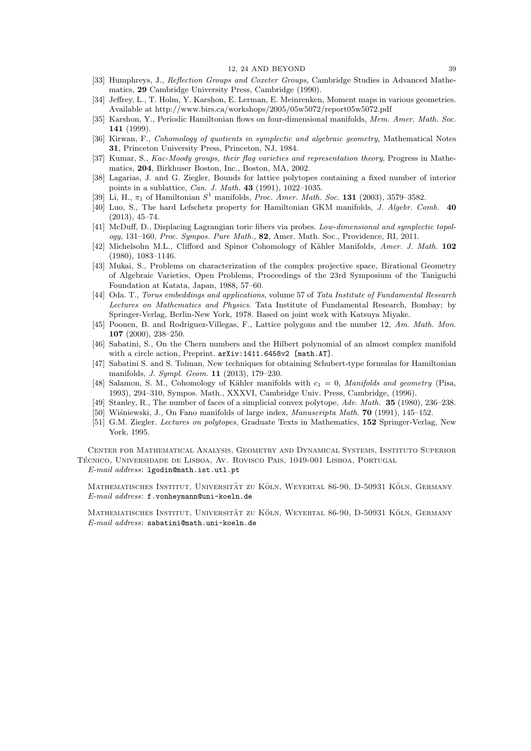[33] Humphreys, J., *Reflection Groups and Coxeter Groups*, Cambridge Studies in Advanced Mathematics, **29** Cambridge University Press, Cambridge (1990).

[34] Jeffrey, L., T. Holm, Y. Karshon, E. Lerman, E. Meinrenken, Moment maps in various geometries. Available at http://www.birs.ca/workshops/2005/05w5072/report05w5072.pdf

[35] Karshon, Y., Periodic Hamiltonian flows on four-dimensional manifolds, *Mem. Amer. Math. Soc.* **141** (1999).

[36] Kirwan, F., *Cohomology of quotients in symplectic and algebraic geometry*, Mathematical Notes **31**, Princeton University Press, Princeton, NJ, 1984.

[37] Kumar, S., *Kac-Moody groups, their flag varieties and representation theory*, Progress in Mathematics, **204**, Birkhuser Boston, Inc., Boston, MA, 2002.

[38] Lagarias, J. and G. Ziegler, Bounds for lattice polytopes containing a fixed number of interior points in a sublattice, *Can. J. Math.* **43** (1991), 1022–1035.

[39] Li, H., $\pi_1$ of Hamiltonian $S^1$ manifolds, *Proc. Amer. Math. Soc.* **131** (2003), 3579–3582.

[40] Luo, S., The hard Lefschetz property for Hamiltonian GKM manifolds, *J. Algebr. Comb.* **40** (2013), 45–74.

[41] McDuff, D., Displacing Lagrangian toric fibers via probes. *Low-dimensional and symplectic topology*, 131–160, *Proc. Sympos. Pure Math.*, **82**, Amer. Math. Soc., Providence, RI, 2011.

[42] Michelsohn M.L., Clifford and Spinor Cohomology of Kähler Manifolds, *Amer. J. Math.* **102** (1980), 1083–1146.

[43] Mukai, S., Problems on characterization of the complex projective space, Birational Geometry of Algebraic Varieties, Open Problems, Proceedings of the 23rd Symposium of the Taniguchi Foundation at Katata, Japan, 1988, 57–60.

[44] Oda. T., *Torus embeddings and applications*, volume 57 of *Tata Institute of Fundamental Research Lectures on Mathematics and Physics.* Tata Institute of Fundamental Research, Bombay; by Springer-Verlag, Berlin-New York, 1978. Based on joint work with Katsuya Miyake.

[45] Poonen, B. and Rodriguez-Villegas, F., Lattice polygons and the number 12, *Am. Math. Mon.* **107** (2000), 238–250.

[46] Sabatini, S., On the Chern numbers and the Hilbert polynomial of an almost complex manifold with a circle action, Preprint. arXiv:1411.6458v2 [math.AT].

[47] Sabatini S. and S. Tolman, New techniques for obtaining Schubert-type formulas for Hamiltonian manifolds, *J. Sympl. Geom.* **11** (2013), 179–230.

[48] Salamon, S. M., Cohomology of Kähler manifolds with $c_1 = 0$, *Manifolds and geometry* (Pisa, 1993), 294–310, Sympos. Math., XXXVI, Cambridge Univ. Press, Cambridge, (1996).

[49] Stanley, R., The number of faces of a simplicial convex polytope, *Adv. Math.* **35** (1980), 236–238.

[50] Wiśniewski, J., On Fano manifolds of large index, *Manuscripta Math.* **70** (1991), 145–152.

[51] G.M. Ziegler. *Lectures on polytopes*, Graduate Texts in Mathematics, **152** Springer-Verlag, New York, 1995.

Center for Mathematical Analysis, Geometry and Dynamical Systems, Instituto Superior Técnico, Universidade de Lisboa, Av. Rovisco Pais, 1049-001 Lisboa, Portugal
*E-mail address*: lgodin@math.ist.utl.pt

Mathematisches Institut, Universität zu Köln, Weyertal 86-90, D-50931 Köln, Germany
*E-mail address*: f.vonheymann@uni-koeln.de

Mathematisches Institut, Universität zu Köln, Weyertal 86-90, D-50931 Köln, Germany
*E-mail address*: sabatini@math.uni-koeln.de